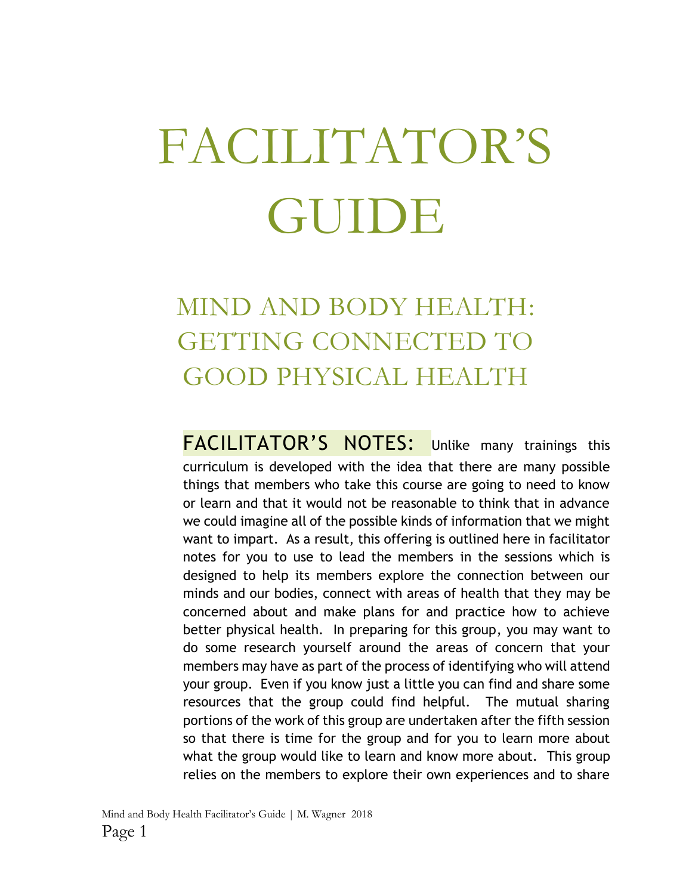# FACILITATOR'S GUIDE

## MIND AND BODY HEALTH: GETTING CONNECTED TO GOOD PHYSICAL HEALTH

**FACILITATOR'S NOTES:** Unlike many trainings this curriculum is developed with the idea that there are many possible things that members who take this course are going to need to know or learn and that it would not be reasonable to think that in advance we could imagine all of the possible kinds of information that we might want to impart. As a result, this offering is outlined here in facilitator notes for you to use to lead the members in the sessions which is designed to help its members explore the connection between our minds and our bodies, connect with areas of health that they may be concerned about and make plans for and practice how to achieve better physical health. In preparing for this group, you may want to do some research yourself around the areas of concern that your members may have as part of the process of identifying who will attend your group. Even if you know just a little you can find and share some resources that the group could find helpful. The mutual sharing portions of the work of this group are undertaken after the fifth session so that there is time for the group and for you to learn more about what the group would like to learn and know more about. This group relies on the members to explore their own experiences and to share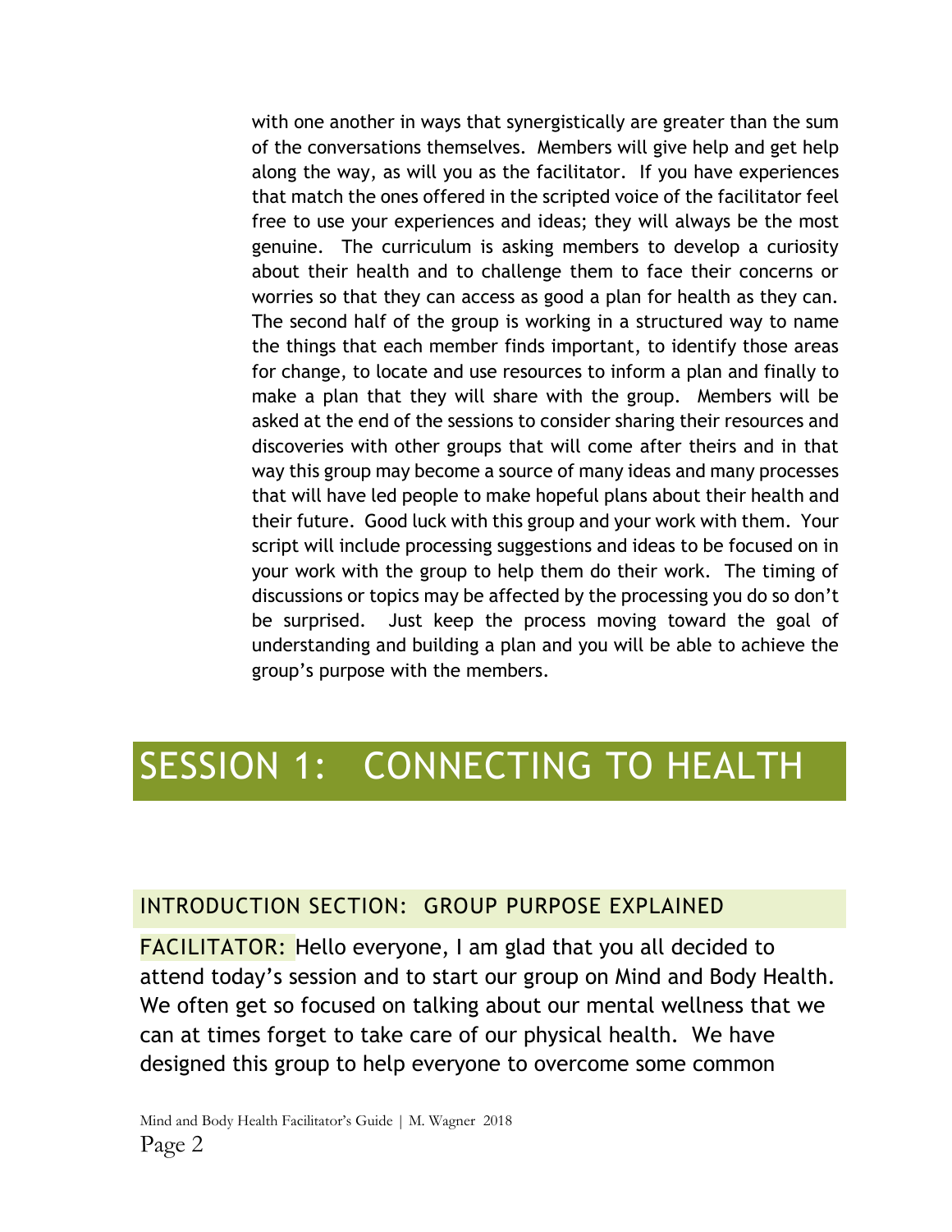with one another in ways that synergistically are greater than the sum of the conversations themselves. Members will give help and get help along the way, as will you as the facilitator. If you have experiences that match the ones offered in the scripted voice of the facilitator feel free to use your experiences and ideas; they will always be the most genuine. The curriculum is asking members to develop a curiosity about their health and to challenge them to face their concerns or worries so that they can access as good a plan for health as they can. The second half of the group is working in a structured way to name the things that each member finds important, to identify those areas for change, to locate and use resources to inform a plan and finally to make a plan that they will share with the group. Members will be asked at the end of the sessions to consider sharing their resources and discoveries with other groups that will come after theirs and in that way this group may become a source of many ideas and many processes that will have led people to make hopeful plans about their health and their future. Good luck with this group and your work with them. Your script will include processing suggestions and ideas to be focused on in your work with the group to help them do their work. The timing of discussions or topics may be affected by the processing you do so don't be surprised. Just keep the process moving toward the goal of understanding and building a plan and you will be able to achieve the group's purpose with the members.

# SESSION 1: CONNECTING TO HEALTH

## INTRODUCTION SECTION: GROUP PURPOSE EXPLAINED

FACILITATOR: Hello everyone, I am glad that you all decided to attend today's session and to start our group on Mind and Body Health. We often get so focused on talking about our mental wellness that we can at times forget to take care of our physical health. We have designed this group to help everyone to overcome some common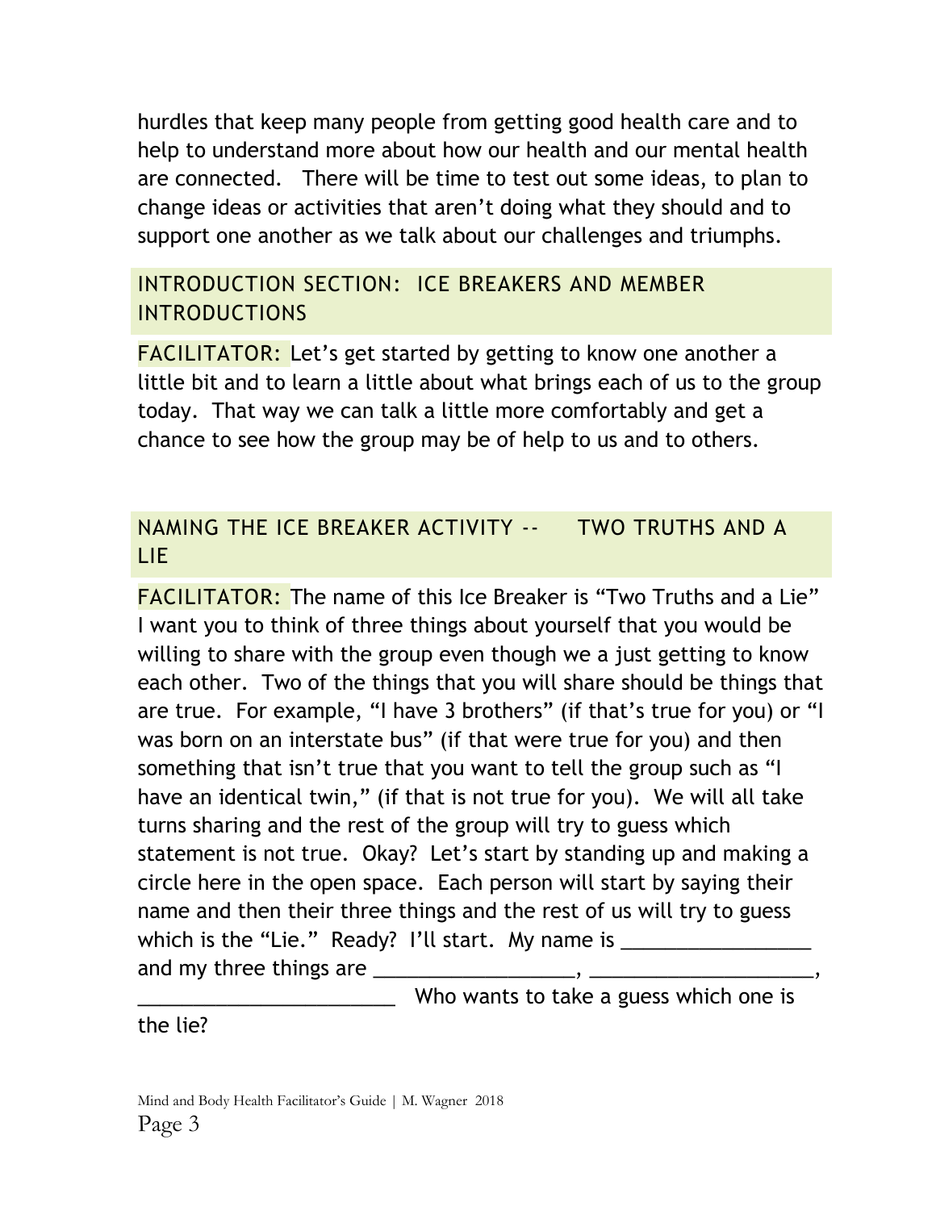hurdles that keep many people from getting good health care and to help to understand more about how our health and our mental health are connected.   There will be time to test out some ideas, to plan to change ideas or activities that aren't doing what they should and to support one another as we talk about our challenges and triumphs.

## INTRODUCTION SECTION:  ICE BREAKERS AND MEMBER INTRODUCTIONS

FACILITATOR: Let's get started by getting to know one another a little bit and to learn a little about what brings each of us to the group today.  That way we can talk a little more comfortably and get a chance to see how the group may be of help to us and to others.

## NAMING THE ICE BREAKER ACTIVITY --      TWO TRUTHS AND A LIE

FACILITATOR: The name of this Ice Breaker is "Two Truths and a Lie" I want you to think of three things about yourself that you would be willing to share with the group even though we a just getting to know each other.  Two of the things that you will share should be things that are true.  For example, "I have 3 brothers" (if that's true for you) or "I was born on an interstate bus" (if that were true for you) and then something that isn't true that you want to tell the group such as "I have an identical twin," (if that is not true for you).  We will all take turns sharing and the rest of the group will try to guess which statement is not true.  Okay?  Let's start by standing up and making a circle here in the open space.  Each person will start by saying their name and then their three things and the rest of us will try to guess which is the "Lie."  Ready?  I'll start.  My name is ________________ and my three things are _________________, ___________________, ______________________  Who wants to take a guess which one is the lie?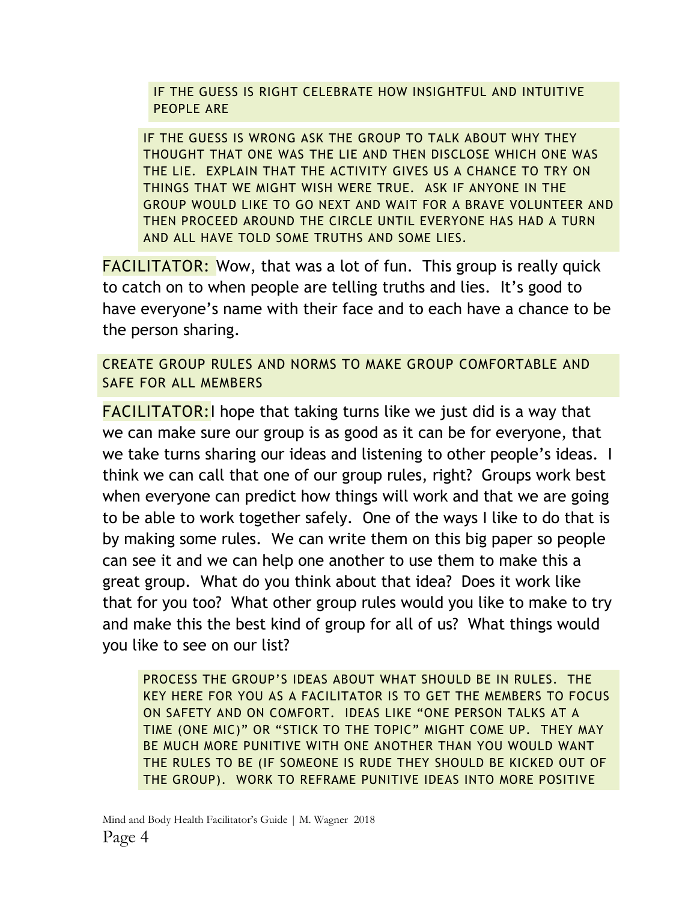IF THE GUESS IS RIGHT CELEBRATE HOW INSIGHTFUL AND INTUITIVE PEOPLE ARE

IF THE GUESS IS WRONG ASK THE GROUP TO TALK ABOUT WHY THEY THOUGHT THAT ONE WAS THE LIE AND THEN DISCLOSE WHICH ONE WAS THE LIE. EXPLAIN THAT THE ACTIVITY GIVES US A CHANCE TO TRY ON THINGS THAT WE MIGHT WISH WERE TRUE. ASK IF ANYONE IN THE GROUP WOULD LIKE TO GO NEXT AND WAIT FOR A BRAVE VOLUNTEER AND THEN PROCEED AROUND THE CIRCLE UNTIL EVERYONE HAS HAD A TURN AND ALL HAVE TOLD SOME TRUTHS AND SOME LIES.

FACILITATOR: Wow, that was a lot of fun. This group is really quick to catch on to when people are telling truths and lies. It's good to have everyone's name with their face and to each have a chance to be the person sharing.

CREATE GROUP RULES AND NORMS TO MAKE GROUP COMFORTABLE AND SAFE FOR ALL MEMBERS

FACILITATOR: I hope that taking turns like we just did is a way that we can make sure our group is as good as it can be for everyone, that we take turns sharing our ideas and listening to other people's ideas. I think we can call that one of our group rules, right? Groups work best when everyone can predict how things will work and that we are going to be able to work together safely. One of the ways I like to do that is by making some rules. We can write them on this big paper so people can see it and we can help one another to use them to make this a great group. What do you think about that idea? Does it work like that for you too? What other group rules would you like to make to try and make this the best kind of group for all of us? What things would you like to see on our list?

PROCESS THE GROUP'S IDEAS ABOUT WHAT SHOULD BE IN RULES. THE KEY HERE FOR YOU AS A FACILITATOR IS TO GET THE MEMBERS TO FOCUS ON SAFETY AND ON COMFORT. IDEAS LIKE "ONE PERSON TALKS AT A TIME (ONE MIC)" OR "STICK TO THE TOPIC" MIGHT COME UP. THEY MAY BE MUCH MORE PUNITIVE WITH ONE ANOTHER THAN YOU WOULD WANT THE RULES TO BE (IF SOMEONE IS RUDE THEY SHOULD BE KICKED OUT OF THE GROUP). WORK TO REFRAME PUNITIVE IDEAS INTO MORE POSITIVE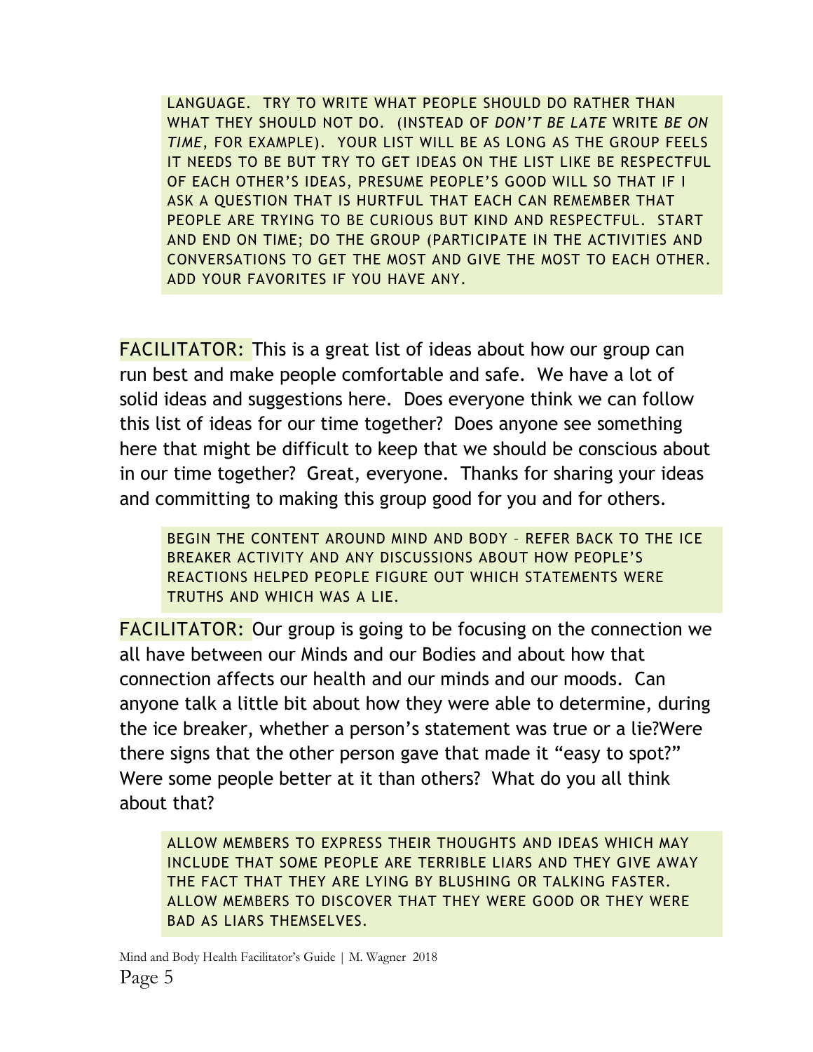LANGUAGE. TRY TO WRITE WHAT PEOPLE SHOULD DO RATHER THAN WHAT THEY SHOULD NOT DO. (INSTEAD OF *DON'T BE LATE* WRITE *BE ON TIME*, FOR EXAMPLE). YOUR LIST WILL BE AS LONG AS THE GROUP FEELS IT NEEDS TO BE BUT TRY TO GET IDEAS ON THE LIST LIKE BE RESPECTFUL OF EACH OTHER'S IDEAS, PRESUME PEOPLE'S GOOD WILL SO THAT IF I ASK A QUESTION THAT IS HURTFUL THAT EACH CAN REMEMBER THAT PEOPLE ARE TRYING TO BE CURIOUS BUT KIND AND RESPECTFUL. START AND END ON TIME; DO THE GROUP (PARTICIPATE IN THE ACTIVITIES AND CONVERSATIONS TO GET THE MOST AND GIVE THE MOST TO EACH OTHER. ADD YOUR FAVORITES IF YOU HAVE ANY.

FACILITATOR: This is a great list of ideas about how our group can run best and make people comfortable and safe. We have a lot of solid ideas and suggestions here. Does everyone think we can follow this list of ideas for our time together? Does anyone see something here that might be difficult to keep that we should be conscious about in our time together? Great, everyone. Thanks for sharing your ideas and committing to making this group good for you and for others.

BEGIN THE CONTENT AROUND MIND AND BODY – REFER BACK TO THE ICE BREAKER ACTIVITY AND ANY DISCUSSIONS ABOUT HOW PEOPLE'S REACTIONS HELPED PEOPLE FIGURE OUT WHICH STATEMENTS WERE TRUTHS AND WHICH WAS A LIE.

FACILITATOR: Our group is going to be focusing on the connection we all have between our Minds and our Bodies and about how that connection affects our health and our minds and our moods. Can anyone talk a little bit about how they were able to determine, during the ice breaker, whether a person's statement was true or a lie?Were there signs that the other person gave that made it "easy to spot?" Were some people better at it than others? What do you all think about that?

ALLOW MEMBERS TO EXPRESS THEIR THOUGHTS AND IDEAS WHICH MAY INCLUDE THAT SOME PEOPLE ARE TERRIBLE LIARS AND THEY GIVE AWAY THE FACT THAT THEY ARE LYING BY BLUSHING OR TALKING FASTER. ALLOW MEMBERS TO DISCOVER THAT THEY WERE GOOD OR THEY WERE BAD AS LIARS THEMSELVES.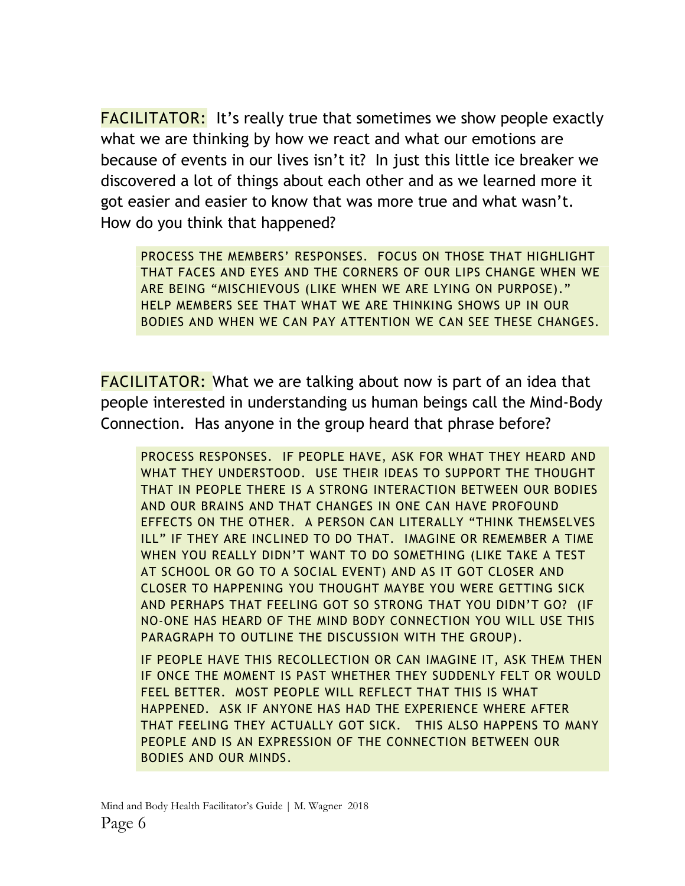**FACILITATOR:** It's really true that sometimes we show people exactly what we are thinking by how we react and what our emotions are because of events in our lives isn't it? In just this little ice breaker we discovered a lot of things about each other and as we learned more it got easier and easier to know that was more true and what wasn't. How do you think that happened?

> PROCESS THE MEMBERS' RESPONSES. FOCUS ON THOSE THAT HIGHLIGHT THAT FACES AND EYES AND THE CORNERS OF OUR LIPS CHANGE WHEN WE ARE BEING "MISCHIEVOUS (LIKE WHEN WE ARE LYING ON PURPOSE)." HELP MEMBERS SEE THAT WHAT WE ARE THINKING SHOWS UP IN OUR BODIES AND WHEN WE CAN PAY ATTENTION WE CAN SEE THESE CHANGES.

**FACILITATOR:** What we are talking about now is part of an idea that people interested in understanding us human beings call the Mind-Body Connection. Has anyone in the group heard that phrase before?

> PROCESS RESPONSES. IF PEOPLE HAVE, ASK FOR WHAT THEY HEARD AND WHAT THEY UNDERSTOOD. USE THEIR IDEAS TO SUPPORT THE THOUGHT THAT IN PEOPLE THERE IS A STRONG INTERACTION BETWEEN OUR BODIES AND OUR BRAINS AND THAT CHANGES IN ONE CAN HAVE PROFOUND EFFECTS ON THE OTHER. A PERSON CAN LITERALLY "THINK THEMSELVES ILL" IF THEY ARE INCLINED TO DO THAT. IMAGINE OR REMEMBER A TIME WHEN YOU REALLY DIDN'T WANT TO DO SOMETHING (LIKE TAKE A TEST AT SCHOOL OR GO TO A SOCIAL EVENT) AND AS IT GOT CLOSER AND CLOSER TO HAPPENING YOU THOUGHT MAYBE YOU WERE GETTING SICK AND PERHAPS THAT FEELING GOT SO STRONG THAT YOU DIDN'T GO? (IF NO-ONE HAS HEARD OF THE MIND BODY CONNECTION YOU WILL USE THIS PARAGRAPH TO OUTLINE THE DISCUSSION WITH THE GROUP).
>
> IF PEOPLE HAVE THIS RECOLLECTION OR CAN IMAGINE IT, ASK THEM THEN IF ONCE THE MOMENT IS PAST WHETHER THEY SUDDENLY FELT OR WOULD FEEL BETTER. MOST PEOPLE WILL REFLECT THAT THIS IS WHAT HAPPENED. ASK IF ANYONE HAS HAD THE EXPERIENCE WHERE AFTER THAT FEELING THEY ACTUALLY GOT SICK. THIS ALSO HAPPENS TO MANY PEOPLE AND IS AN EXPRESSION OF THE CONNECTION BETWEEN OUR BODIES AND OUR MINDS.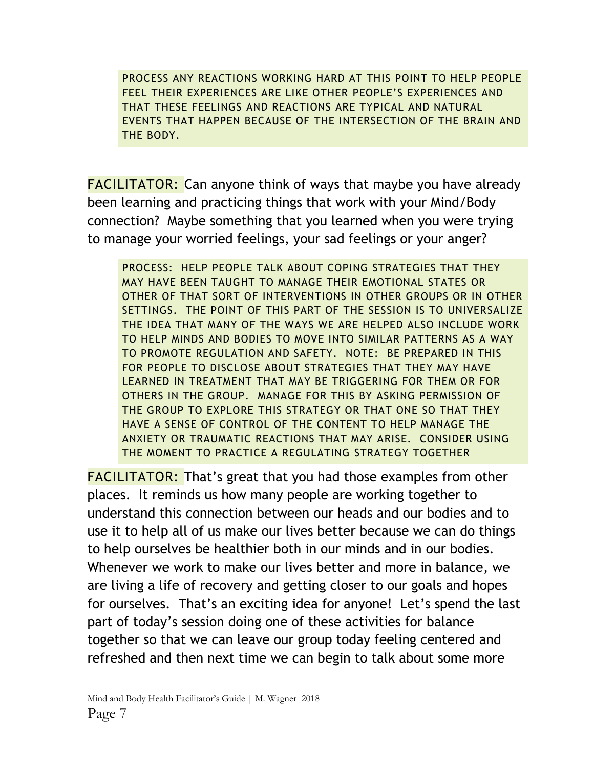> PROCESS ANY REACTIONS WORKING HARD AT THIS POINT TO HELP PEOPLE FEEL THEIR EXPERIENCES ARE LIKE OTHER PEOPLE'S EXPERIENCES AND THAT THESE FEELINGS AND REACTIONS ARE TYPICAL AND NATURAL EVENTS THAT HAPPEN BECAUSE OF THE INTERSECTION OF THE BRAIN AND THE BODY.

FACILITATOR: Can anyone think of ways that maybe you have already been learning and practicing things that work with your Mind/Body connection? Maybe something that you learned when you were trying to manage your worried feelings, your sad feelings or your anger?

> PROCESS: HELP PEOPLE TALK ABOUT COPING STRATEGIES THAT THEY MAY HAVE BEEN TAUGHT TO MANAGE THEIR EMOTIONAL STATES OR OTHER OF THAT SORT OF INTERVENTIONS IN OTHER GROUPS OR IN OTHER SETTINGS. THE POINT OF THIS PART OF THE SESSION IS TO UNIVERSALIZE THE IDEA THAT MANY OF THE WAYS WE ARE HELPED ALSO INCLUDE WORK TO HELP MINDS AND BODIES TO MOVE INTO SIMILAR PATTERNS AS A WAY TO PROMOTE REGULATION AND SAFETY. NOTE: BE PREPARED IN THIS FOR PEOPLE TO DISCLOSE ABOUT STRATEGIES THAT THEY MAY HAVE LEARNED IN TREATMENT THAT MAY BE TRIGGERING FOR THEM OR FOR OTHERS IN THE GROUP. MANAGE FOR THIS BY ASKING PERMISSION OF THE GROUP TO EXPLORE THIS STRATEGY OR THAT ONE SO THAT THEY HAVE A SENSE OF CONTROL OF THE CONTENT TO HELP MANAGE THE ANXIETY OR TRAUMATIC REACTIONS THAT MAY ARISE. CONSIDER USING THE MOMENT TO PRACTICE A REGULATING STRATEGY TOGETHER

FACILITATOR: That's great that you had those examples from other places. It reminds us how many people are working together to understand this connection between our heads and our bodies and to use it to help all of us make our lives better because we can do things to help ourselves be healthier both in our minds and in our bodies. Whenever we work to make our lives better and more in balance, we are living a life of recovery and getting closer to our goals and hopes for ourselves. That's an exciting idea for anyone! Let's spend the last part of today's session doing one of these activities for balance together so that we can leave our group today feeling centered and refreshed and then next time we can begin to talk about some more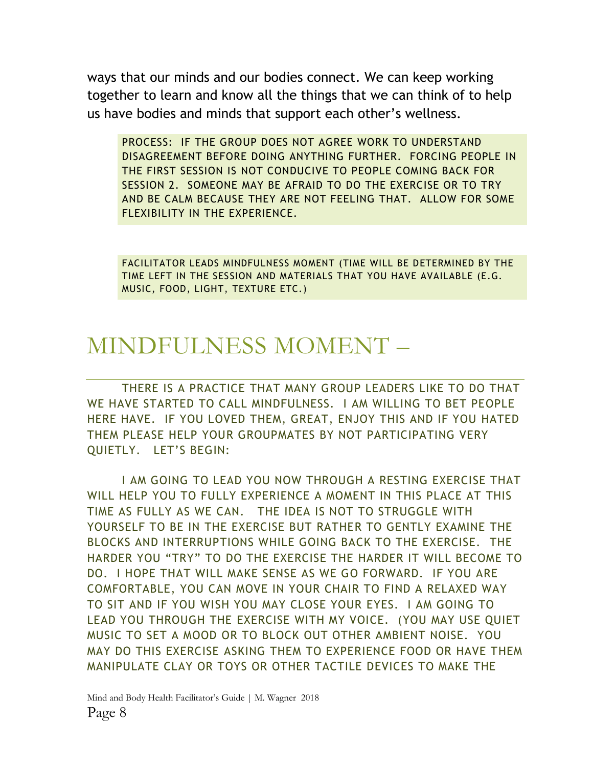ways that our minds and our bodies connect. We can keep working together to learn and know all the things that we can think of to help us have bodies and minds that support each other's wellness.

> PROCESS: IF THE GROUP DOES NOT AGREE WORK TO UNDERSTAND DISAGREEMENT BEFORE DOING ANYTHING FURTHER. FORCING PEOPLE IN THE FIRST SESSION IS NOT CONDUCIVE TO PEOPLE COMING BACK FOR SESSION 2. SOMEONE MAY BE AFRAID TO DO THE EXERCISE OR TO TRY AND BE CALM BECAUSE THEY ARE NOT FEELING THAT. ALLOW FOR SOME FLEXIBILITY IN THE EXPERIENCE.

> FACILITATOR LEADS MINDFULNESS MOMENT (TIME WILL BE DETERMINED BY THE TIME LEFT IN THE SESSION AND MATERIALS THAT YOU HAVE AVAILABLE (E.G. MUSIC, FOOD, LIGHT, TEXTURE ETC.)

# MINDFULNESS MOMENT –

THERE IS A PRACTICE THAT MANY GROUP LEADERS LIKE TO DO THAT WE HAVE STARTED TO CALL MINDFULNESS. I AM WILLING TO BET PEOPLE HERE HAVE. IF YOU LOVED THEM, GREAT, ENJOY THIS AND IF YOU HATED THEM PLEASE HELP YOUR GROUPMATES BY NOT PARTICIPATING VERY QUIETLY. LET'S BEGIN:

I AM GOING TO LEAD YOU NOW THROUGH A RESTING EXERCISE THAT WILL HELP YOU TO FULLY EXPERIENCE A MOMENT IN THIS PLACE AT THIS TIME AS FULLY AS WE CAN. THE IDEA IS NOT TO STRUGGLE WITH YOURSELF TO BE IN THE EXERCISE BUT RATHER TO GENTLY EXAMINE THE BLOCKS AND INTERRUPTIONS WHILE GOING BACK TO THE EXERCISE. THE HARDER YOU "TRY" TO DO THE EXERCISE THE HARDER IT WILL BECOME TO DO. I HOPE THAT WILL MAKE SENSE AS WE GO FORWARD. IF YOU ARE COMFORTABLE, YOU CAN MOVE IN YOUR CHAIR TO FIND A RELAXED WAY TO SIT AND IF YOU WISH YOU MAY CLOSE YOUR EYES. I AM GOING TO LEAD YOU THROUGH THE EXERCISE WITH MY VOICE. (YOU MAY USE QUIET MUSIC TO SET A MOOD OR TO BLOCK OUT OTHER AMBIENT NOISE. YOU MAY DO THIS EXERCISE ASKING THEM TO EXPERIENCE FOOD OR HAVE THEM MANIPULATE CLAY OR TOYS OR OTHER TACTILE DEVICES TO MAKE THE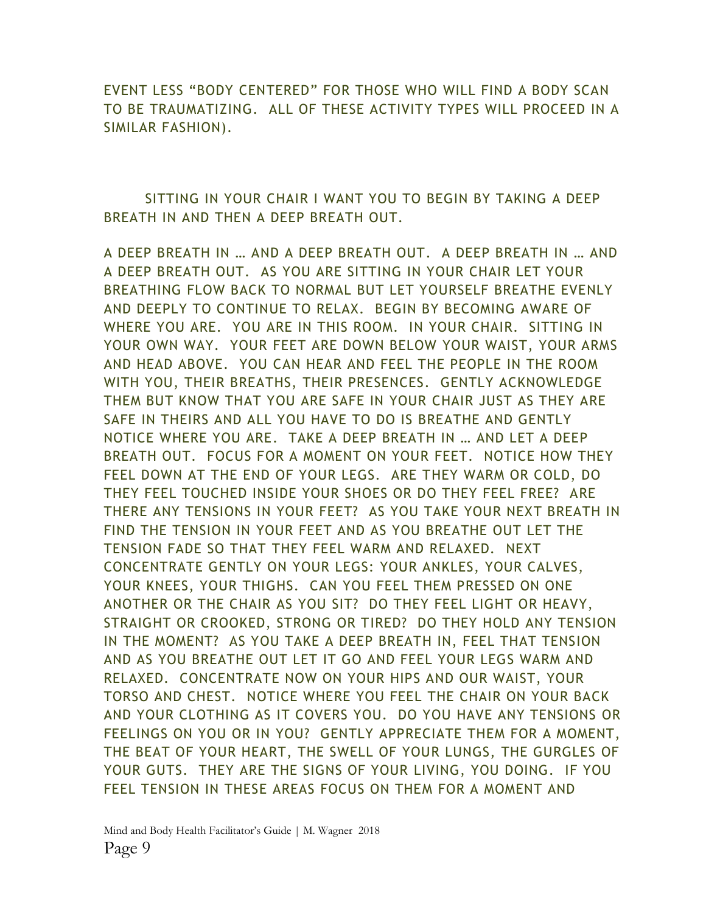EVENT LESS "BODY CENTERED" FOR THOSE WHO WILL FIND A BODY SCAN TO BE TRAUMATIZING. ALL OF THESE ACTIVITY TYPES WILL PROCEED IN A SIMILAR FASHION).

SITTING IN YOUR CHAIR I WANT YOU TO BEGIN BY TAKING A DEEP BREATH IN AND THEN A DEEP BREATH OUT.

A DEEP BREATH IN … AND A DEEP BREATH OUT. A DEEP BREATH IN … AND A DEEP BREATH OUT. AS YOU ARE SITTING IN YOUR CHAIR LET YOUR BREATHING FLOW BACK TO NORMAL BUT LET YOURSELF BREATHE EVENLY AND DEEPLY TO CONTINUE TO RELAX. BEGIN BY BECOMING AWARE OF WHERE YOU ARE. YOU ARE IN THIS ROOM. IN YOUR CHAIR. SITTING IN YOUR OWN WAY. YOUR FEET ARE DOWN BELOW YOUR WAIST, YOUR ARMS AND HEAD ABOVE. YOU CAN HEAR AND FEEL THE PEOPLE IN THE ROOM WITH YOU, THEIR BREATHS, THEIR PRESENCES. GENTLY ACKNOWLEDGE THEM BUT KNOW THAT YOU ARE SAFE IN YOUR CHAIR JUST AS THEY ARE SAFE IN THEIRS AND ALL YOU HAVE TO DO IS BREATHE AND GENTLY NOTICE WHERE YOU ARE. TAKE A DEEP BREATH IN … AND LET A DEEP BREATH OUT. FOCUS FOR A MOMENT ON YOUR FEET. NOTICE HOW THEY FEEL DOWN AT THE END OF YOUR LEGS. ARE THEY WARM OR COLD, DO THEY FEEL TOUCHED INSIDE YOUR SHOES OR DO THEY FEEL FREE? ARE THERE ANY TENSIONS IN YOUR FEET? AS YOU TAKE YOUR NEXT BREATH IN FIND THE TENSION IN YOUR FEET AND AS YOU BREATHE OUT LET THE TENSION FADE SO THAT THEY FEEL WARM AND RELAXED. NEXT CONCENTRATE GENTLY ON YOUR LEGS: YOUR ANKLES, YOUR CALVES, YOUR KNEES, YOUR THIGHS. CAN YOU FEEL THEM PRESSED ON ONE ANOTHER OR THE CHAIR AS YOU SIT? DO THEY FEEL LIGHT OR HEAVY, STRAIGHT OR CROOKED, STRONG OR TIRED? DO THEY HOLD ANY TENSION IN THE MOMENT? AS YOU TAKE A DEEP BREATH IN, FEEL THAT TENSION AND AS YOU BREATHE OUT LET IT GO AND FEEL YOUR LEGS WARM AND RELAXED. CONCENTRATE NOW ON YOUR HIPS AND OUR WAIST, YOUR TORSO AND CHEST. NOTICE WHERE YOU FEEL THE CHAIR ON YOUR BACK AND YOUR CLOTHING AS IT COVERS YOU. DO YOU HAVE ANY TENSIONS OR FEELINGS ON YOU OR IN YOU? GENTLY APPRECIATE THEM FOR A MOMENT, THE BEAT OF YOUR HEART, THE SWELL OF YOUR LUNGS, THE GURGLES OF YOUR GUTS. THEY ARE THE SIGNS OF YOUR LIVING, YOU DOING. IF YOU FEEL TENSION IN THESE AREAS FOCUS ON THEM FOR A MOMENT AND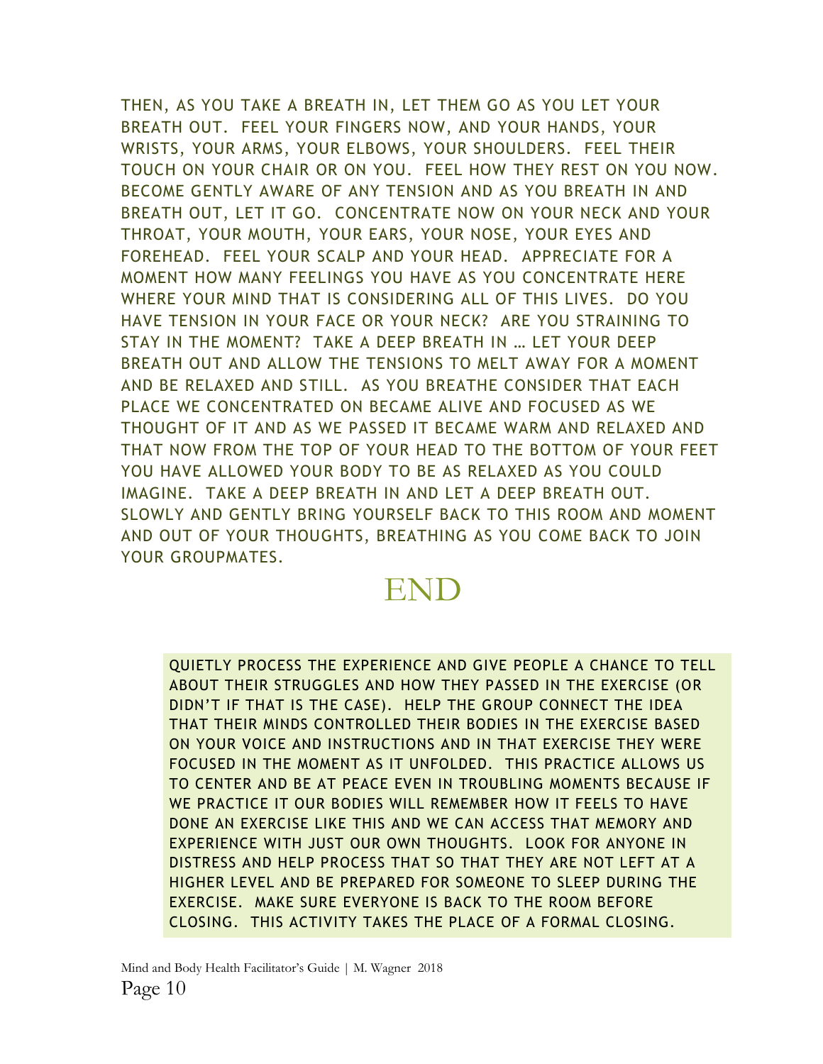THEN, AS YOU TAKE A BREATH IN, LET THEM GO AS YOU LET YOUR BREATH OUT. FEEL YOUR FINGERS NOW, AND YOUR HANDS, YOUR WRISTS, YOUR ARMS, YOUR ELBOWS, YOUR SHOULDERS. FEEL THEIR TOUCH ON YOUR CHAIR OR ON YOU. FEEL HOW THEY REST ON YOU NOW. BECOME GENTLY AWARE OF ANY TENSION AND AS YOU BREATH IN AND BREATH OUT, LET IT GO. CONCENTRATE NOW ON YOUR NECK AND YOUR THROAT, YOUR MOUTH, YOUR EARS, YOUR NOSE, YOUR EYES AND FOREHEAD. FEEL YOUR SCALP AND YOUR HEAD. APPRECIATE FOR A MOMENT HOW MANY FEELINGS YOU HAVE AS YOU CONCENTRATE HERE WHERE YOUR MIND THAT IS CONSIDERING ALL OF THIS LIVES. DO YOU HAVE TENSION IN YOUR FACE OR YOUR NECK? ARE YOU STRAINING TO STAY IN THE MOMENT? TAKE A DEEP BREATH IN … LET YOUR DEEP BREATH OUT AND ALLOW THE TENSIONS TO MELT AWAY FOR A MOMENT AND BE RELAXED AND STILL. AS YOU BREATHE CONSIDER THAT EACH PLACE WE CONCENTRATED ON BECAME ALIVE AND FOCUSED AS WE THOUGHT OF IT AND AS WE PASSED IT BECAME WARM AND RELAXED AND THAT NOW FROM THE TOP OF YOUR HEAD TO THE BOTTOM OF YOUR FEET YOU HAVE ALLOWED YOUR BODY TO BE AS RELAXED AS YOU COULD IMAGINE. TAKE A DEEP BREATH IN AND LET A DEEP BREATH OUT. SLOWLY AND GENTLY BRING YOURSELF BACK TO THIS ROOM AND MOMENT AND OUT OF YOUR THOUGHTS, BREATHING AS YOU COME BACK TO JOIN YOUR GROUPMATES.

# END

QUIETLY PROCESS THE EXPERIENCE AND GIVE PEOPLE A CHANCE TO TELL ABOUT THEIR STRUGGLES AND HOW THEY PASSED IN THE EXERCISE (OR DIDN'T IF THAT IS THE CASE). HELP THE GROUP CONNECT THE IDEA THAT THEIR MINDS CONTROLLED THEIR BODIES IN THE EXERCISE BASED ON YOUR VOICE AND INSTRUCTIONS AND IN THAT EXERCISE THEY WERE FOCUSED IN THE MOMENT AS IT UNFOLDED. THIS PRACTICE ALLOWS US TO CENTER AND BE AT PEACE EVEN IN TROUBLING MOMENTS BECAUSE IF WE PRACTICE IT OUR BODIES WILL REMEMBER HOW IT FEELS TO HAVE DONE AN EXERCISE LIKE THIS AND WE CAN ACCESS THAT MEMORY AND EXPERIENCE WITH JUST OUR OWN THOUGHTS. LOOK FOR ANYONE IN DISTRESS AND HELP PROCESS THAT SO THAT THEY ARE NOT LEFT AT A HIGHER LEVEL AND BE PREPARED FOR SOMEONE TO SLEEP DURING THE EXERCISE. MAKE SURE EVERYONE IS BACK TO THE ROOM BEFORE CLOSING. THIS ACTIVITY TAKES THE PLACE OF A FORMAL CLOSING.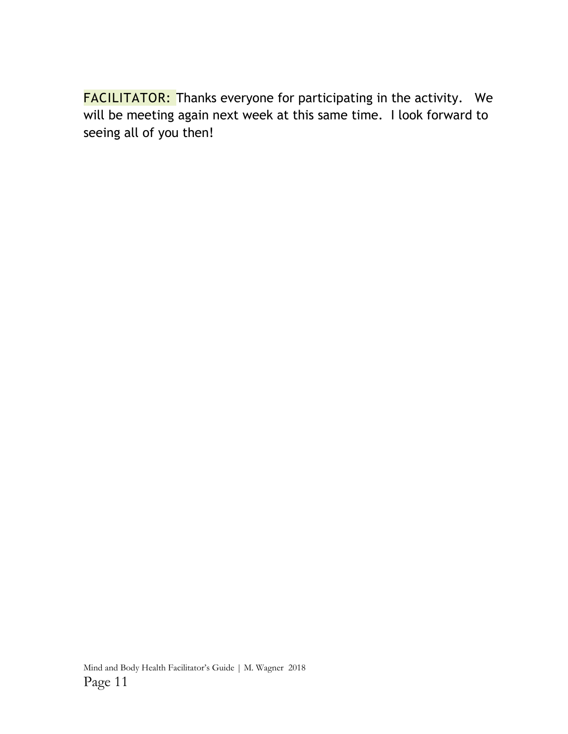FACILITATOR: Thanks everyone for participating in the activity. We will be meeting again next week at this same time. I look forward to seeing all of you then!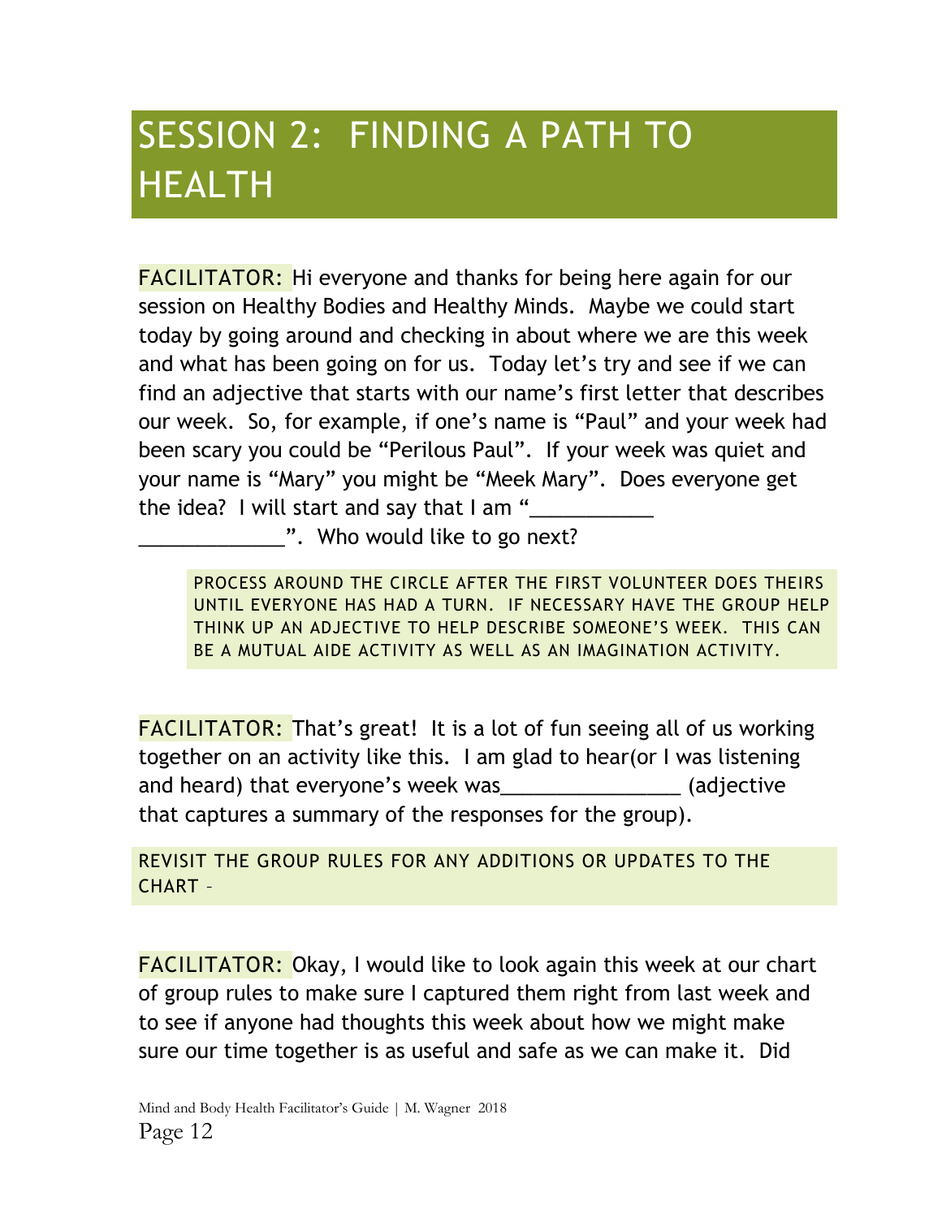# SESSION 2: FINDING A PATH TO HEALTH

FACILITATOR: Hi everyone and thanks for being here again for our session on Healthy Bodies and Healthy Minds. Maybe we could start today by going around and checking in about where we are this week and what has been going on for us. Today let's try and see if we can find an adjective that starts with our name's first letter that describes our week. So, for example, if one's name is "Paul" and your week had been scary you could be "Perilous Paul". If your week was quiet and your name is "Mary" you might be "Meek Mary". Does everyone get the idea? I will start and say that I am "___________ _____________". Who would like to go next?

> PROCESS AROUND THE CIRCLE AFTER THE FIRST VOLUNTEER DOES THEIRS UNTIL EVERYONE HAS HAD A TURN. IF NECESSARY HAVE THE GROUP HELP THINK UP AN ADJECTIVE TO HELP DESCRIBE SOMEONE'S WEEK. THIS CAN BE A MUTUAL AIDE ACTIVITY AS WELL AS AN IMAGINATION ACTIVITY.

FACILITATOR: That's great! It is a lot of fun seeing all of us working together on an activity like this. I am glad to hear(or I was listening and heard) that everyone's week was________________ (adjective that captures a summary of the responses for the group).

REVISIT THE GROUP RULES FOR ANY ADDITIONS OR UPDATES TO THE CHART –

FACILITATOR: Okay, I would like to look again this week at our chart of group rules to make sure I captured them right from last week and to see if anyone had thoughts this week about how we might make sure our time together is as useful and safe as we can make it. Did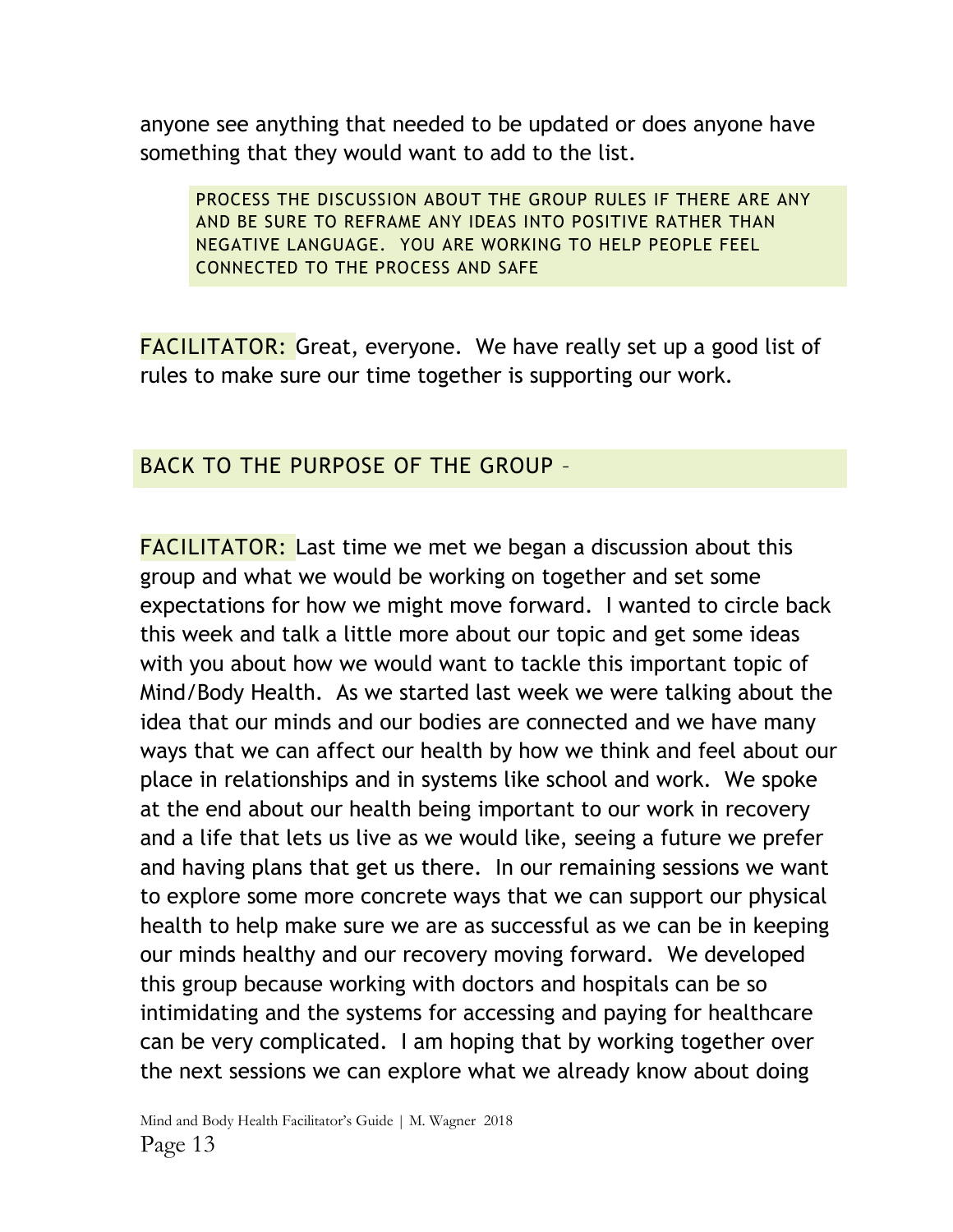anyone see anything that needed to be updated or does anyone have something that they would want to add to the list.

> PROCESS THE DISCUSSION ABOUT THE GROUP RULES IF THERE ARE ANY AND BE SURE TO REFRAME ANY IDEAS INTO POSITIVE RATHER THAN NEGATIVE LANGUAGE. YOU ARE WORKING TO HELP PEOPLE FEEL CONNECTED TO THE PROCESS AND SAFE

FACILITATOR: Great, everyone. We have really set up a good list of rules to make sure our time together is supporting our work.

## BACK TO THE PURPOSE OF THE GROUP –

FACILITATOR: Last time we met we began a discussion about this group and what we would be working on together and set some expectations for how we might move forward. I wanted to circle back this week and talk a little more about our topic and get some ideas with you about how we would want to tackle this important topic of Mind/Body Health. As we started last week we were talking about the idea that our minds and our bodies are connected and we have many ways that we can affect our health by how we think and feel about our place in relationships and in systems like school and work. We spoke at the end about our health being important to our work in recovery and a life that lets us live as we would like, seeing a future we prefer and having plans that get us there. In our remaining sessions we want to explore some more concrete ways that we can support our physical health to help make sure we are as successful as we can be in keeping our minds healthy and our recovery moving forward. We developed this group because working with doctors and hospitals can be so intimidating and the systems for accessing and paying for healthcare can be very complicated. I am hoping that by working together over the next sessions we can explore what we already know about doing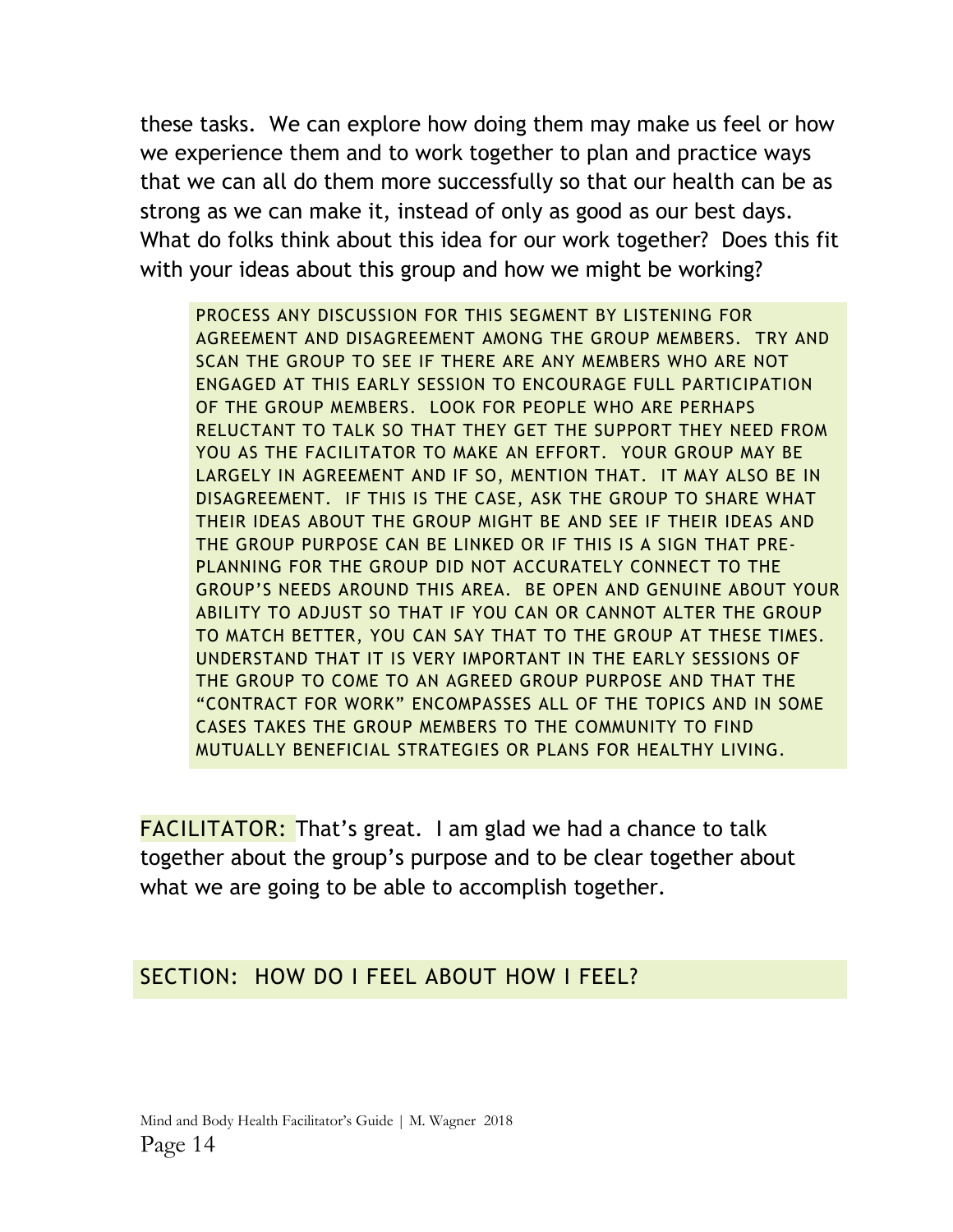these tasks. We can explore how doing them may make us feel or how we experience them and to work together to plan and practice ways that we can all do them more successfully so that our health can be as strong as we can make it, instead of only as good as our best days. What do folks think about this idea for our work together? Does this fit with your ideas about this group and how we might be working?

> PROCESS ANY DISCUSSION FOR THIS SEGMENT BY LISTENING FOR AGREEMENT AND DISAGREEMENT AMONG THE GROUP MEMBERS. TRY AND SCAN THE GROUP TO SEE IF THERE ARE ANY MEMBERS WHO ARE NOT ENGAGED AT THIS EARLY SESSION TO ENCOURAGE FULL PARTICIPATION OF THE GROUP MEMBERS. LOOK FOR PEOPLE WHO ARE PERHAPS RELUCTANT TO TALK SO THAT THEY GET THE SUPPORT THEY NEED FROM YOU AS THE FACILITATOR TO MAKE AN EFFORT. YOUR GROUP MAY BE LARGELY IN AGREEMENT AND IF SO, MENTION THAT. IT MAY ALSO BE IN DISAGREEMENT. IF THIS IS THE CASE, ASK THE GROUP TO SHARE WHAT THEIR IDEAS ABOUT THE GROUP MIGHT BE AND SEE IF THEIR IDEAS AND THE GROUP PURPOSE CAN BE LINKED OR IF THIS IS A SIGN THAT PRE-PLANNING FOR THE GROUP DID NOT ACCURATELY CONNECT TO THE GROUP'S NEEDS AROUND THIS AREA. BE OPEN AND GENUINE ABOUT YOUR ABILITY TO ADJUST SO THAT IF YOU CAN OR CANNOT ALTER THE GROUP TO MATCH BETTER, YOU CAN SAY THAT TO THE GROUP AT THESE TIMES. UNDERSTAND THAT IT IS VERY IMPORTANT IN THE EARLY SESSIONS OF THE GROUP TO COME TO AN AGREED GROUP PURPOSE AND THAT THE "CONTRACT FOR WORK" ENCOMPASSES ALL OF THE TOPICS AND IN SOME CASES TAKES THE GROUP MEMBERS TO THE COMMUNITY TO FIND MUTUALLY BENEFICIAL STRATEGIES OR PLANS FOR HEALTHY LIVING.

FACILITATOR: That's great. I am glad we had a chance to talk together about the group's purpose and to be clear together about what we are going to be able to accomplish together.

## SECTION: HOW DO I FEEL ABOUT HOW I FEEL?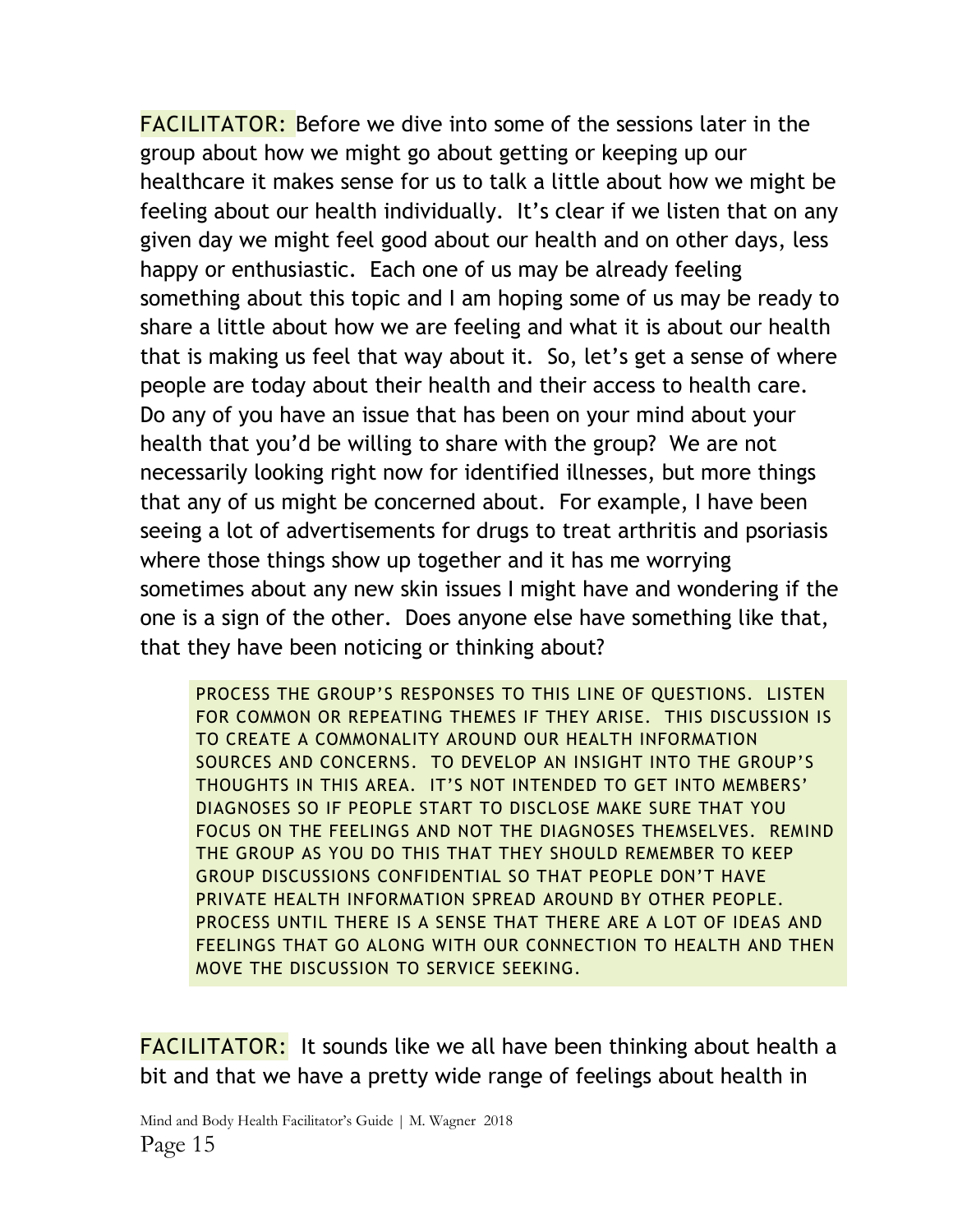FACILITATOR: Before we dive into some of the sessions later in the group about how we might go about getting or keeping up our healthcare it makes sense for us to talk a little about how we might be feeling about our health individually. It's clear if we listen that on any given day we might feel good about our health and on other days, less happy or enthusiastic. Each one of us may be already feeling something about this topic and I am hoping some of us may be ready to share a little about how we are feeling and what it is about our health that is making us feel that way about it. So, let's get a sense of where people are today about their health and their access to health care. Do any of you have an issue that has been on your mind about your health that you'd be willing to share with the group? We are not necessarily looking right now for identified illnesses, but more things that any of us might be concerned about. For example, I have been seeing a lot of advertisements for drugs to treat arthritis and psoriasis where those things show up together and it has me worrying sometimes about any new skin issues I might have and wondering if the one is a sign of the other. Does anyone else have something like that, that they have been noticing or thinking about?

> PROCESS THE GROUP'S RESPONSES TO THIS LINE OF QUESTIONS. LISTEN FOR COMMON OR REPEATING THEMES IF THEY ARISE. THIS DISCUSSION IS TO CREATE A COMMONALITY AROUND OUR HEALTH INFORMATION SOURCES AND CONCERNS. TO DEVELOP AN INSIGHT INTO THE GROUP'S THOUGHTS IN THIS AREA. IT'S NOT INTENDED TO GET INTO MEMBERS' DIAGNOSES SO IF PEOPLE START TO DISCLOSE MAKE SURE THAT YOU FOCUS ON THE FEELINGS AND NOT THE DIAGNOSES THEMSELVES. REMIND THE GROUP AS YOU DO THIS THAT THEY SHOULD REMEMBER TO KEEP GROUP DISCUSSIONS CONFIDENTIAL SO THAT PEOPLE DON'T HAVE PRIVATE HEALTH INFORMATION SPREAD AROUND BY OTHER PEOPLE. PROCESS UNTIL THERE IS A SENSE THAT THERE ARE A LOT OF IDEAS AND FEELINGS THAT GO ALONG WITH OUR CONNECTION TO HEALTH AND THEN MOVE THE DISCUSSION TO SERVICE SEEKING.

FACILITATOR: It sounds like we all have been thinking about health a bit and that we have a pretty wide range of feelings about health in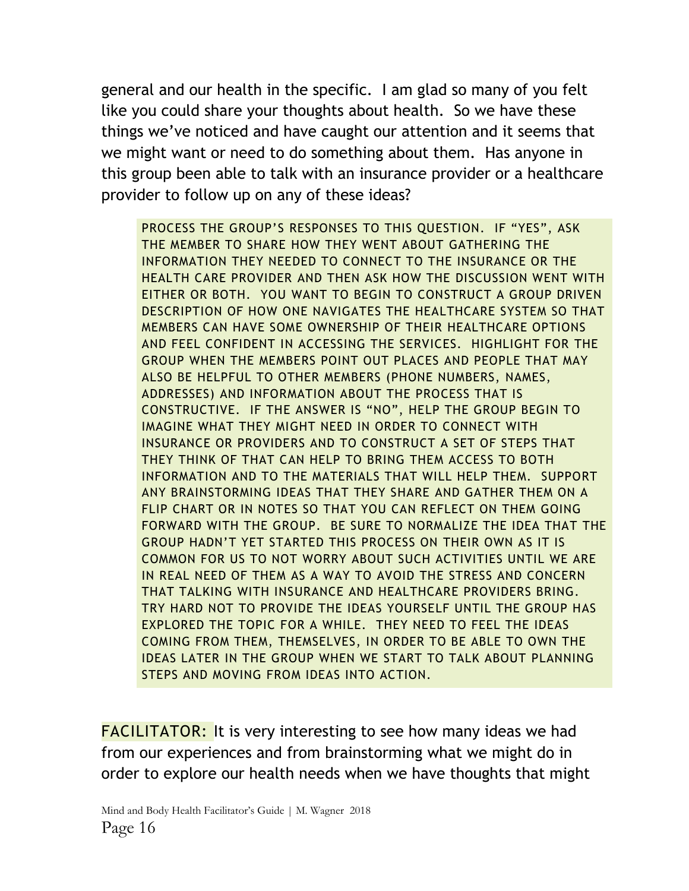general and our health in the specific. I am glad so many of you felt like you could share your thoughts about health. So we have these things we've noticed and have caught our attention and it seems that we might want or need to do something about them. Has anyone in this group been able to talk with an insurance provider or a healthcare provider to follow up on any of these ideas?

> PROCESS THE GROUP'S RESPONSES TO THIS QUESTION. IF "YES", ASK THE MEMBER TO SHARE HOW THEY WENT ABOUT GATHERING THE INFORMATION THEY NEEDED TO CONNECT TO THE INSURANCE OR THE HEALTH CARE PROVIDER AND THEN ASK HOW THE DISCUSSION WENT WITH EITHER OR BOTH. YOU WANT TO BEGIN TO CONSTRUCT A GROUP DRIVEN DESCRIPTION OF HOW ONE NAVIGATES THE HEALTHCARE SYSTEM SO THAT MEMBERS CAN HAVE SOME OWNERSHIP OF THEIR HEALTHCARE OPTIONS AND FEEL CONFIDENT IN ACCESSING THE SERVICES. HIGHLIGHT FOR THE GROUP WHEN THE MEMBERS POINT OUT PLACES AND PEOPLE THAT MAY ALSO BE HELPFUL TO OTHER MEMBERS (PHONE NUMBERS, NAMES, ADDRESSES) AND INFORMATION ABOUT THE PROCESS THAT IS CONSTRUCTIVE. IF THE ANSWER IS "NO", HELP THE GROUP BEGIN TO IMAGINE WHAT THEY MIGHT NEED IN ORDER TO CONNECT WITH INSURANCE OR PROVIDERS AND TO CONSTRUCT A SET OF STEPS THAT THEY THINK OF THAT CAN HELP TO BRING THEM ACCESS TO BOTH INFORMATION AND TO THE MATERIALS THAT WILL HELP THEM. SUPPORT ANY BRAINSTORMING IDEAS THAT THEY SHARE AND GATHER THEM ON A FLIP CHART OR IN NOTES SO THAT YOU CAN REFLECT ON THEM GOING FORWARD WITH THE GROUP. BE SURE TO NORMALIZE THE IDEA THAT THE GROUP HADN'T YET STARTED THIS PROCESS ON THEIR OWN AS IT IS COMMON FOR US TO NOT WORRY ABOUT SUCH ACTIVITIES UNTIL WE ARE IN REAL NEED OF THEM AS A WAY TO AVOID THE STRESS AND CONCERN THAT TALKING WITH INSURANCE AND HEALTHCARE PROVIDERS BRING. TRY HARD NOT TO PROVIDE THE IDEAS YOURSELF UNTIL THE GROUP HAS EXPLORED THE TOPIC FOR A WHILE. THEY NEED TO FEEL THE IDEAS COMING FROM THEM, THEMSELVES, IN ORDER TO BE ABLE TO OWN THE IDEAS LATER IN THE GROUP WHEN WE START TO TALK ABOUT PLANNING STEPS AND MOVING FROM IDEAS INTO ACTION.

FACILITATOR: It is very interesting to see how many ideas we had from our experiences and from brainstorming what we might do in order to explore our health needs when we have thoughts that might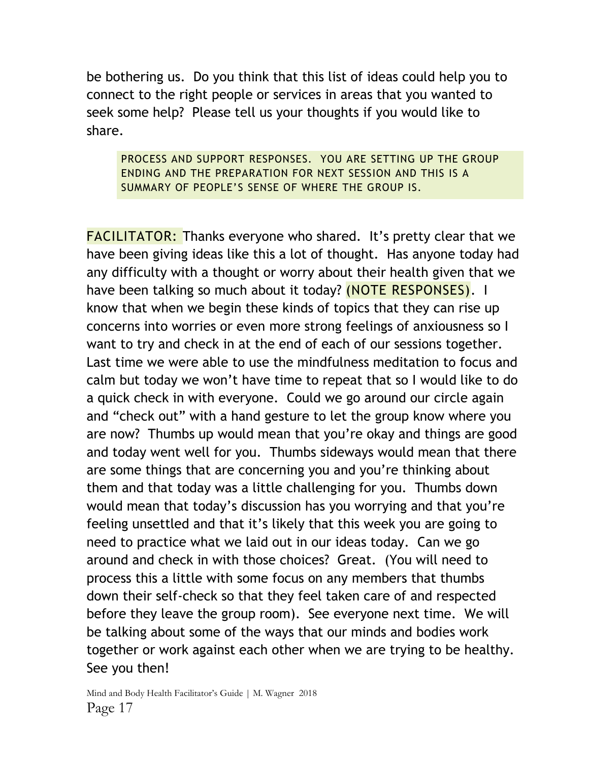be bothering us. Do you think that this list of ideas could help you to connect to the right people or services in areas that you wanted to seek some help? Please tell us your thoughts if you would like to share.

> PROCESS AND SUPPORT RESPONSES. YOU ARE SETTING UP THE GROUP ENDING AND THE PREPARATION FOR NEXT SESSION AND THIS IS A SUMMARY OF PEOPLE'S SENSE OF WHERE THE GROUP IS.

FACILITATOR: Thanks everyone who shared. It's pretty clear that we have been giving ideas like this a lot of thought. Has anyone today had any difficulty with a thought or worry about their health given that we have been talking so much about it today? (NOTE RESPONSES). I know that when we begin these kinds of topics that they can rise up concerns into worries or even more strong feelings of anxiousness so I want to try and check in at the end of each of our sessions together. Last time we were able to use the mindfulness meditation to focus and calm but today we won't have time to repeat that so I would like to do a quick check in with everyone. Could we go around our circle again and "check out" with a hand gesture to let the group know where you are now? Thumbs up would mean that you're okay and things are good and today went well for you. Thumbs sideways would mean that there are some things that are concerning you and you're thinking about them and that today was a little challenging for you. Thumbs down would mean that today's discussion has you worrying and that you're feeling unsettled and that it's likely that this week you are going to need to practice what we laid out in our ideas today. Can we go around and check in with those choices? Great. (You will need to process this a little with some focus on any members that thumbs down their self-check so that they feel taken care of and respected before they leave the group room). See everyone next time. We will be talking about some of the ways that our minds and bodies work together or work against each other when we are trying to be healthy. See you then!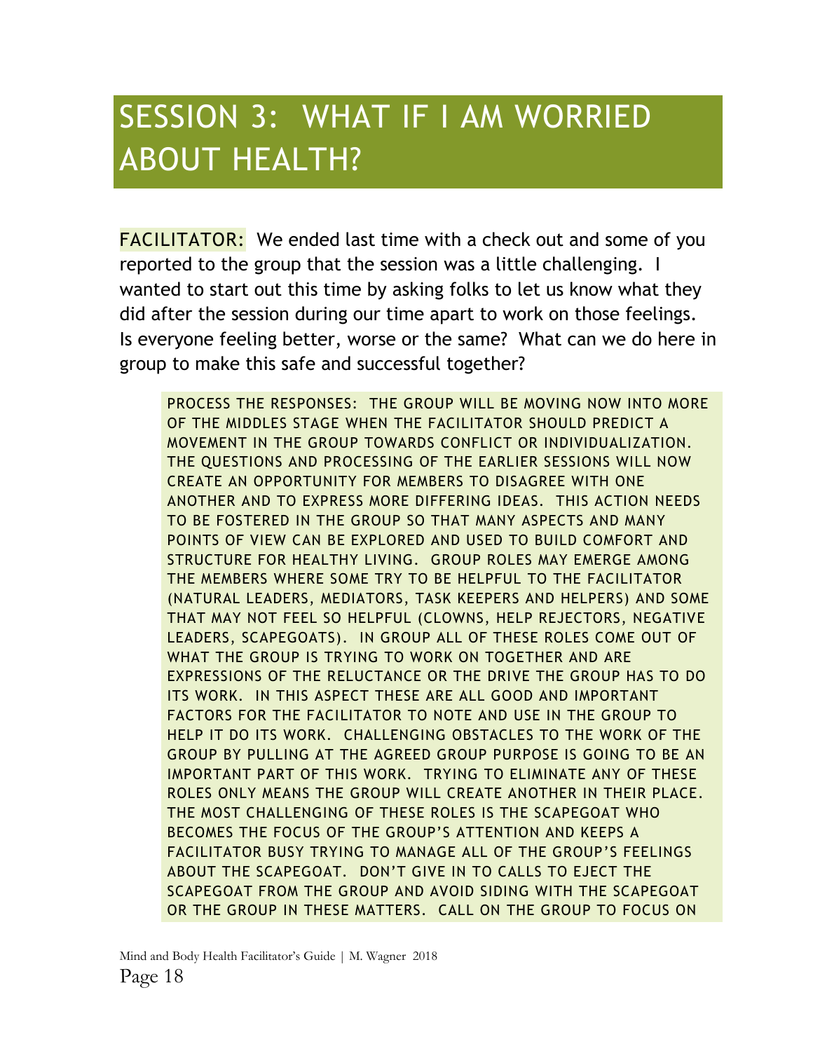# SESSION 3: WHAT IF I AM WORRIED ABOUT HEALTH?

FACILITATOR: We ended last time with a check out and some of you reported to the group that the session was a little challenging. I wanted to start out this time by asking folks to let us know what they did after the session during our time apart to work on those feelings. Is everyone feeling better, worse or the same? What can we do here in group to make this safe and successful together?

> PROCESS THE RESPONSES: THE GROUP WILL BE MOVING NOW INTO MORE OF THE MIDDLES STAGE WHEN THE FACILITATOR SHOULD PREDICT A MOVEMENT IN THE GROUP TOWARDS CONFLICT OR INDIVIDUALIZATION. THE QUESTIONS AND PROCESSING OF THE EARLIER SESSIONS WILL NOW CREATE AN OPPORTUNITY FOR MEMBERS TO DISAGREE WITH ONE ANOTHER AND TO EXPRESS MORE DIFFERING IDEAS. THIS ACTION NEEDS TO BE FOSTERED IN THE GROUP SO THAT MANY ASPECTS AND MANY POINTS OF VIEW CAN BE EXPLORED AND USED TO BUILD COMFORT AND STRUCTURE FOR HEALTHY LIVING. GROUP ROLES MAY EMERGE AMONG THE MEMBERS WHERE SOME TRY TO BE HELPFUL TO THE FACILITATOR (NATURAL LEADERS, MEDIATORS, TASK KEEPERS AND HELPERS) AND SOME THAT MAY NOT FEEL SO HELPFUL (CLOWNS, HELP REJECTORS, NEGATIVE LEADERS, SCAPEGOATS). IN GROUP ALL OF THESE ROLES COME OUT OF WHAT THE GROUP IS TRYING TO WORK ON TOGETHER AND ARE EXPRESSIONS OF THE RELUCTANCE OR THE DRIVE THE GROUP HAS TO DO ITS WORK. IN THIS ASPECT THESE ARE ALL GOOD AND IMPORTANT FACTORS FOR THE FACILITATOR TO NOTE AND USE IN THE GROUP TO HELP IT DO ITS WORK. CHALLENGING OBSTACLES TO THE WORK OF THE GROUP BY PULLING AT THE AGREED GROUP PURPOSE IS GOING TO BE AN IMPORTANT PART OF THIS WORK. TRYING TO ELIMINATE ANY OF THESE ROLES ONLY MEANS THE GROUP WILL CREATE ANOTHER IN THEIR PLACE. THE MOST CHALLENGING OF THESE ROLES IS THE SCAPEGOAT WHO BECOMES THE FOCUS OF THE GROUP'S ATTENTION AND KEEPS A FACILITATOR BUSY TRYING TO MANAGE ALL OF THE GROUP'S FEELINGS ABOUT THE SCAPEGOAT. DON'T GIVE IN TO CALLS TO EJECT THE SCAPEGOAT FROM THE GROUP AND AVOID SIDING WITH THE SCAPEGOAT OR THE GROUP IN THESE MATTERS. CALL ON THE GROUP TO FOCUS ON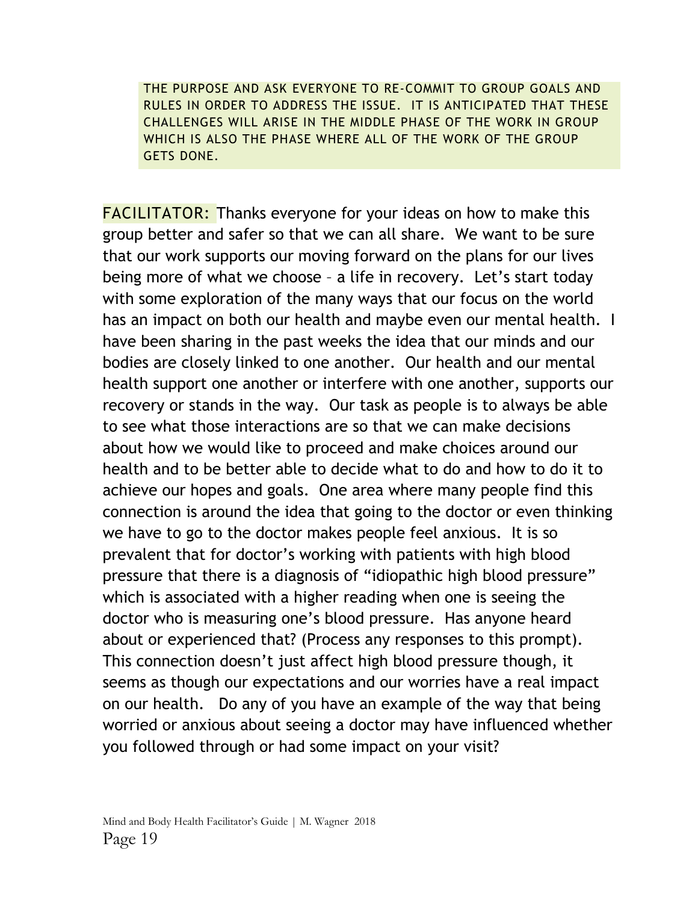THE PURPOSE AND ASK EVERYONE TO RE-COMMIT TO GROUP GOALS AND RULES IN ORDER TO ADDRESS THE ISSUE. IT IS ANTICIPATED THAT THESE CHALLENGES WILL ARISE IN THE MIDDLE PHASE OF THE WORK IN GROUP WHICH IS ALSO THE PHASE WHERE ALL OF THE WORK OF THE GROUP GETS DONE.

FACILITATOR: Thanks everyone for your ideas on how to make this group better and safer so that we can all share. We want to be sure that our work supports our moving forward on the plans for our lives being more of what we choose – a life in recovery. Let's start today with some exploration of the many ways that our focus on the world has an impact on both our health and maybe even our mental health. I have been sharing in the past weeks the idea that our minds and our bodies are closely linked to one another. Our health and our mental health support one another or interfere with one another, supports our recovery or stands in the way. Our task as people is to always be able to see what those interactions are so that we can make decisions about how we would like to proceed and make choices around our health and to be better able to decide what to do and how to do it to achieve our hopes and goals. One area where many people find this connection is around the idea that going to the doctor or even thinking we have to go to the doctor makes people feel anxious. It is so prevalent that for doctor's working with patients with high blood pressure that there is a diagnosis of "idiopathic high blood pressure" which is associated with a higher reading when one is seeing the doctor who is measuring one's blood pressure. Has anyone heard about or experienced that? (Process any responses to this prompt). This connection doesn't just affect high blood pressure though, it seems as though our expectations and our worries have a real impact on our health. Do any of you have an example of the way that being worried or anxious about seeing a doctor may have influenced whether you followed through or had some impact on your visit?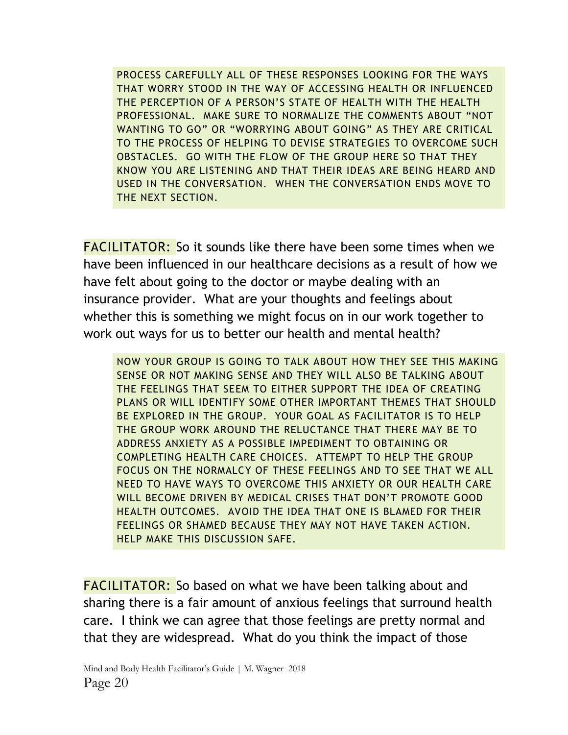PROCESS CAREFULLY ALL OF THESE RESPONSES LOOKING FOR THE WAYS THAT WORRY STOOD IN THE WAY OF ACCESSING HEALTH OR INFLUENCED THE PERCEPTION OF A PERSON'S STATE OF HEALTH WITH THE HEALTH PROFESSIONAL. MAKE SURE TO NORMALIZE THE COMMENTS ABOUT "NOT WANTING TO GO" OR "WORRYING ABOUT GOING" AS THEY ARE CRITICAL TO THE PROCESS OF HELPING TO DEVISE STRATEGIES TO OVERCOME SUCH OBSTACLES. GO WITH THE FLOW OF THE GROUP HERE SO THAT THEY KNOW YOU ARE LISTENING AND THAT THEIR IDEAS ARE BEING HEARD AND USED IN THE CONVERSATION. WHEN THE CONVERSATION ENDS MOVE TO THE NEXT SECTION.

FACILITATOR: So it sounds like there have been some times when we have been influenced in our healthcare decisions as a result of how we have felt about going to the doctor or maybe dealing with an insurance provider. What are your thoughts and feelings about whether this is something we might focus on in our work together to work out ways for us to better our health and mental health?

NOW YOUR GROUP IS GOING TO TALK ABOUT HOW THEY SEE THIS MAKING SENSE OR NOT MAKING SENSE AND THEY WILL ALSO BE TALKING ABOUT THE FEELINGS THAT SEEM TO EITHER SUPPORT THE IDEA OF CREATING PLANS OR WILL IDENTIFY SOME OTHER IMPORTANT THEMES THAT SHOULD BE EXPLORED IN THE GROUP. YOUR GOAL AS FACILITATOR IS TO HELP THE GROUP WORK AROUND THE RELUCTANCE THAT THERE MAY BE TO ADDRESS ANXIETY AS A POSSIBLE IMPEDIMENT TO OBTAINING OR COMPLETING HEALTH CARE CHOICES. ATTEMPT TO HELP THE GROUP FOCUS ON THE NORMALCY OF THESE FEELINGS AND TO SEE THAT WE ALL NEED TO HAVE WAYS TO OVERCOME THIS ANXIETY OR OUR HEALTH CARE WILL BECOME DRIVEN BY MEDICAL CRISES THAT DON'T PROMOTE GOOD HEALTH OUTCOMES. AVOID THE IDEA THAT ONE IS BLAMED FOR THEIR FEELINGS OR SHAMED BECAUSE THEY MAY NOT HAVE TAKEN ACTION. HELP MAKE THIS DISCUSSION SAFE.

FACILITATOR: So based on what we have been talking about and sharing there is a fair amount of anxious feelings that surround health care. I think we can agree that those feelings are pretty normal and that they are widespread. What do you think the impact of those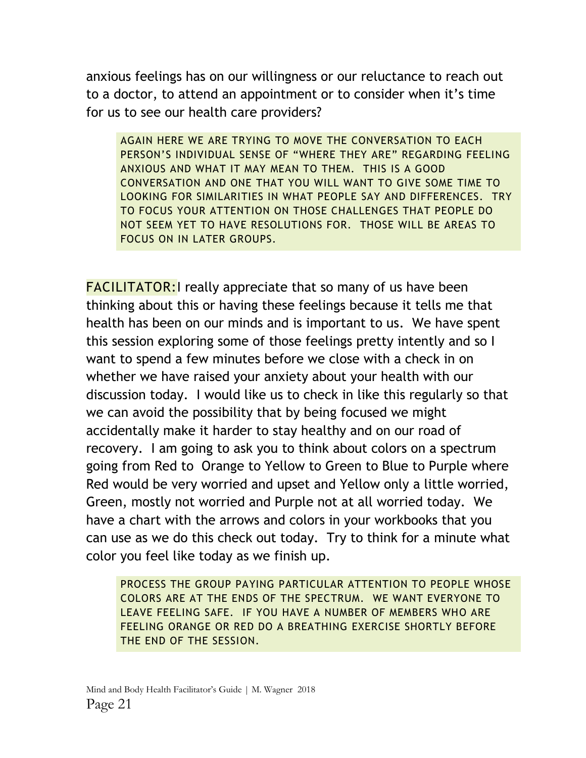anxious feelings has on our willingness or our reluctance to reach out to a doctor, to attend an appointment or to consider when it's time for us to see our health care providers?

> AGAIN HERE WE ARE TRYING TO MOVE THE CONVERSATION TO EACH PERSON'S INDIVIDUAL SENSE OF "WHERE THEY ARE" REGARDING FEELING ANXIOUS AND WHAT IT MAY MEAN TO THEM. THIS IS A GOOD CONVERSATION AND ONE THAT YOU WILL WANT TO GIVE SOME TIME TO LOOKING FOR SIMILARITIES IN WHAT PEOPLE SAY AND DIFFERENCES. TRY TO FOCUS YOUR ATTENTION ON THOSE CHALLENGES THAT PEOPLE DO NOT SEEM YET TO HAVE RESOLUTIONS FOR. THOSE WILL BE AREAS TO FOCUS ON IN LATER GROUPS.

FACILITATOR: I really appreciate that so many of us have been thinking about this or having these feelings because it tells me that health has been on our minds and is important to us. We have spent this session exploring some of those feelings pretty intently and so I want to spend a few minutes before we close with a check in on whether we have raised your anxiety about your health with our discussion today. I would like us to check in like this regularly so that we can avoid the possibility that by being focused we might accidentally make it harder to stay healthy and on our road of recovery. I am going to ask you to think about colors on a spectrum going from Red to Orange to Yellow to Green to Blue to Purple where Red would be very worried and upset and Yellow only a little worried, Green, mostly not worried and Purple not at all worried today. We have a chart with the arrows and colors in your workbooks that you can use as we do this check out today. Try to think for a minute what color you feel like today as we finish up.

> PROCESS THE GROUP PAYING PARTICULAR ATTENTION TO PEOPLE WHOSE COLORS ARE AT THE ENDS OF THE SPECTRUM. WE WANT EVERYONE TO LEAVE FEELING SAFE. IF YOU HAVE A NUMBER OF MEMBERS WHO ARE FEELING ORANGE OR RED DO A BREATHING EXERCISE SHORTLY BEFORE THE END OF THE SESSION.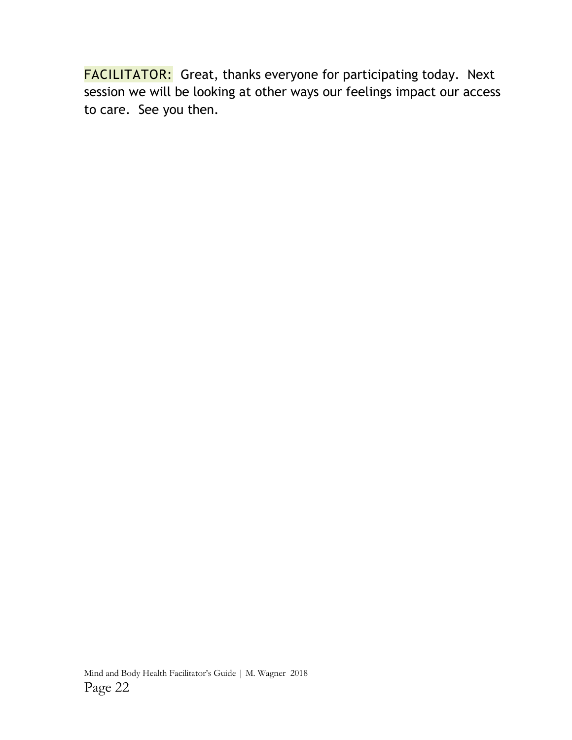FACILITATOR: Great, thanks everyone for participating today. Next session we will be looking at other ways our feelings impact our access to care. See you then.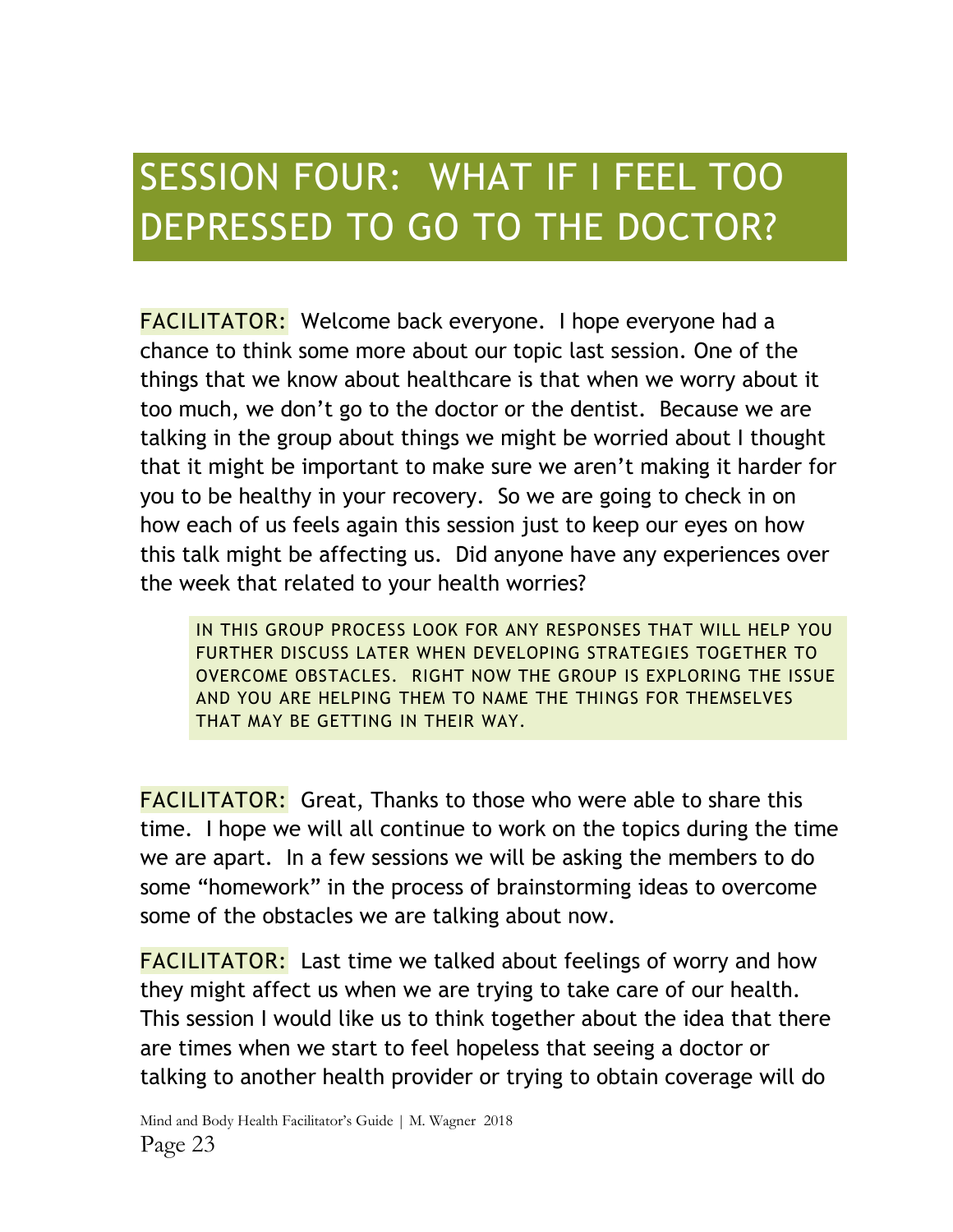# SESSION FOUR: WHAT IF I FEEL TOO DEPRESSED TO GO TO THE DOCTOR?

FACILITATOR: Welcome back everyone. I hope everyone had a chance to think some more about our topic last session. One of the things that we know about healthcare is that when we worry about it too much, we don't go to the doctor or the dentist. Because we are talking in the group about things we might be worried about I thought that it might be important to make sure we aren't making it harder for you to be healthy in your recovery. So we are going to check in on how each of us feels again this session just to keep our eyes on how this talk might be affecting us. Did anyone have any experiences over the week that related to your health worries?

> IN THIS GROUP PROCESS LOOK FOR ANY RESPONSES THAT WILL HELP YOU FURTHER DISCUSS LATER WHEN DEVELOPING STRATEGIES TOGETHER TO OVERCOME OBSTACLES. RIGHT NOW THE GROUP IS EXPLORING THE ISSUE AND YOU ARE HELPING THEM TO NAME THE THINGS FOR THEMSELVES THAT MAY BE GETTING IN THEIR WAY.

FACILITATOR: Great, Thanks to those who were able to share this time. I hope we will all continue to work on the topics during the time we are apart. In a few sessions we will be asking the members to do some "homework" in the process of brainstorming ideas to overcome some of the obstacles we are talking about now.

FACILITATOR: Last time we talked about feelings of worry and how they might affect us when we are trying to take care of our health. This session I would like us to think together about the idea that there are times when we start to feel hopeless that seeing a doctor or talking to another health provider or trying to obtain coverage will do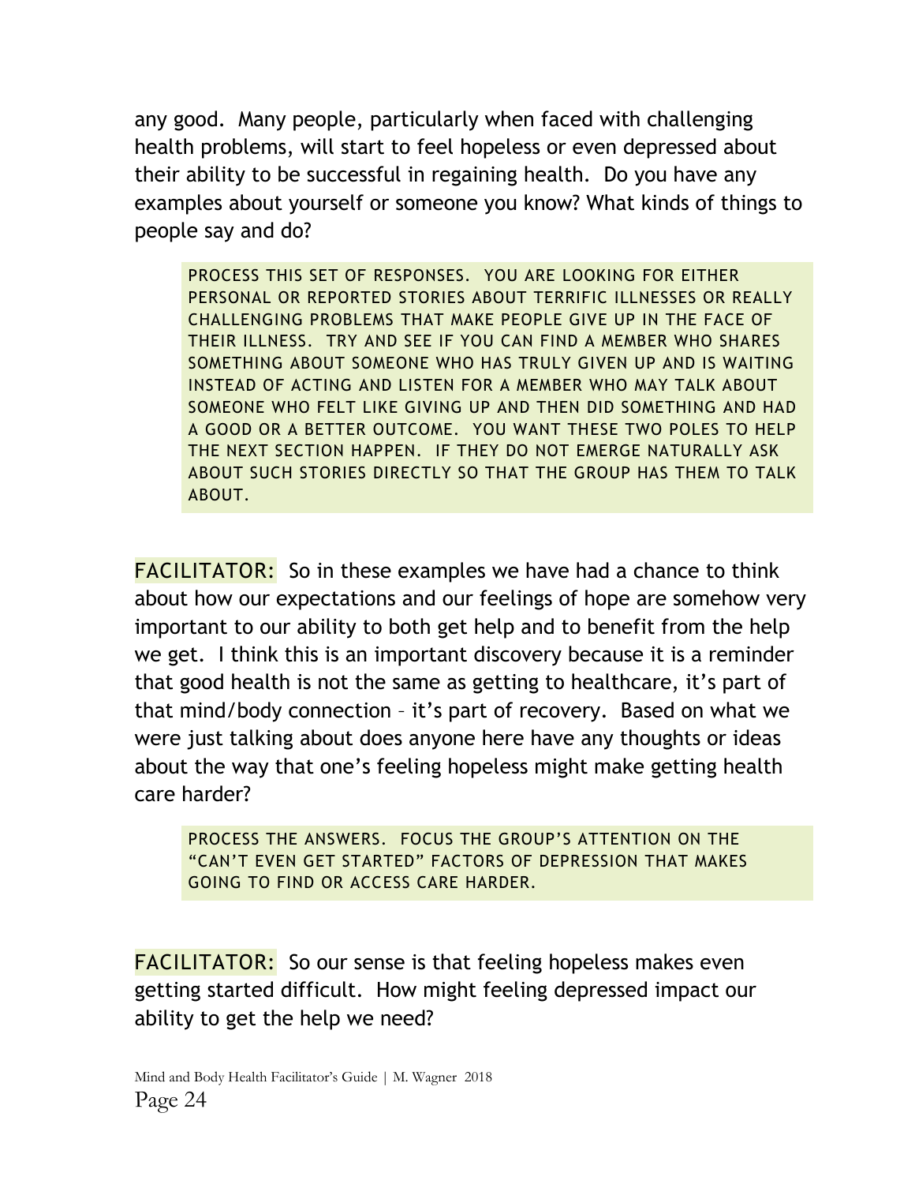any good. Many people, particularly when faced with challenging health problems, will start to feel hopeless or even depressed about their ability to be successful in regaining health. Do you have any examples about yourself or someone you know? What kinds of things to people say and do?

> PROCESS THIS SET OF RESPONSES. YOU ARE LOOKING FOR EITHER PERSONAL OR REPORTED STORIES ABOUT TERRIFIC ILLNESSES OR REALLY CHALLENGING PROBLEMS THAT MAKE PEOPLE GIVE UP IN THE FACE OF THEIR ILLNESS. TRY AND SEE IF YOU CAN FIND A MEMBER WHO SHARES SOMETHING ABOUT SOMEONE WHO HAS TRULY GIVEN UP AND IS WAITING INSTEAD OF ACTING AND LISTEN FOR A MEMBER WHO MAY TALK ABOUT SOMEONE WHO FELT LIKE GIVING UP AND THEN DID SOMETHING AND HAD A GOOD OR A BETTER OUTCOME. YOU WANT THESE TWO POLES TO HELP THE NEXT SECTION HAPPEN. IF THEY DO NOT EMERGE NATURALLY ASK ABOUT SUCH STORIES DIRECTLY SO THAT THE GROUP HAS THEM TO TALK ABOUT.

FACILITATOR: So in these examples we have had a chance to think about how our expectations and our feelings of hope are somehow very important to our ability to both get help and to benefit from the help we get. I think this is an important discovery because it is a reminder that good health is not the same as getting to healthcare, it's part of that mind/body connection – it's part of recovery. Based on what we were just talking about does anyone here have any thoughts or ideas about the way that one's feeling hopeless might make getting health care harder?

> PROCESS THE ANSWERS. FOCUS THE GROUP'S ATTENTION ON THE "CAN'T EVEN GET STARTED" FACTORS OF DEPRESSION THAT MAKES GOING TO FIND OR ACCESS CARE HARDER.

FACILITATOR: So our sense is that feeling hopeless makes even getting started difficult. How might feeling depressed impact our ability to get the help we need?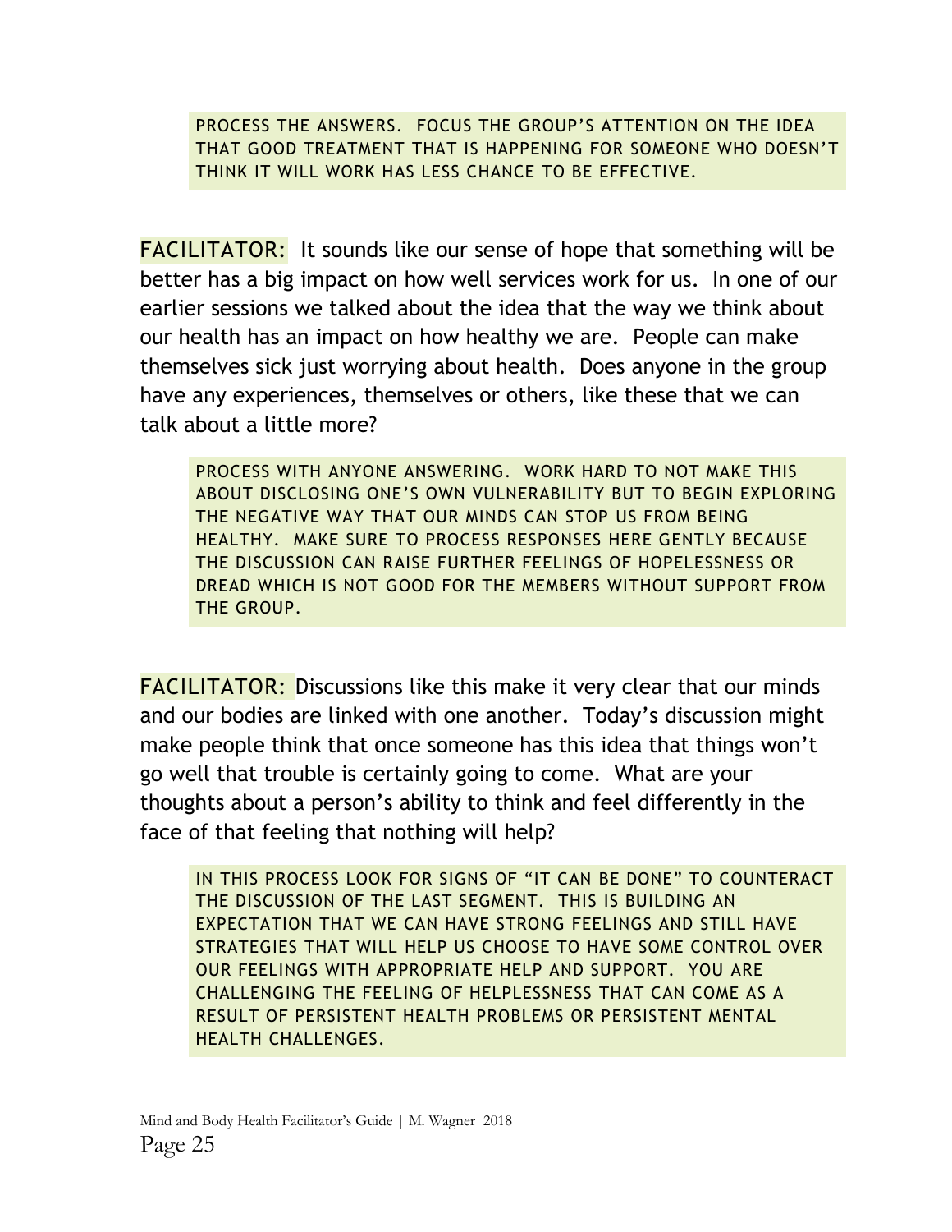> PROCESS THE ANSWERS. FOCUS THE GROUP'S ATTENTION ON THE IDEA THAT GOOD TREATMENT THAT IS HAPPENING FOR SOMEONE WHO DOESN'T THINK IT WILL WORK HAS LESS CHANCE TO BE EFFECTIVE.

**FACILITATOR:** It sounds like our sense of hope that something will be better has a big impact on how well services work for us. In one of our earlier sessions we talked about the idea that the way we think about our health has an impact on how healthy we are. People can make themselves sick just worrying about health. Does anyone in the group have any experiences, themselves or others, like these that we can talk about a little more?

> PROCESS WITH ANYONE ANSWERING. WORK HARD TO NOT MAKE THIS ABOUT DISCLOSING ONE'S OWN VULNERABILITY BUT TO BEGIN EXPLORING THE NEGATIVE WAY THAT OUR MINDS CAN STOP US FROM BEING HEALTHY. MAKE SURE TO PROCESS RESPONSES HERE GENTLY BECAUSE THE DISCUSSION CAN RAISE FURTHER FEELINGS OF HOPELESSNESS OR DREAD WHICH IS NOT GOOD FOR THE MEMBERS WITHOUT SUPPORT FROM THE GROUP.

**FACILITATOR:** Discussions like this make it very clear that our minds and our bodies are linked with one another. Today's discussion might make people think that once someone has this idea that things won't go well that trouble is certainly going to come. What are your thoughts about a person's ability to think and feel differently in the face of that feeling that nothing will help?

> IN THIS PROCESS LOOK FOR SIGNS OF "IT CAN BE DONE" TO COUNTERACT THE DISCUSSION OF THE LAST SEGMENT. THIS IS BUILDING AN EXPECTATION THAT WE CAN HAVE STRONG FEELINGS AND STILL HAVE STRATEGIES THAT WILL HELP US CHOOSE TO HAVE SOME CONTROL OVER OUR FEELINGS WITH APPROPRIATE HELP AND SUPPORT. YOU ARE CHALLENGING THE FEELING OF HELPLESSNESS THAT CAN COME AS A RESULT OF PERSISTENT HEALTH PROBLEMS OR PERSISTENT MENTAL HEALTH CHALLENGES.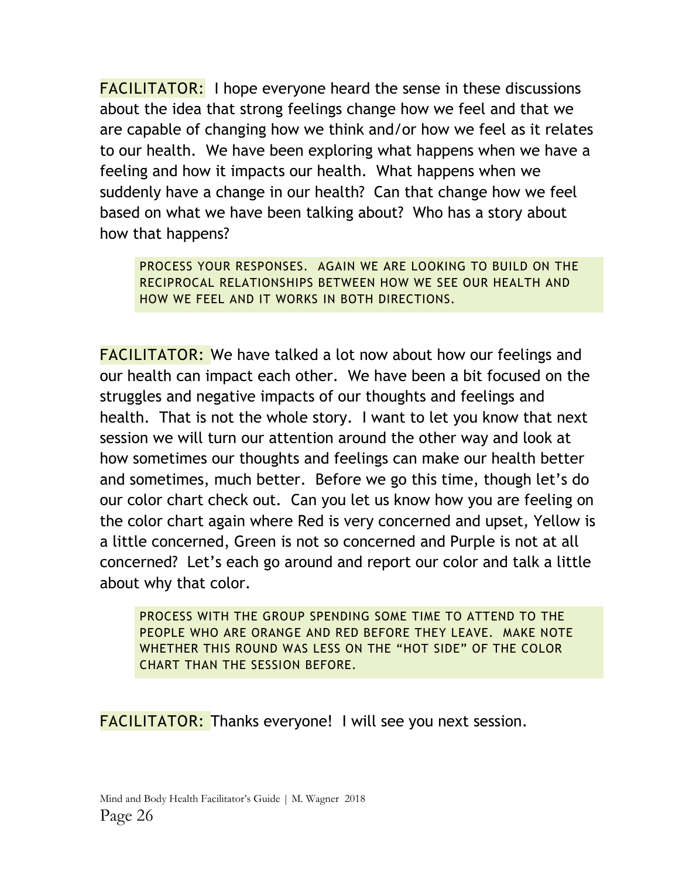**FACILITATOR:** I hope everyone heard the sense in these discussions about the idea that strong feelings change how we feel and that we are capable of changing how we think and/or how we feel as it relates to our health. We have been exploring what happens when we have a feeling and how it impacts our health. What happens when we suddenly have a change in our health? Can that change how we feel based on what we have been talking about? Who has a story about how that happens?

> PROCESS YOUR RESPONSES. AGAIN WE ARE LOOKING TO BUILD ON THE RECIPROCAL RELATIONSHIPS BETWEEN HOW WE SEE OUR HEALTH AND HOW WE FEEL AND IT WORKS IN BOTH DIRECTIONS.

**FACILITATOR:** We have talked a lot now about how our feelings and our health can impact each other. We have been a bit focused on the struggles and negative impacts of our thoughts and feelings and health. That is not the whole story. I want to let you know that next session we will turn our attention around the other way and look at how sometimes our thoughts and feelings can make our health better and sometimes, much better. Before we go this time, though let's do our color chart check out. Can you let us know how you are feeling on the color chart again where Red is very concerned and upset, Yellow is a little concerned, Green is not so concerned and Purple is not at all concerned? Let's each go around and report our color and talk a little about why that color.

> PROCESS WITH THE GROUP SPENDING SOME TIME TO ATTEND TO THE PEOPLE WHO ARE ORANGE AND RED BEFORE THEY LEAVE. MAKE NOTE WHETHER THIS ROUND WAS LESS ON THE "HOT SIDE" OF THE COLOR CHART THAN THE SESSION BEFORE.

**FACILITATOR:** Thanks everyone! I will see you next session.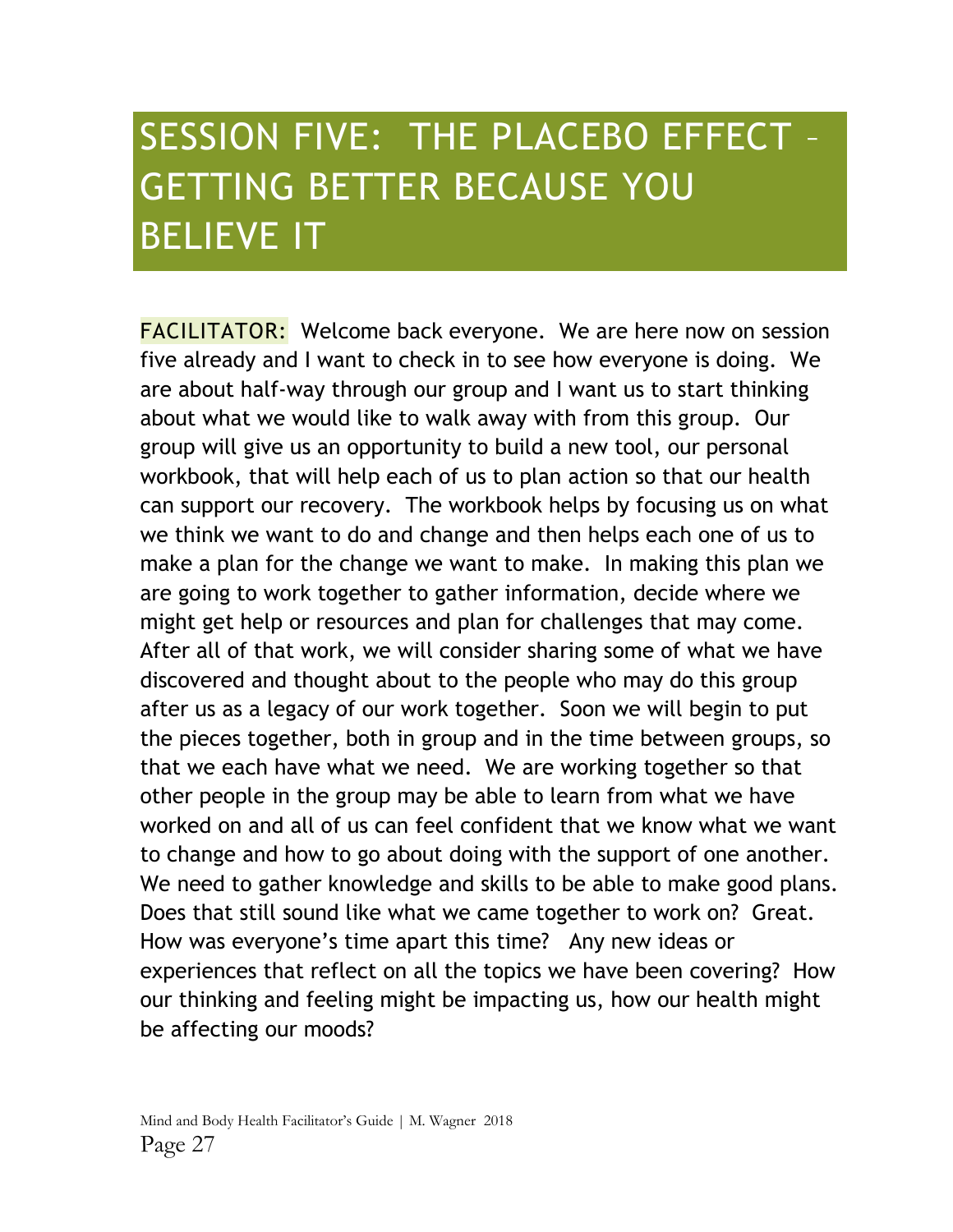# SESSION FIVE: THE PLACEBO EFFECT – GETTING BETTER BECAUSE YOU BELIEVE IT

FACILITATOR: Welcome back everyone. We are here now on session five already and I want to check in to see how everyone is doing. We are about half-way through our group and I want us to start thinking about what we would like to walk away with from this group. Our group will give us an opportunity to build a new tool, our personal workbook, that will help each of us to plan action so that our health can support our recovery. The workbook helps by focusing us on what we think we want to do and change and then helps each one of us to make a plan for the change we want to make. In making this plan we are going to work together to gather information, decide where we might get help or resources and plan for challenges that may come. After all of that work, we will consider sharing some of what we have discovered and thought about to the people who may do this group after us as a legacy of our work together. Soon we will begin to put the pieces together, both in group and in the time between groups, so that we each have what we need. We are working together so that other people in the group may be able to learn from what we have worked on and all of us can feel confident that we know what we want to change and how to go about doing with the support of one another. We need to gather knowledge and skills to be able to make good plans. Does that still sound like what we came together to work on? Great. How was everyone's time apart this time? Any new ideas or experiences that reflect on all the topics we have been covering? How our thinking and feeling might be impacting us, how our health might be affecting our moods?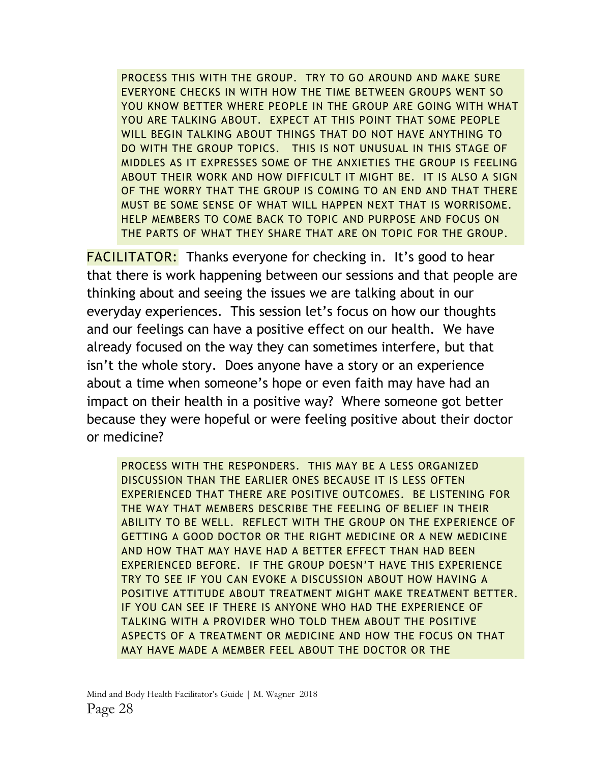PROCESS THIS WITH THE GROUP. TRY TO GO AROUND AND MAKE SURE EVERYONE CHECKS IN WITH HOW THE TIME BETWEEN GROUPS WENT SO YOU KNOW BETTER WHERE PEOPLE IN THE GROUP ARE GOING WITH WHAT YOU ARE TALKING ABOUT. EXPECT AT THIS POINT THAT SOME PEOPLE WILL BEGIN TALKING ABOUT THINGS THAT DO NOT HAVE ANYTHING TO DO WITH THE GROUP TOPICS. THIS IS NOT UNUSUAL IN THIS STAGE OF MIDDLES AS IT EXPRESSES SOME OF THE ANXIETIES THE GROUP IS FEELING ABOUT THEIR WORK AND HOW DIFFICULT IT MIGHT BE. IT IS ALSO A SIGN OF THE WORRY THAT THE GROUP IS COMING TO AN END AND THAT THERE MUST BE SOME SENSE OF WHAT WILL HAPPEN NEXT THAT IS WORRISOME. HELP MEMBERS TO COME BACK TO TOPIC AND PURPOSE AND FOCUS ON THE PARTS OF WHAT THEY SHARE THAT ARE ON TOPIC FOR THE GROUP.

FACILITATOR: Thanks everyone for checking in. It's good to hear that there is work happening between our sessions and that people are thinking about and seeing the issues we are talking about in our everyday experiences. This session let's focus on how our thoughts and our feelings can have a positive effect on our health. We have already focused on the way they can sometimes interfere, but that isn't the whole story. Does anyone have a story or an experience about a time when someone's hope or even faith may have had an impact on their health in a positive way? Where someone got better because they were hopeful or were feeling positive about their doctor or medicine?

PROCESS WITH THE RESPONDERS. THIS MAY BE A LESS ORGANIZED DISCUSSION THAN THE EARLIER ONES BECAUSE IT IS LESS OFTEN EXPERIENCED THAT THERE ARE POSITIVE OUTCOMES. BE LISTENING FOR THE WAY THAT MEMBERS DESCRIBE THE FEELING OF BELIEF IN THEIR ABILITY TO BE WELL. REFLECT WITH THE GROUP ON THE EXPERIENCE OF GETTING A GOOD DOCTOR OR THE RIGHT MEDICINE OR A NEW MEDICINE AND HOW THAT MAY HAVE HAD A BETTER EFFECT THAN HAD BEEN EXPERIENCED BEFORE. IF THE GROUP DOESN'T HAVE THIS EXPERIENCE TRY TO SEE IF YOU CAN EVOKE A DISCUSSION ABOUT HOW HAVING A POSITIVE ATTITUDE ABOUT TREATMENT MIGHT MAKE TREATMENT BETTER. IF YOU CAN SEE IF THERE IS ANYONE WHO HAD THE EXPERIENCE OF TALKING WITH A PROVIDER WHO TOLD THEM ABOUT THE POSITIVE ASPECTS OF A TREATMENT OR MEDICINE AND HOW THE FOCUS ON THAT MAY HAVE MADE A MEMBER FEEL ABOUT THE DOCTOR OR THE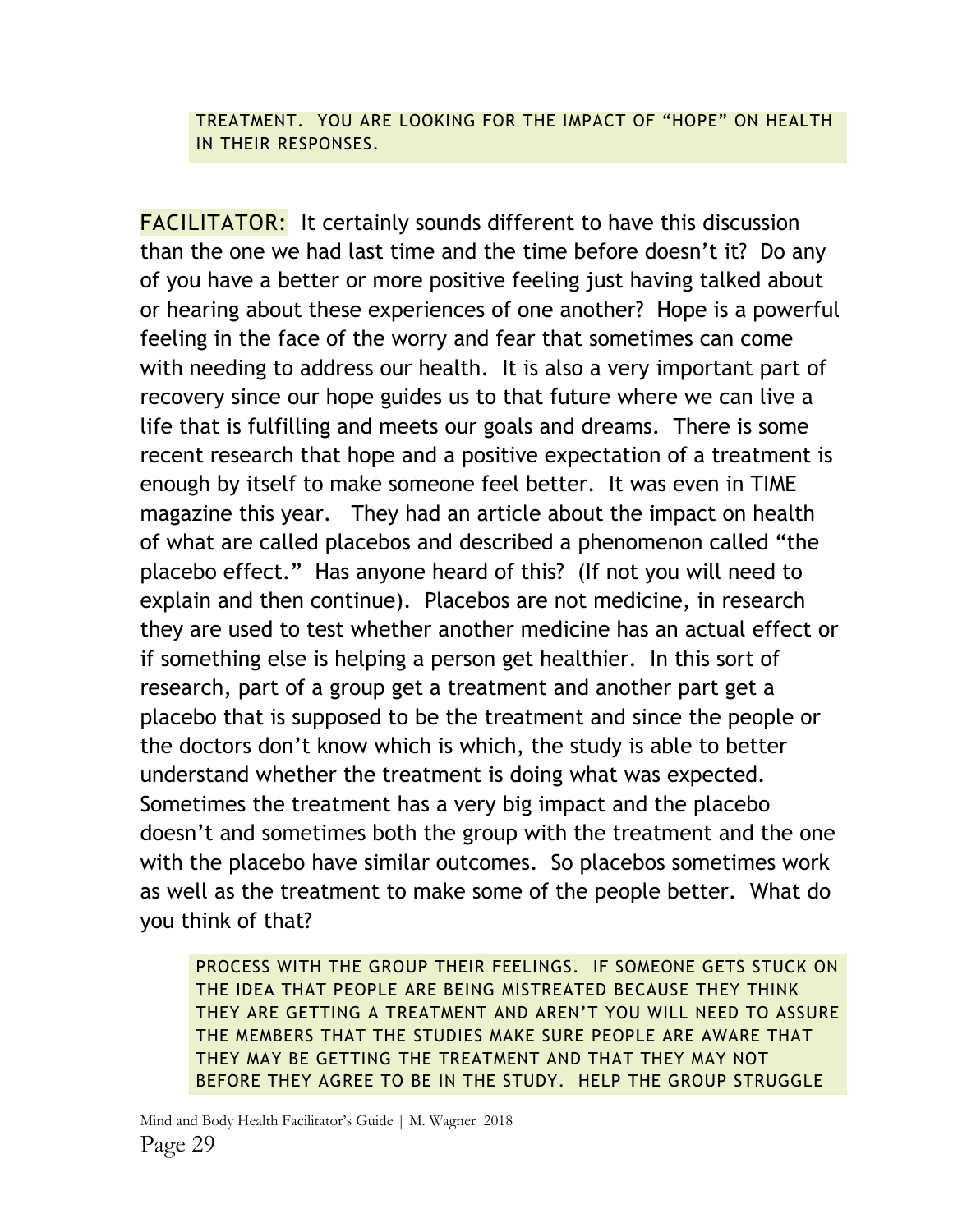TREATMENT. YOU ARE LOOKING FOR THE IMPACT OF "HOPE" ON HEALTH IN THEIR RESPONSES.

FACILITATOR: It certainly sounds different to have this discussion than the one we had last time and the time before doesn't it? Do any of you have a better or more positive feeling just having talked about or hearing about these experiences of one another? Hope is a powerful feeling in the face of the worry and fear that sometimes can come with needing to address our health. It is also a very important part of recovery since our hope guides us to that future where we can live a life that is fulfilling and meets our goals and dreams. There is some recent research that hope and a positive expectation of a treatment is enough by itself to make someone feel better. It was even in TIME magazine this year. They had an article about the impact on health of what are called placebos and described a phenomenon called "the placebo effect." Has anyone heard of this? (If not you will need to explain and then continue). Placebos are not medicine, in research they are used to test whether another medicine has an actual effect or if something else is helping a person get healthier. In this sort of research, part of a group get a treatment and another part get a placebo that is supposed to be the treatment and since the people or the doctors don't know which is which, the study is able to better understand whether the treatment is doing what was expected. Sometimes the treatment has a very big impact and the placebo doesn't and sometimes both the group with the treatment and the one with the placebo have similar outcomes. So placebos sometimes work as well as the treatment to make some of the people better. What do you think of that?

PROCESS WITH THE GROUP THEIR FEELINGS. IF SOMEONE GETS STUCK ON THE IDEA THAT PEOPLE ARE BEING MISTREATED BECAUSE THEY THINK THEY ARE GETTING A TREATMENT AND AREN'T YOU WILL NEED TO ASSURE THE MEMBERS THAT THE STUDIES MAKE SURE PEOPLE ARE AWARE THAT THEY MAY BE GETTING THE TREATMENT AND THAT THEY MAY NOT BEFORE THEY AGREE TO BE IN THE STUDY. HELP THE GROUP STRUGGLE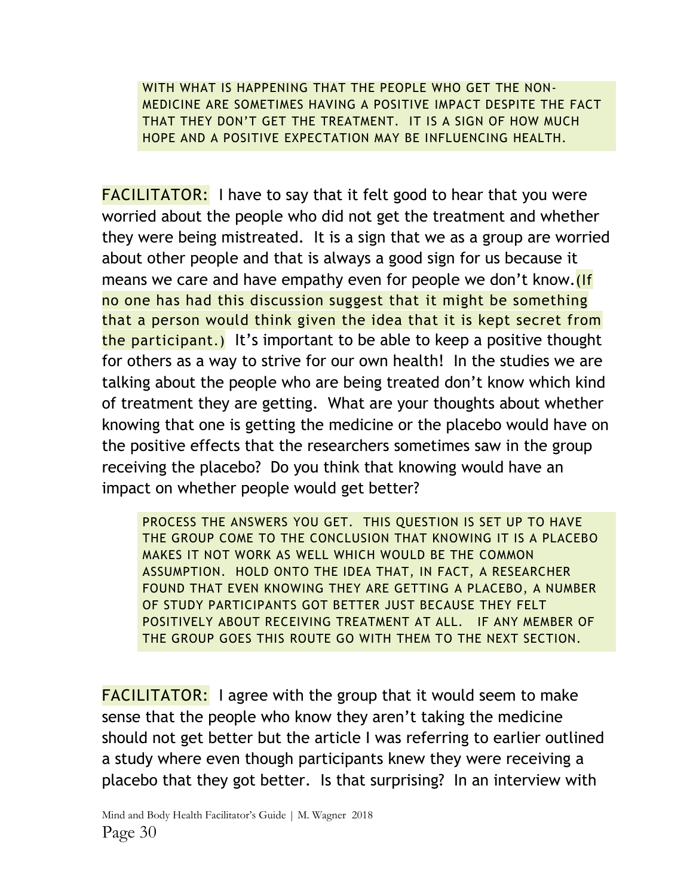> WITH WHAT IS HAPPENING THAT THE PEOPLE WHO GET THE NON-MEDICINE ARE SOMETIMES HAVING A POSITIVE IMPACT DESPITE THE FACT THAT THEY DON'T GET THE TREATMENT. IT IS A SIGN OF HOW MUCH HOPE AND A POSITIVE EXPECTATION MAY BE INFLUENCING HEALTH.

FACILITATOR: I have to say that it felt good to hear that you were worried about the people who did not get the treatment and whether they were being mistreated. It is a sign that we as a group are worried about other people and that is always a good sign for us because it means we care and have empathy even for people we don't know. (If no one has had this discussion suggest that it might be something that a person would think given the idea that it is kept secret from the participant.) It's important to be able to keep a positive thought for others as a way to strive for our own health! In the studies we are talking about the people who are being treated don't know which kind of treatment they are getting. What are your thoughts about whether knowing that one is getting the medicine or the placebo would have on the positive effects that the researchers sometimes saw in the group receiving the placebo? Do you think that knowing would have an impact on whether people would get better?

> PROCESS THE ANSWERS YOU GET. THIS QUESTION IS SET UP TO HAVE THE GROUP COME TO THE CONCLUSION THAT KNOWING IT IS A PLACEBO MAKES IT NOT WORK AS WELL WHICH WOULD BE THE COMMON ASSUMPTION. HOLD ONTO THE IDEA THAT, IN FACT, A RESEARCHER FOUND THAT EVEN KNOWING THEY ARE GETTING A PLACEBO, A NUMBER OF STUDY PARTICIPANTS GOT BETTER JUST BECAUSE THEY FELT POSITIVELY ABOUT RECEIVING TREATMENT AT ALL. IF ANY MEMBER OF THE GROUP GOES THIS ROUTE GO WITH THEM TO THE NEXT SECTION.

FACILITATOR: I agree with the group that it would seem to make sense that the people who know they aren't taking the medicine should not get better but the article I was referring to earlier outlined a study where even though participants knew they were receiving a placebo that they got better. Is that surprising? In an interview with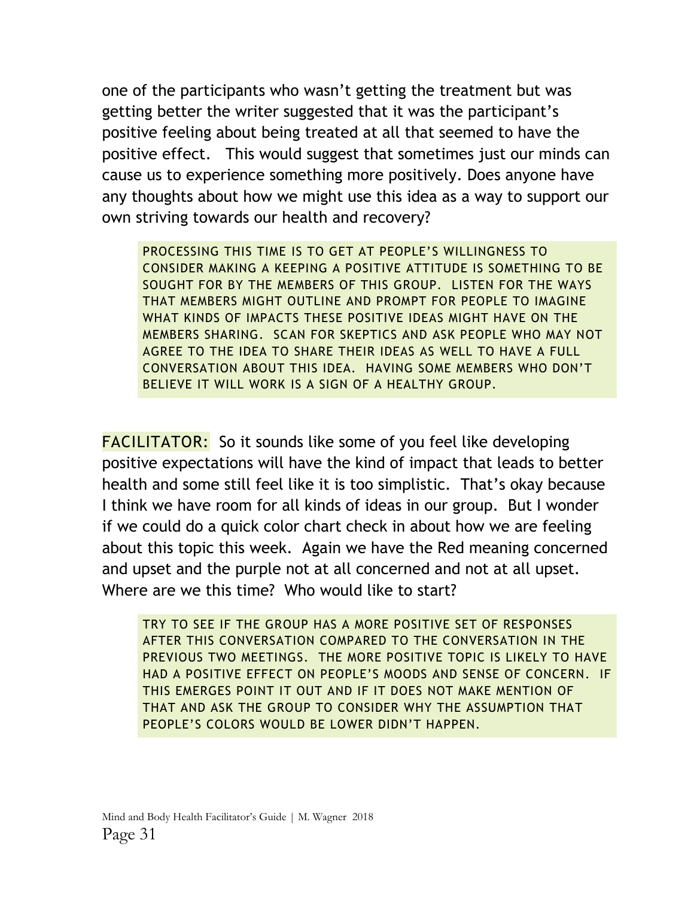one of the participants who wasn't getting the treatment but was getting better the writer suggested that it was the participant's positive feeling about being treated at all that seemed to have the positive effect. This would suggest that sometimes just our minds can cause us to experience something more positively. Does anyone have any thoughts about how we might use this idea as a way to support our own striving towards our health and recovery?

> PROCESSING THIS TIME IS TO GET AT PEOPLE'S WILLINGNESS TO CONSIDER MAKING A KEEPING A POSITIVE ATTITUDE IS SOMETHING TO BE SOUGHT FOR BY THE MEMBERS OF THIS GROUP. LISTEN FOR THE WAYS THAT MEMBERS MIGHT OUTLINE AND PROMPT FOR PEOPLE TO IMAGINE WHAT KINDS OF IMPACTS THESE POSITIVE IDEAS MIGHT HAVE ON THE MEMBERS SHARING. SCAN FOR SKEPTICS AND ASK PEOPLE WHO MAY NOT AGREE TO THE IDEA TO SHARE THEIR IDEAS AS WELL TO HAVE A FULL CONVERSATION ABOUT THIS IDEA. HAVING SOME MEMBERS WHO DON'T BELIEVE IT WILL WORK IS A SIGN OF A HEALTHY GROUP.

FACILITATOR: So it sounds like some of you feel like developing positive expectations will have the kind of impact that leads to better health and some still feel like it is too simplistic. That's okay because I think we have room for all kinds of ideas in our group. But I wonder if we could do a quick color chart check in about how we are feeling about this topic this week. Again we have the Red meaning concerned and upset and the purple not at all concerned and not at all upset. Where are we this time? Who would like to start?

> TRY TO SEE IF THE GROUP HAS A MORE POSITIVE SET OF RESPONSES AFTER THIS CONVERSATION COMPARED TO THE CONVERSATION IN THE PREVIOUS TWO MEETINGS. THE MORE POSITIVE TOPIC IS LIKELY TO HAVE HAD A POSITIVE EFFECT ON PEOPLE'S MOODS AND SENSE OF CONCERN. IF THIS EMERGES POINT IT OUT AND IF IT DOES NOT MAKE MENTION OF THAT AND ASK THE GROUP TO CONSIDER WHY THE ASSUMPTION THAT PEOPLE'S COLORS WOULD BE LOWER DIDN'T HAPPEN.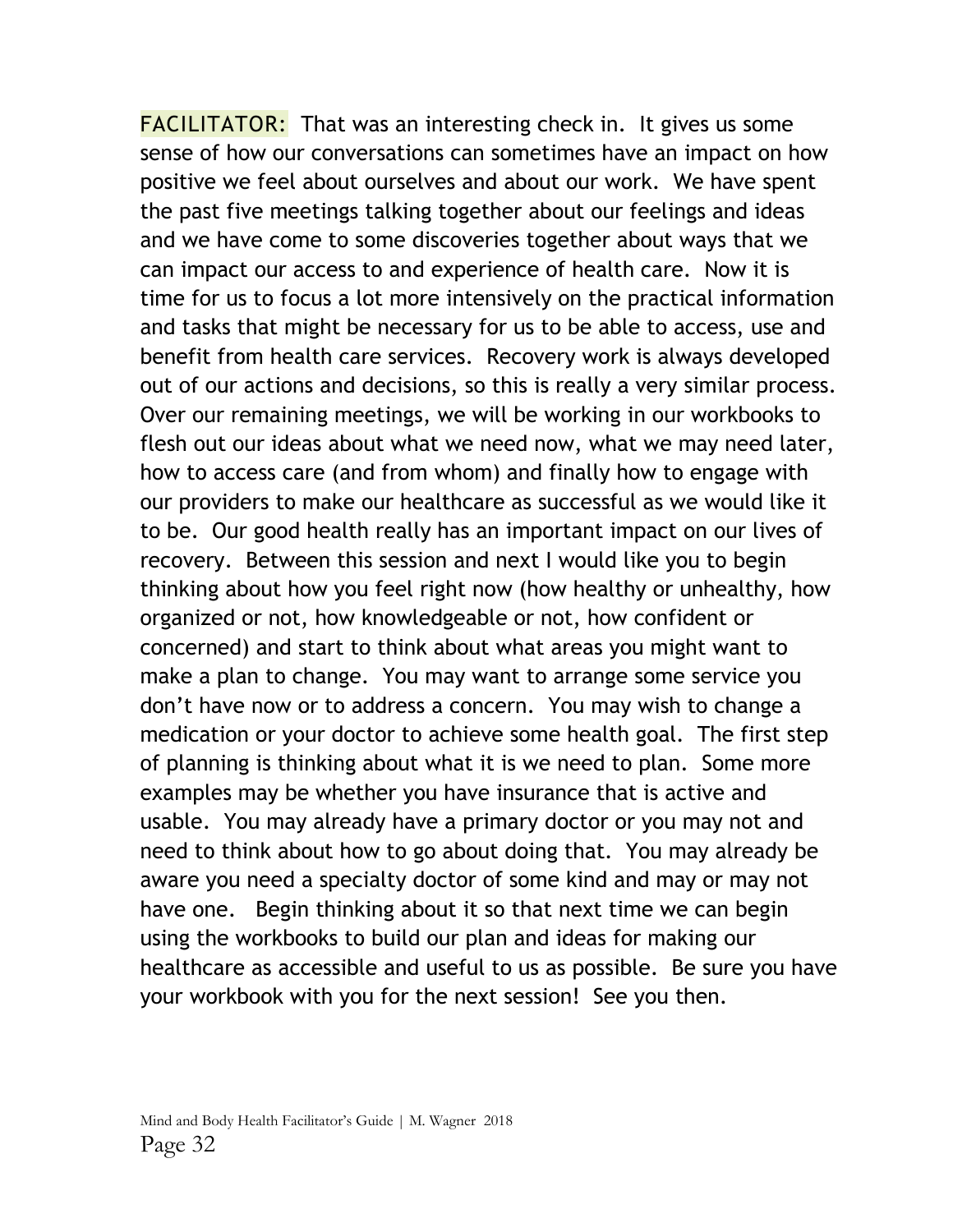FACILITATOR: That was an interesting check in. It gives us some sense of how our conversations can sometimes have an impact on how positive we feel about ourselves and about our work. We have spent the past five meetings talking together about our feelings and ideas and we have come to some discoveries together about ways that we can impact our access to and experience of health care. Now it is time for us to focus a lot more intensively on the practical information and tasks that might be necessary for us to be able to access, use and benefit from health care services. Recovery work is always developed out of our actions and decisions, so this is really a very similar process. Over our remaining meetings, we will be working in our workbooks to flesh out our ideas about what we need now, what we may need later, how to access care (and from whom) and finally how to engage with our providers to make our healthcare as successful as we would like it to be. Our good health really has an important impact on our lives of recovery. Between this session and next I would like you to begin thinking about how you feel right now (how healthy or unhealthy, how organized or not, how knowledgeable or not, how confident or concerned) and start to think about what areas you might want to make a plan to change. You may want to arrange some service you don't have now or to address a concern. You may wish to change a medication or your doctor to achieve some health goal. The first step of planning is thinking about what it is we need to plan. Some more examples may be whether you have insurance that is active and usable. You may already have a primary doctor or you may not and need to think about how to go about doing that. You may already be aware you need a specialty doctor of some kind and may or may not have one. Begin thinking about it so that next time we can begin using the workbooks to build our plan and ideas for making our healthcare as accessible and useful to us as possible. Be sure you have your workbook with you for the next session! See you then.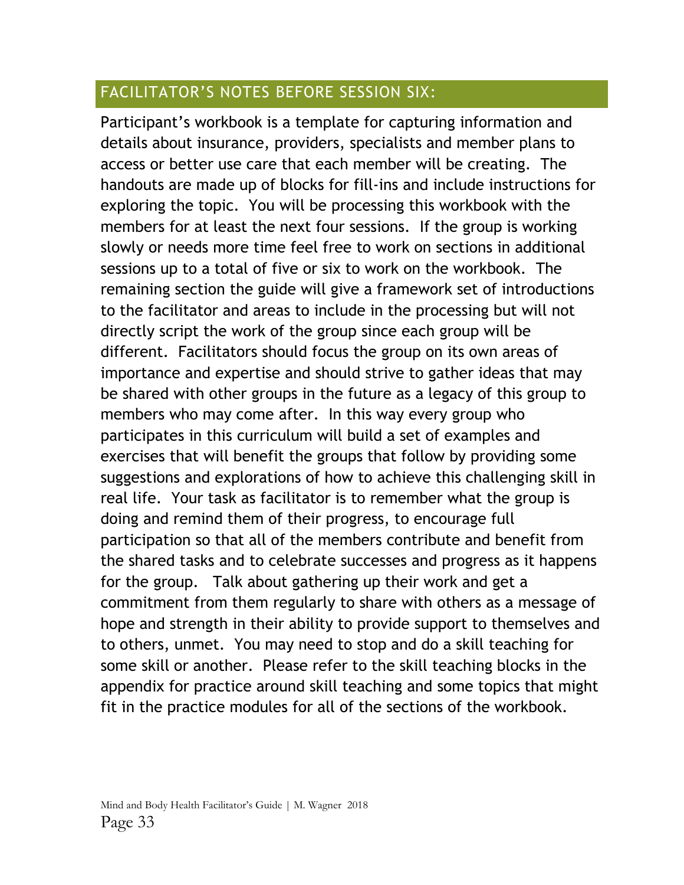## FACILITATOR'S NOTES BEFORE SESSION SIX:

Participant's workbook is a template for capturing information and details about insurance, providers, specialists and member plans to access or better use care that each member will be creating. The handouts are made up of blocks for fill-ins and include instructions for exploring the topic. You will be processing this workbook with the members for at least the next four sessions. If the group is working slowly or needs more time feel free to work on sections in additional sessions up to a total of five or six to work on the workbook. The remaining section the guide will give a framework set of introductions to the facilitator and areas to include in the processing but will not directly script the work of the group since each group will be different. Facilitators should focus the group on its own areas of importance and expertise and should strive to gather ideas that may be shared with other groups in the future as a legacy of this group to members who may come after. In this way every group who participates in this curriculum will build a set of examples and exercises that will benefit the groups that follow by providing some suggestions and explorations of how to achieve this challenging skill in real life. Your task as facilitator is to remember what the group is doing and remind them of their progress, to encourage full participation so that all of the members contribute and benefit from the shared tasks and to celebrate successes and progress as it happens for the group. Talk about gathering up their work and get a commitment from them regularly to share with others as a message of hope and strength in their ability to provide support to themselves and to others, unmet. You may need to stop and do a skill teaching for some skill or another. Please refer to the skill teaching blocks in the appendix for practice around skill teaching and some topics that might fit in the practice modules for all of the sections of the workbook.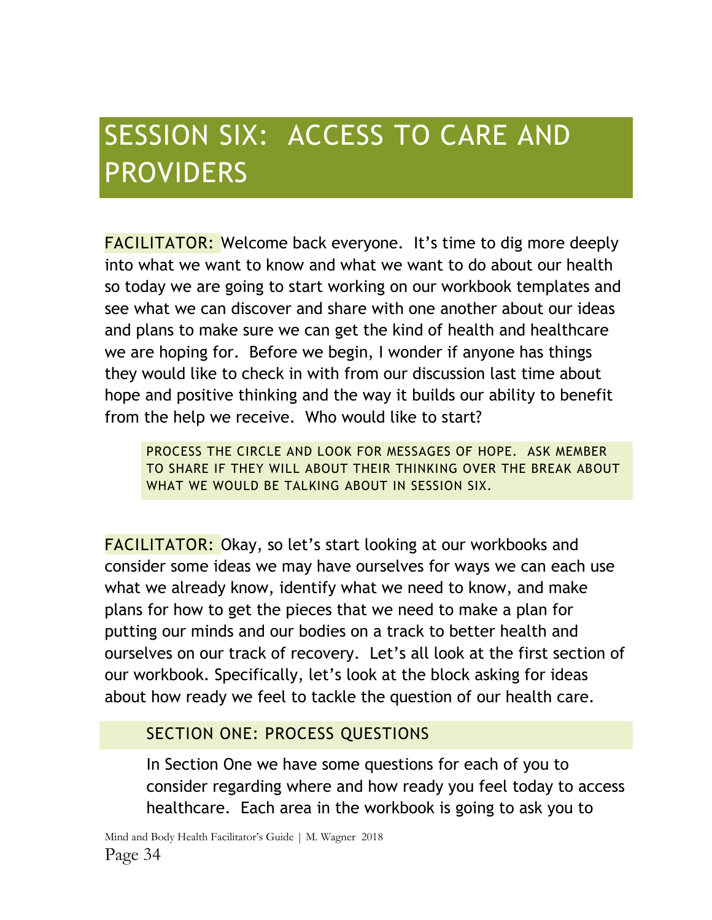# SESSION SIX: ACCESS TO CARE AND PROVIDERS

FACILITATOR: Welcome back everyone. It's time to dig more deeply into what we want to know and what we want to do about our health so today we are going to start working on our workbook templates and see what we can discover and share with one another about our ideas and plans to make sure we can get the kind of health and healthcare we are hoping for. Before we begin, I wonder if anyone has things they would like to check in with from our discussion last time about hope and positive thinking and the way it builds our ability to benefit from the help we receive. Who would like to start?

> PROCESS THE CIRCLE AND LOOK FOR MESSAGES OF HOPE. ASK MEMBER TO SHARE IF THEY WILL ABOUT THEIR THINKING OVER THE BREAK ABOUT WHAT WE WOULD BE TALKING ABOUT IN SESSION SIX.

FACILITATOR: Okay, so let's start looking at our workbooks and consider some ideas we may have ourselves for ways we can each use what we already know, identify what we need to know, and make plans for how to get the pieces that we need to make a plan for putting our minds and our bodies on a track to better health and ourselves on our track of recovery. Let's all look at the first section of our workbook. Specifically, let's look at the block asking for ideas about how ready we feel to tackle the question of our health care.

## SECTION ONE: PROCESS QUESTIONS

In Section One we have some questions for each of you to consider regarding where and how ready you feel today to access healthcare. Each area in the workbook is going to ask you to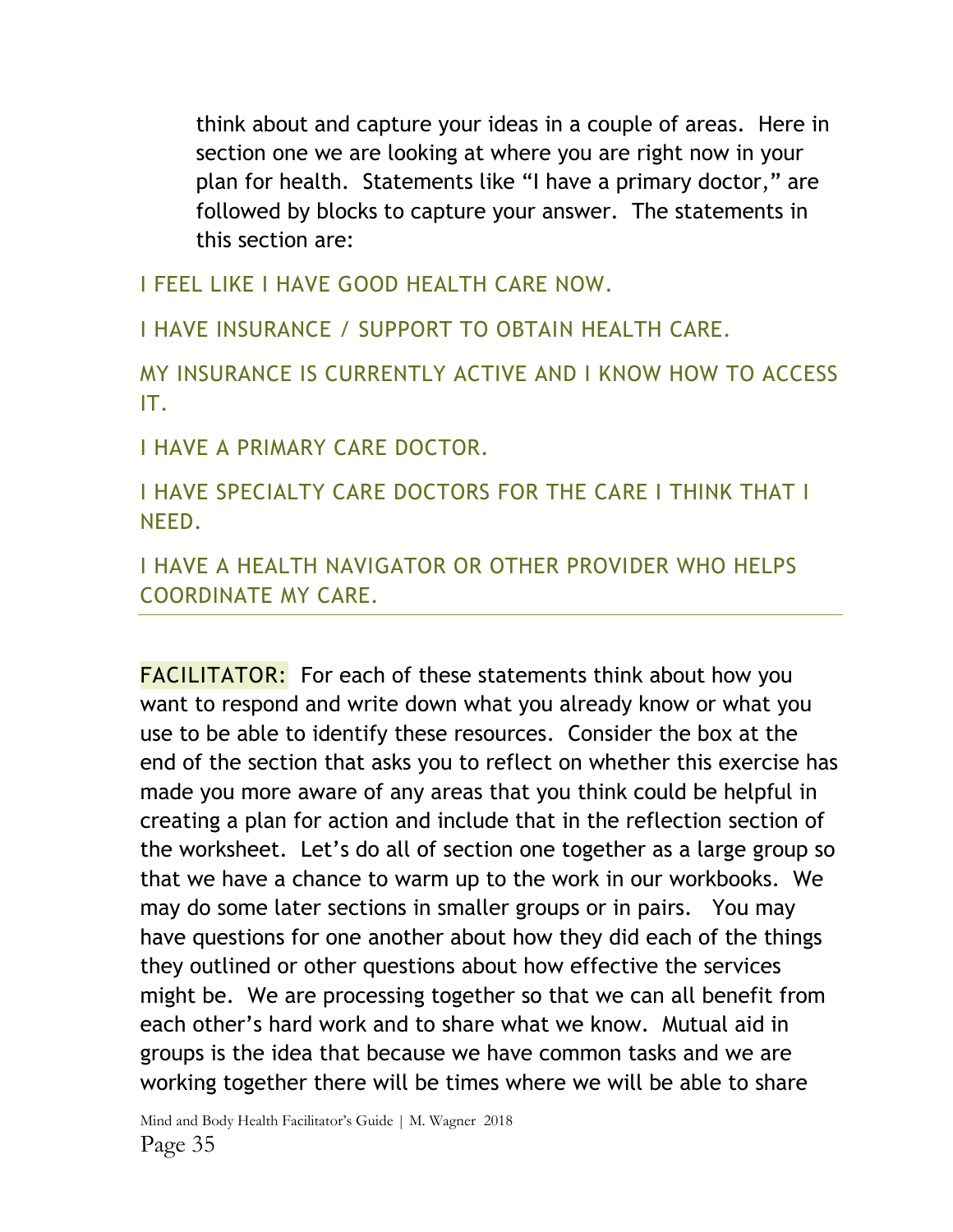think about and capture your ideas in a couple of areas. Here in section one we are looking at where you are right now in your plan for health. Statements like "I have a primary doctor," are followed by blocks to capture your answer. The statements in this section are:

I FEEL LIKE I HAVE GOOD HEALTH CARE NOW.

I HAVE INSURANCE / SUPPORT TO OBTAIN HEALTH CARE.

MY INSURANCE IS CURRENTLY ACTIVE AND I KNOW HOW TO ACCESS IT.

I HAVE A PRIMARY CARE DOCTOR.

I HAVE SPECIALTY CARE DOCTORS FOR THE CARE I THINK THAT I NEED.

I HAVE A HEALTH NAVIGATOR OR OTHER PROVIDER WHO HELPS COORDINATE MY CARE.

---

FACILITATOR: For each of these statements think about how you want to respond and write down what you already know or what you use to be able to identify these resources. Consider the box at the end of the section that asks you to reflect on whether this exercise has made you more aware of any areas that you think could be helpful in creating a plan for action and include that in the reflection section of the worksheet. Let's do all of section one together as a large group so that we have a chance to warm up to the work in our workbooks. We may do some later sections in smaller groups or in pairs. You may have questions for one another about how they did each of the things they outlined or other questions about how effective the services might be. We are processing together so that we can all benefit from each other's hard work and to share what we know. Mutual aid in groups is the idea that because we have common tasks and we are working together there will be times where we will be able to share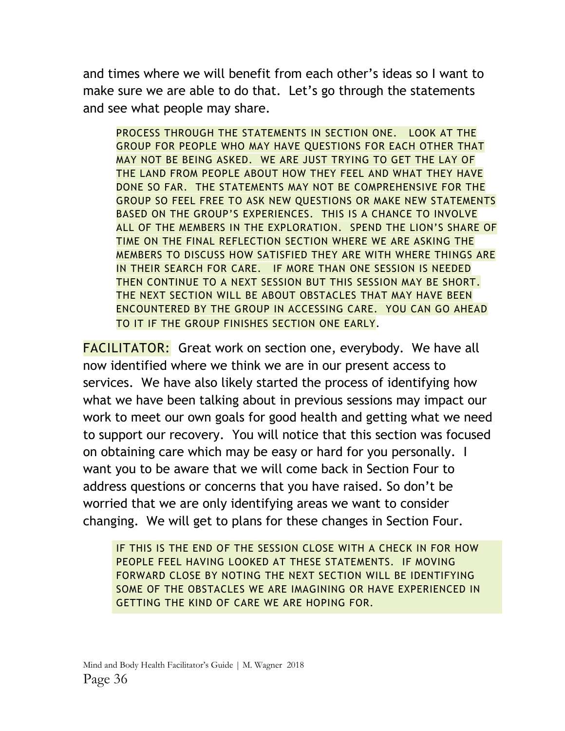and times where we will benefit from each other's ideas so I want to make sure we are able to do that. Let's go through the statements and see what people may share.

> PROCESS THROUGH THE STATEMENTS IN SECTION ONE. LOOK AT THE GROUP FOR PEOPLE WHO MAY HAVE QUESTIONS FOR EACH OTHER THAT MAY NOT BE BEING ASKED. WE ARE JUST TRYING TO GET THE LAY OF THE LAND FROM PEOPLE ABOUT HOW THEY FEEL AND WHAT THEY HAVE DONE SO FAR. THE STATEMENTS MAY NOT BE COMPREHENSIVE FOR THE GROUP SO FEEL FREE TO ASK NEW QUESTIONS OR MAKE NEW STATEMENTS BASED ON THE GROUP'S EXPERIENCES. THIS IS A CHANCE TO INVOLVE ALL OF THE MEMBERS IN THE EXPLORATION. SPEND THE LION'S SHARE OF TIME ON THE FINAL REFLECTION SECTION WHERE WE ARE ASKING THE MEMBERS TO DISCUSS HOW SATISFIED THEY ARE WITH WHERE THINGS ARE IN THEIR SEARCH FOR CARE. IF MORE THAN ONE SESSION IS NEEDED THEN CONTINUE TO A NEXT SESSION BUT THIS SESSION MAY BE SHORT. THE NEXT SECTION WILL BE ABOUT OBSTACLES THAT MAY HAVE BEEN ENCOUNTERED BY THE GROUP IN ACCESSING CARE. YOU CAN GO AHEAD TO IT IF THE GROUP FINISHES SECTION ONE EARLY.

FACILITATOR: Great work on section one, everybody. We have all now identified where we think we are in our present access to services. We have also likely started the process of identifying how what we have been talking about in previous sessions may impact our work to meet our own goals for good health and getting what we need to support our recovery. You will notice that this section was focused on obtaining care which may be easy or hard for you personally. I want you to be aware that we will come back in Section Four to address questions or concerns that you have raised. So don't be worried that we are only identifying areas we want to consider changing. We will get to plans for these changes in Section Four.

> IF THIS IS THE END OF THE SESSION CLOSE WITH A CHECK IN FOR HOW PEOPLE FEEL HAVING LOOKED AT THESE STATEMENTS. IF MOVING FORWARD CLOSE BY NOTING THE NEXT SECTION WILL BE IDENTIFYING SOME OF THE OBSTACLES WE ARE IMAGINING OR HAVE EXPERIENCED IN GETTING THE KIND OF CARE WE ARE HOPING FOR.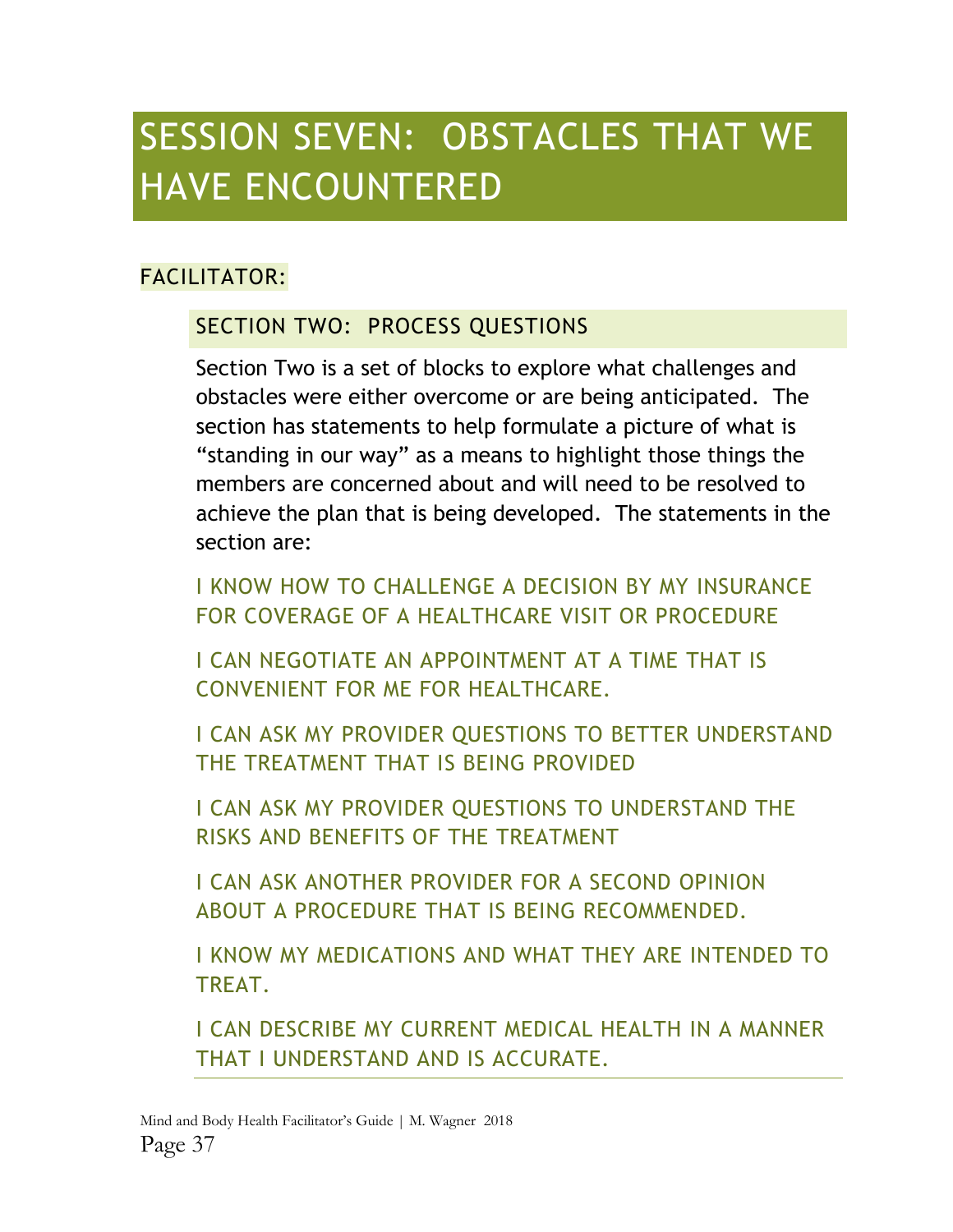# SESSION SEVEN: OBSTACLES THAT WE HAVE ENCOUNTERED

## FACILITATOR:

### SECTION TWO: PROCESS QUESTIONS

Section Two is a set of blocks to explore what challenges and obstacles were either overcome or are being anticipated. The section has statements to help formulate a picture of what is "standing in our way" as a means to highlight those things the members are concerned about and will need to be resolved to achieve the plan that is being developed. The statements in the section are:

I KNOW HOW TO CHALLENGE A DECISION BY MY INSURANCE FOR COVERAGE OF A HEALTHCARE VISIT OR PROCEDURE

I CAN NEGOTIATE AN APPOINTMENT AT A TIME THAT IS CONVENIENT FOR ME FOR HEALTHCARE.

I CAN ASK MY PROVIDER QUESTIONS TO BETTER UNDERSTAND THE TREATMENT THAT IS BEING PROVIDED

I CAN ASK MY PROVIDER QUESTIONS TO UNDERSTAND THE RISKS AND BENEFITS OF THE TREATMENT

I CAN ASK ANOTHER PROVIDER FOR A SECOND OPINION ABOUT A PROCEDURE THAT IS BEING RECOMMENDED.

I KNOW MY MEDICATIONS AND WHAT THEY ARE INTENDED TO TREAT.

I CAN DESCRIBE MY CURRENT MEDICAL HEALTH IN A MANNER THAT I UNDERSTAND AND IS ACCURATE.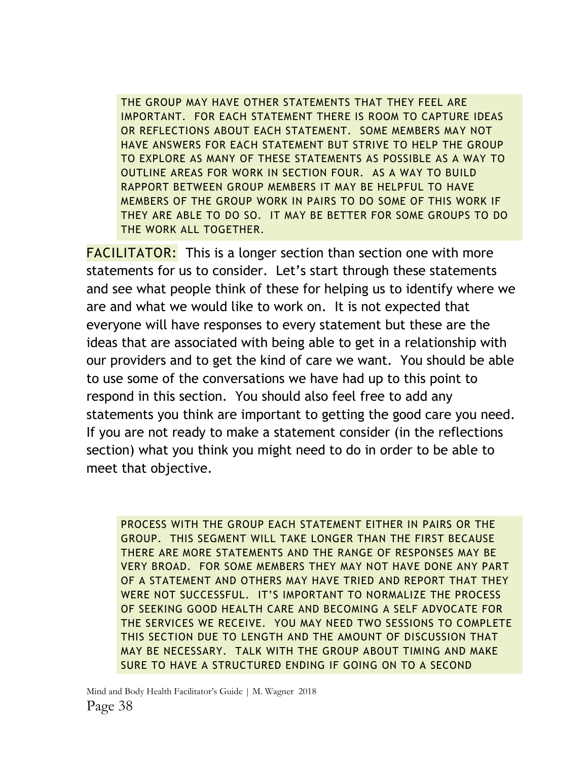THE GROUP MAY HAVE OTHER STATEMENTS THAT THEY FEEL ARE IMPORTANT. FOR EACH STATEMENT THERE IS ROOM TO CAPTURE IDEAS OR REFLECTIONS ABOUT EACH STATEMENT. SOME MEMBERS MAY NOT HAVE ANSWERS FOR EACH STATEMENT BUT STRIVE TO HELP THE GROUP TO EXPLORE AS MANY OF THESE STATEMENTS AS POSSIBLE AS A WAY TO OUTLINE AREAS FOR WORK IN SECTION FOUR. AS A WAY TO BUILD RAPPORT BETWEEN GROUP MEMBERS IT MAY BE HELPFUL TO HAVE MEMBERS OF THE GROUP WORK IN PAIRS TO DO SOME OF THIS WORK IF THEY ARE ABLE TO DO SO. IT MAY BE BETTER FOR SOME GROUPS TO DO THE WORK ALL TOGETHER.

FACILITATOR: This is a longer section than section one with more statements for us to consider. Let's start through these statements and see what people think of these for helping us to identify where we are and what we would like to work on. It is not expected that everyone will have responses to every statement but these are the ideas that are associated with being able to get in a relationship with our providers and to get the kind of care we want. You should be able to use some of the conversations we have had up to this point to respond in this section. You should also feel free to add any statements you think are important to getting the good care you need. If you are not ready to make a statement consider (in the reflections section) what you think you might need to do in order to be able to meet that objective.

PROCESS WITH THE GROUP EACH STATEMENT EITHER IN PAIRS OR THE GROUP. THIS SEGMENT WILL TAKE LONGER THAN THE FIRST BECAUSE THERE ARE MORE STATEMENTS AND THE RANGE OF RESPONSES MAY BE VERY BROAD. FOR SOME MEMBERS THEY MAY NOT HAVE DONE ANY PART OF A STATEMENT AND OTHERS MAY HAVE TRIED AND REPORT THAT THEY WERE NOT SUCCESSFUL. IT'S IMPORTANT TO NORMALIZE THE PROCESS OF SEEKING GOOD HEALTH CARE AND BECOMING A SELF ADVOCATE FOR THE SERVICES WE RECEIVE. YOU MAY NEED TWO SESSIONS TO COMPLETE THIS SECTION DUE TO LENGTH AND THE AMOUNT OF DISCUSSION THAT MAY BE NECESSARY. TALK WITH THE GROUP ABOUT TIMING AND MAKE SURE TO HAVE A STRUCTURED ENDING IF GOING ON TO A SECOND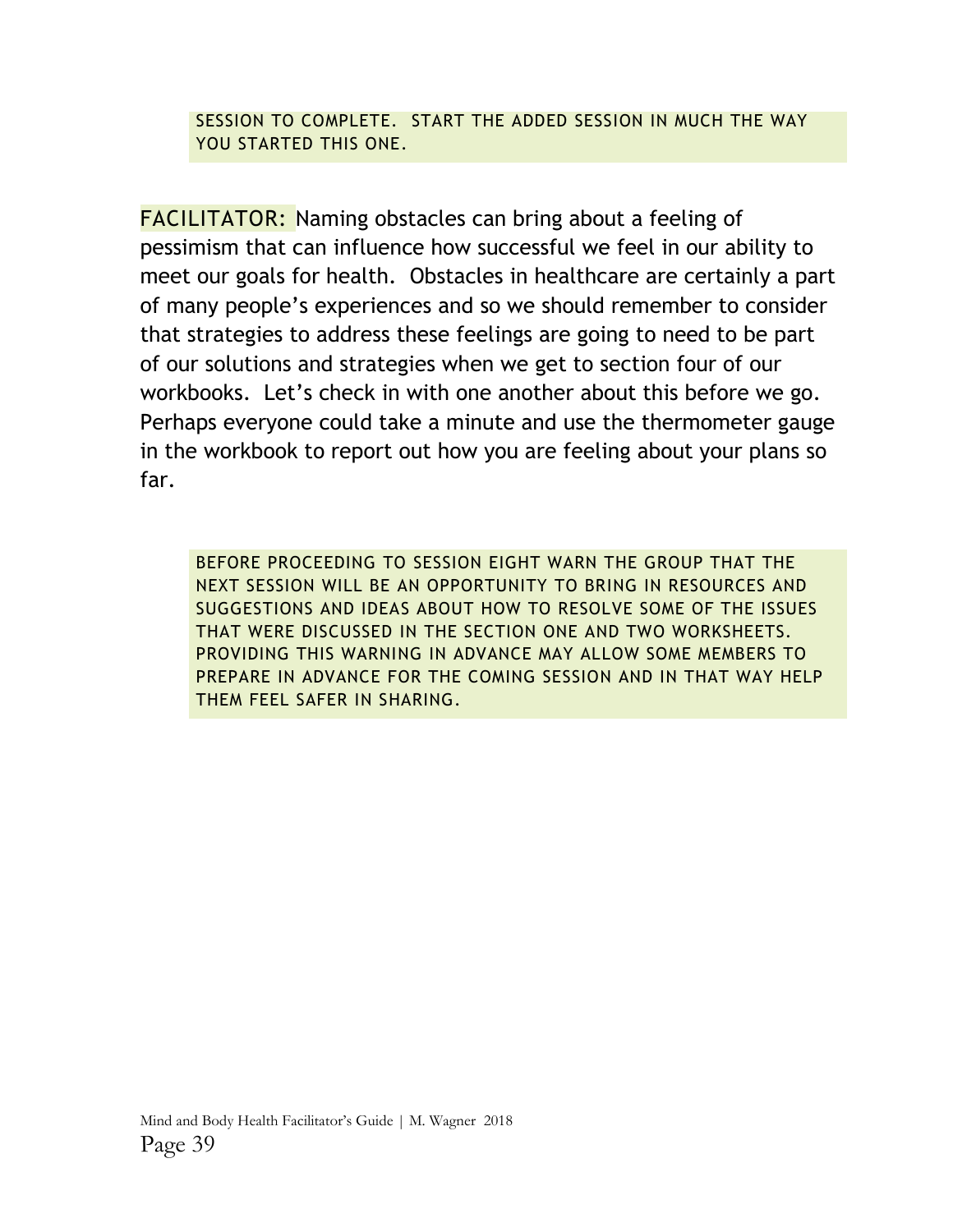SESSION TO COMPLETE. START THE ADDED SESSION IN MUCH THE WAY YOU STARTED THIS ONE.

FACILITATOR: Naming obstacles can bring about a feeling of pessimism that can influence how successful we feel in our ability to meet our goals for health. Obstacles in healthcare are certainly a part of many people's experiences and so we should remember to consider that strategies to address these feelings are going to need to be part of our solutions and strategies when we get to section four of our workbooks. Let's check in with one another about this before we go. Perhaps everyone could take a minute and use the thermometer gauge in the workbook to report out how you are feeling about your plans so far.

BEFORE PROCEEDING TO SESSION EIGHT WARN THE GROUP THAT THE NEXT SESSION WILL BE AN OPPORTUNITY TO BRING IN RESOURCES AND SUGGESTIONS AND IDEAS ABOUT HOW TO RESOLVE SOME OF THE ISSUES THAT WERE DISCUSSED IN THE SECTION ONE AND TWO WORKSHEETS. PROVIDING THIS WARNING IN ADVANCE MAY ALLOW SOME MEMBERS TO PREPARE IN ADVANCE FOR THE COMING SESSION AND IN THAT WAY HELP THEM FEEL SAFER IN SHARING.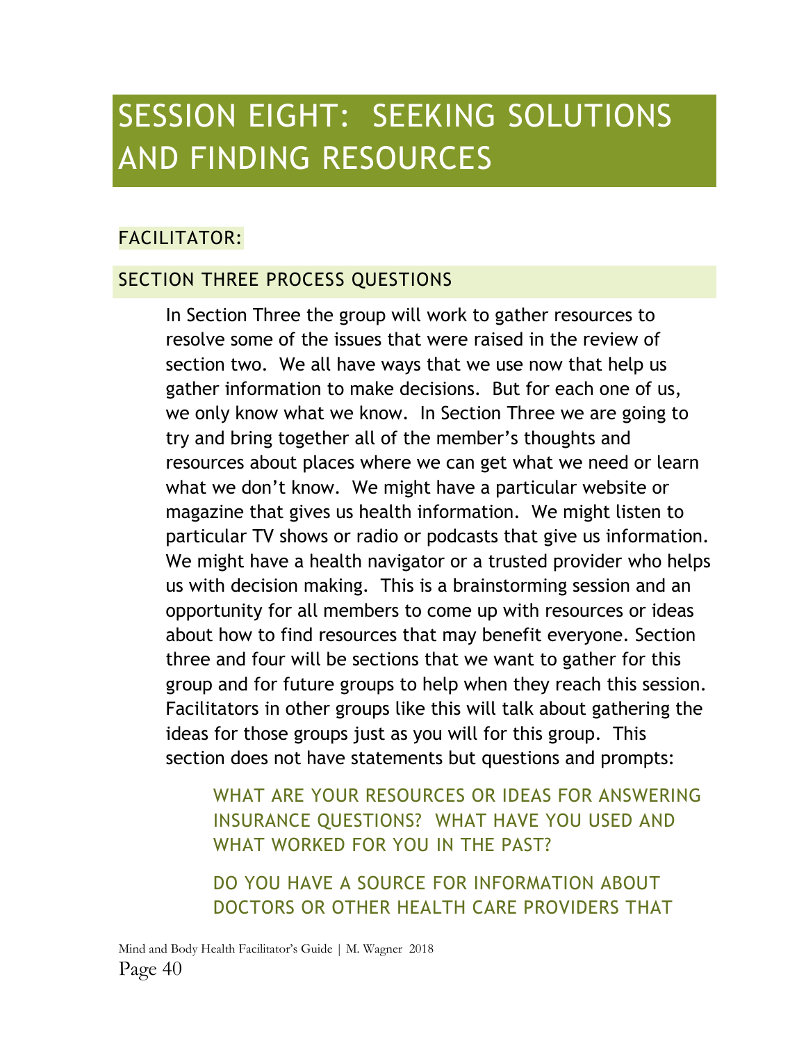# SESSION EIGHT: SEEKING SOLUTIONS AND FINDING RESOURCES

## FACILITATOR:

### SECTION THREE PROCESS QUESTIONS

In Section Three the group will work to gather resources to resolve some of the issues that were raised in the review of section two. We all have ways that we use now that help us gather information to make decisions. But for each one of us, we only know what we know. In Section Three we are going to try and bring together all of the member's thoughts and resources about places where we can get what we need or learn what we don't know. We might have a particular website or magazine that gives us health information. We might listen to particular TV shows or radio or podcasts that give us information. We might have a health navigator or a trusted provider who helps us with decision making. This is a brainstorming session and an opportunity for all members to come up with resources or ideas about how to find resources that may benefit everyone. Section three and four will be sections that we want to gather for this group and for future groups to help when they reach this session. Facilitators in other groups like this will talk about gathering the ideas for those groups just as you will for this group. This section does not have statements but questions and prompts:

WHAT ARE YOUR RESOURCES OR IDEAS FOR ANSWERING INSURANCE QUESTIONS? WHAT HAVE YOU USED AND WHAT WORKED FOR YOU IN THE PAST?

DO YOU HAVE A SOURCE FOR INFORMATION ABOUT DOCTORS OR OTHER HEALTH CARE PROVIDERS THAT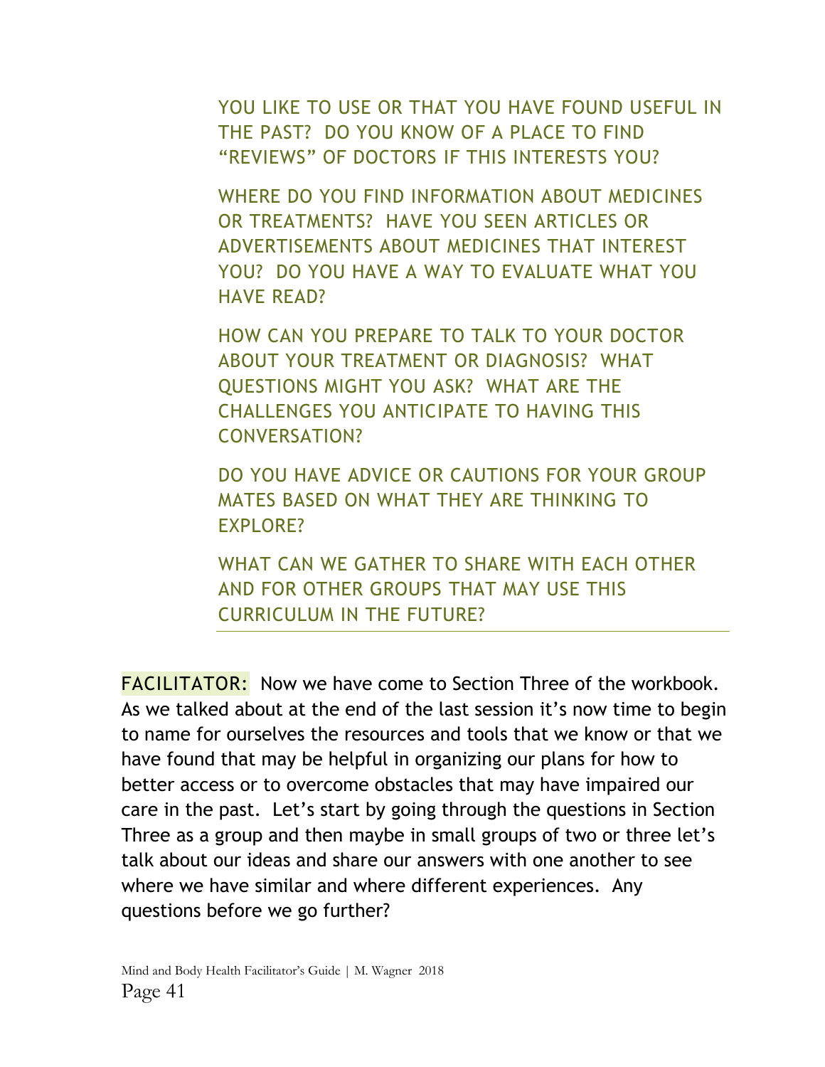YOU LIKE TO USE OR THAT YOU HAVE FOUND USEFUL IN THE PAST? DO YOU KNOW OF A PLACE TO FIND "REVIEWS" OF DOCTORS IF THIS INTERESTS YOU?

WHERE DO YOU FIND INFORMATION ABOUT MEDICINES OR TREATMENTS? HAVE YOU SEEN ARTICLES OR ADVERTISEMENTS ABOUT MEDICINES THAT INTEREST YOU? DO YOU HAVE A WAY TO EVALUATE WHAT YOU HAVE READ?

HOW CAN YOU PREPARE TO TALK TO YOUR DOCTOR ABOUT YOUR TREATMENT OR DIAGNOSIS? WHAT QUESTIONS MIGHT YOU ASK? WHAT ARE THE CHALLENGES YOU ANTICIPATE TO HAVING THIS CONVERSATION?

DO YOU HAVE ADVICE OR CAUTIONS FOR YOUR GROUP MATES BASED ON WHAT THEY ARE THINKING TO EXPLORE?

WHAT CAN WE GATHER TO SHARE WITH EACH OTHER AND FOR OTHER GROUPS THAT MAY USE THIS CURRICULUM IN THE FUTURE?

---

FACILITATOR: Now we have come to Section Three of the workbook. As we talked about at the end of the last session it's now time to begin to name for ourselves the resources and tools that we know or that we have found that may be helpful in organizing our plans for how to better access or to overcome obstacles that may have impaired our care in the past. Let's start by going through the questions in Section Three as a group and then maybe in small groups of two or three let's talk about our ideas and share our answers with one another to see where we have similar and where different experiences. Any questions before we go further?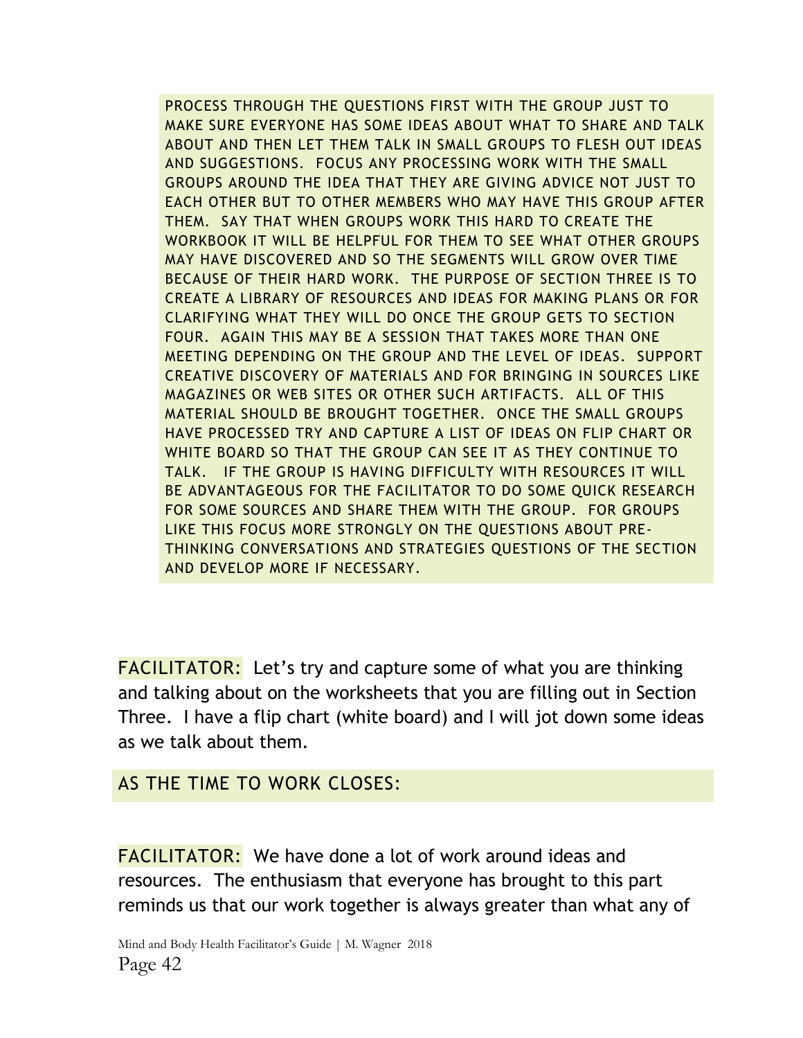PROCESS THROUGH THE QUESTIONS FIRST WITH THE GROUP JUST TO MAKE SURE EVERYONE HAS SOME IDEAS ABOUT WHAT TO SHARE AND TALK ABOUT AND THEN LET THEM TALK IN SMALL GROUPS TO FLESH OUT IDEAS AND SUGGESTIONS. FOCUS ANY PROCESSING WORK WITH THE SMALL GROUPS AROUND THE IDEA THAT THEY ARE GIVING ADVICE NOT JUST TO EACH OTHER BUT TO OTHER MEMBERS WHO MAY HAVE THIS GROUP AFTER THEM. SAY THAT WHEN GROUPS WORK THIS HARD TO CREATE THE WORKBOOK IT WILL BE HELPFUL FOR THEM TO SEE WHAT OTHER GROUPS MAY HAVE DISCOVERED AND SO THE SEGMENTS WILL GROW OVER TIME BECAUSE OF THEIR HARD WORK. THE PURPOSE OF SECTION THREE IS TO CREATE A LIBRARY OF RESOURCES AND IDEAS FOR MAKING PLANS OR FOR CLARIFYING WHAT THEY WILL DO ONCE THE GROUP GETS TO SECTION FOUR. AGAIN THIS MAY BE A SESSION THAT TAKES MORE THAN ONE MEETING DEPENDING ON THE GROUP AND THE LEVEL OF IDEAS. SUPPORT CREATIVE DISCOVERY OF MATERIALS AND FOR BRINGING IN SOURCES LIKE MAGAZINES OR WEB SITES OR OTHER SUCH ARTIFACTS. ALL OF THIS MATERIAL SHOULD BE BROUGHT TOGETHER. ONCE THE SMALL GROUPS HAVE PROCESSED TRY AND CAPTURE A LIST OF IDEAS ON FLIP CHART OR WHITE BOARD SO THAT THE GROUP CAN SEE IT AS THEY CONTINUE TO TALK. IF THE GROUP IS HAVING DIFFICULTY WITH RESOURCES IT WILL BE ADVANTAGEOUS FOR THE FACILITATOR TO DO SOME QUICK RESEARCH FOR SOME SOURCES AND SHARE THEM WITH THE GROUP. FOR GROUPS LIKE THIS FOCUS MORE STRONGLY ON THE QUESTIONS ABOUT PRE-THINKING CONVERSATIONS AND STRATEGIES QUESTIONS OF THE SECTION AND DEVELOP MORE IF NECESSARY.

FACILITATOR: Let's try and capture some of what you are thinking and talking about on the worksheets that you are filling out in Section Three. I have a flip chart (white board) and I will jot down some ideas as we talk about them.

AS THE TIME TO WORK CLOSES:

FACILITATOR: We have done a lot of work around ideas and resources. The enthusiasm that everyone has brought to this part reminds us that our work together is always greater than what any of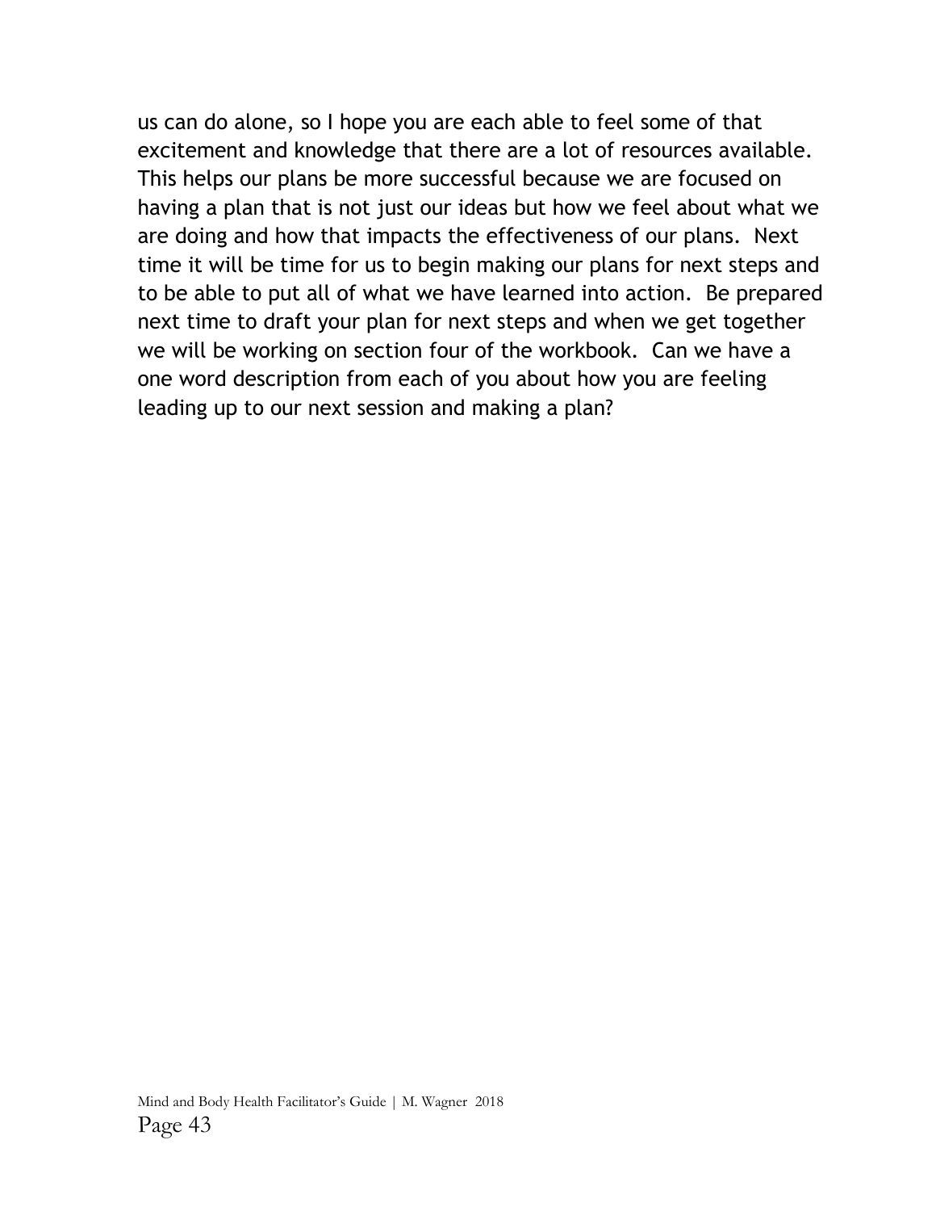us can do alone, so I hope you are each able to feel some of that excitement and knowledge that there are a lot of resources available. This helps our plans be more successful because we are focused on having a plan that is not just our ideas but how we feel about what we are doing and how that impacts the effectiveness of our plans. Next time it will be time for us to begin making our plans for next steps and to be able to put all of what we have learned into action. Be prepared next time to draft your plan for next steps and when we get together we will be working on section four of the workbook. Can we have a one word description from each of you about how you are feeling leading up to our next session and making a plan?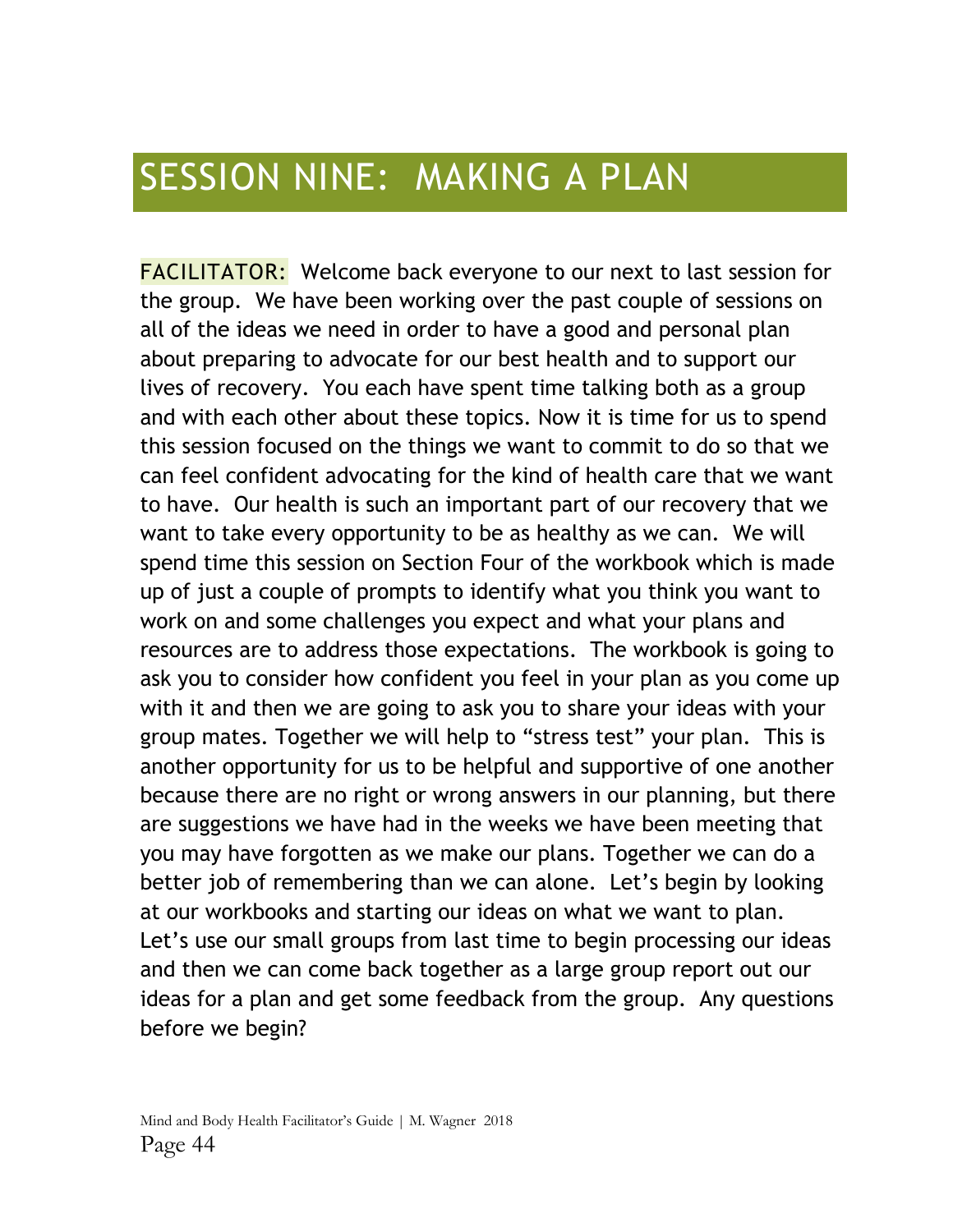# SESSION NINE: MAKING A PLAN

FACILITATOR: Welcome back everyone to our next to last session for the group. We have been working over the past couple of sessions on all of the ideas we need in order to have a good and personal plan about preparing to advocate for our best health and to support our lives of recovery. You each have spent time talking both as a group and with each other about these topics. Now it is time for us to spend this session focused on the things we want to commit to do so that we can feel confident advocating for the kind of health care that we want to have. Our health is such an important part of our recovery that we want to take every opportunity to be as healthy as we can. We will spend time this session on Section Four of the workbook which is made up of just a couple of prompts to identify what you think you want to work on and some challenges you expect and what your plans and resources are to address those expectations. The workbook is going to ask you to consider how confident you feel in your plan as you come up with it and then we are going to ask you to share your ideas with your group mates. Together we will help to "stress test" your plan. This is another opportunity for us to be helpful and supportive of one another because there are no right or wrong answers in our planning, but there are suggestions we have had in the weeks we have been meeting that you may have forgotten as we make our plans. Together we can do a better job of remembering than we can alone. Let's begin by looking at our workbooks and starting our ideas on what we want to plan. Let's use our small groups from last time to begin processing our ideas and then we can come back together as a large group report out our ideas for a plan and get some feedback from the group. Any questions before we begin?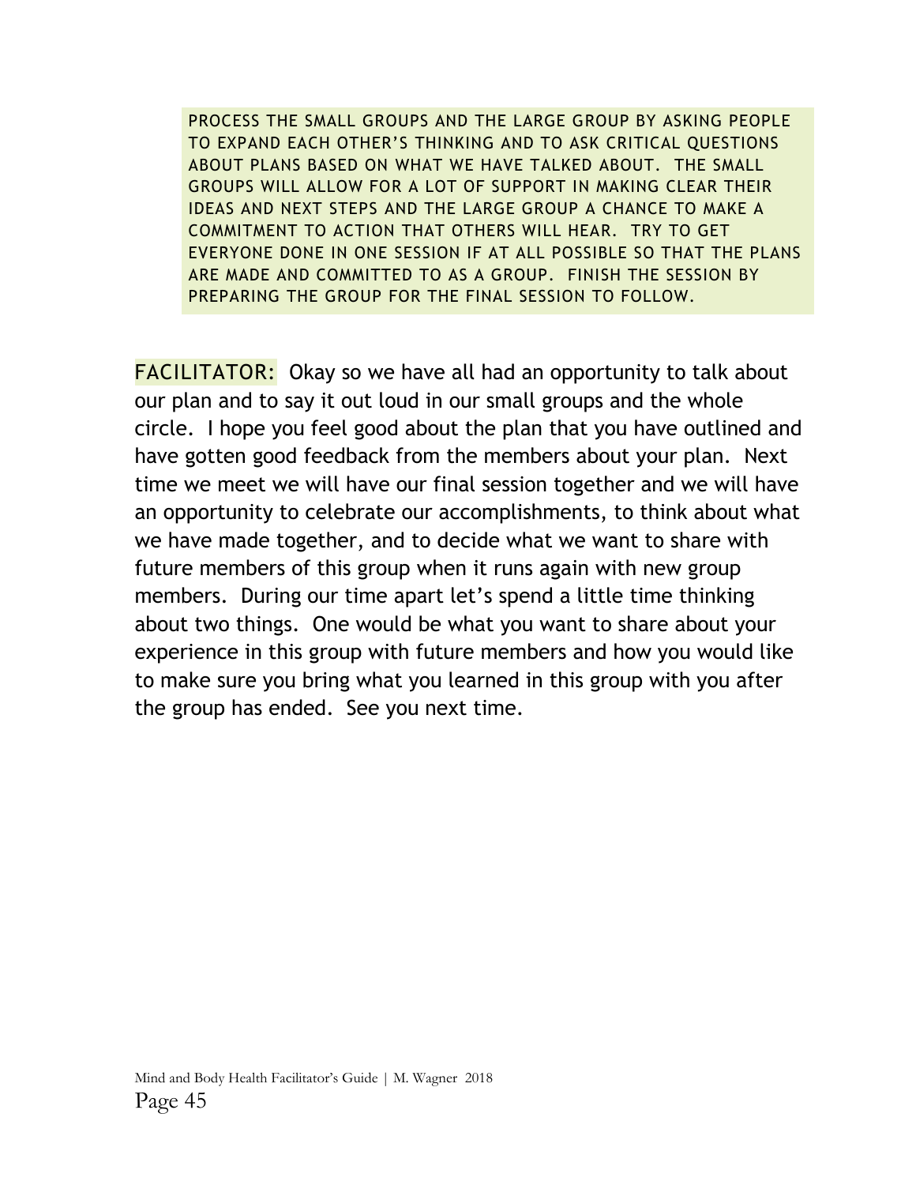PROCESS THE SMALL GROUPS AND THE LARGE GROUP BY ASKING PEOPLE TO EXPAND EACH OTHER'S THINKING AND TO ASK CRITICAL QUESTIONS ABOUT PLANS BASED ON WHAT WE HAVE TALKED ABOUT. THE SMALL GROUPS WILL ALLOW FOR A LOT OF SUPPORT IN MAKING CLEAR THEIR IDEAS AND NEXT STEPS AND THE LARGE GROUP A CHANCE TO MAKE A COMMITMENT TO ACTION THAT OTHERS WILL HEAR. TRY TO GET EVERYONE DONE IN ONE SESSION IF AT ALL POSSIBLE SO THAT THE PLANS ARE MADE AND COMMITTED TO AS A GROUP. FINISH THE SESSION BY PREPARING THE GROUP FOR THE FINAL SESSION TO FOLLOW.

FACILITATOR: Okay so we have all had an opportunity to talk about our plan and to say it out loud in our small groups and the whole circle. I hope you feel good about the plan that you have outlined and have gotten good feedback from the members about your plan. Next time we meet we will have our final session together and we will have an opportunity to celebrate our accomplishments, to think about what we have made together, and to decide what we want to share with future members of this group when it runs again with new group members. During our time apart let's spend a little time thinking about two things. One would be what you want to share about your experience in this group with future members and how you would like to make sure you bring what you learned in this group with you after the group has ended. See you next time.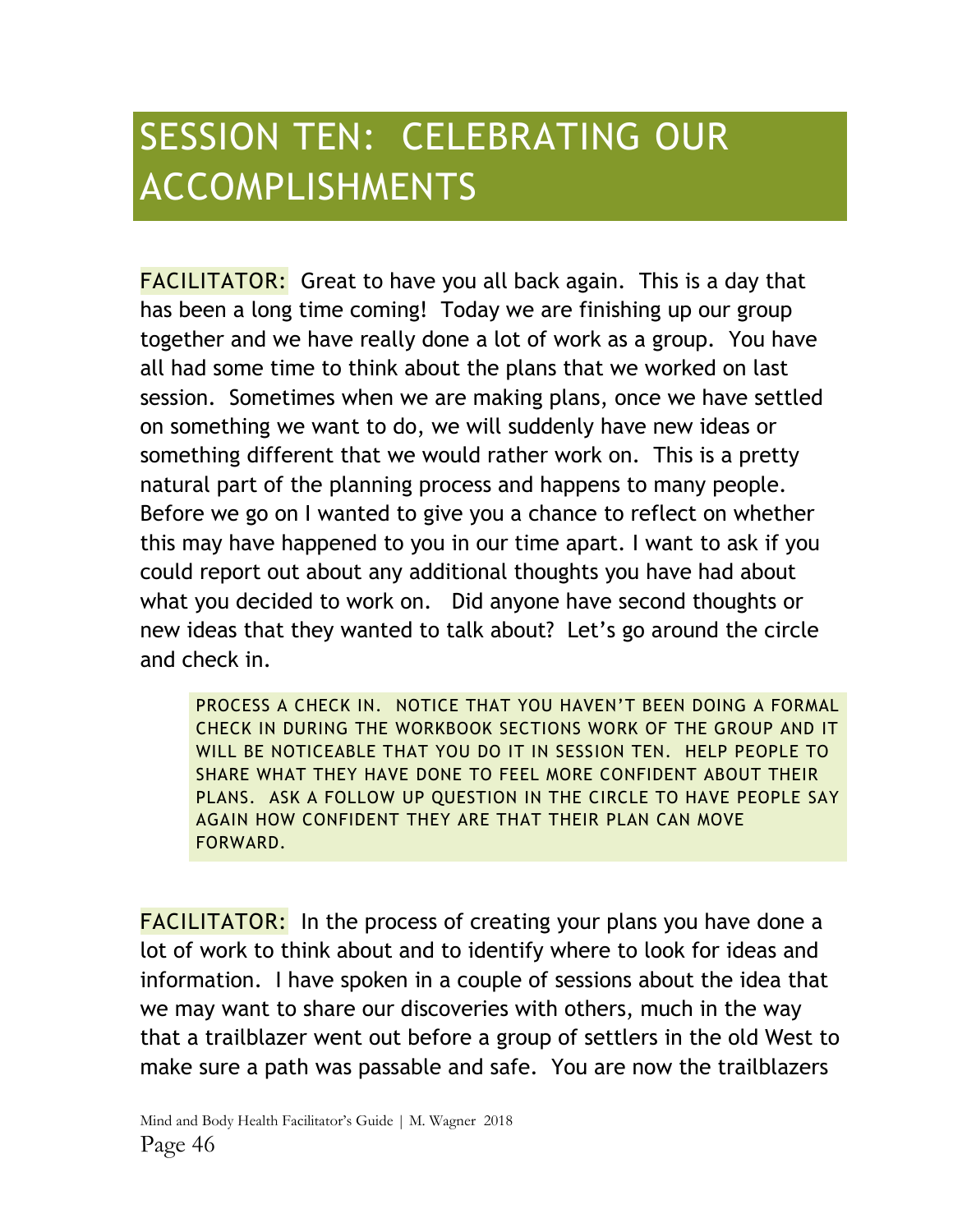# SESSION TEN: CELEBRATING OUR ACCOMPLISHMENTS

FACILITATOR: Great to have you all back again. This is a day that has been a long time coming! Today we are finishing up our group together and we have really done a lot of work as a group. You have all had some time to think about the plans that we worked on last session. Sometimes when we are making plans, once we have settled on something we want to do, we will suddenly have new ideas or something different that we would rather work on. This is a pretty natural part of the planning process and happens to many people. Before we go on I wanted to give you a chance to reflect on whether this may have happened to you in our time apart. I want to ask if you could report out about any additional thoughts you have had about what you decided to work on. Did anyone have second thoughts or new ideas that they wanted to talk about? Let's go around the circle and check in.

> PROCESS A CHECK IN. NOTICE THAT YOU HAVEN'T BEEN DOING A FORMAL CHECK IN DURING THE WORKBOOK SECTIONS WORK OF THE GROUP AND IT WILL BE NOTICEABLE THAT YOU DO IT IN SESSION TEN. HELP PEOPLE TO SHARE WHAT THEY HAVE DONE TO FEEL MORE CONFIDENT ABOUT THEIR PLANS. ASK A FOLLOW UP QUESTION IN THE CIRCLE TO HAVE PEOPLE SAY AGAIN HOW CONFIDENT THEY ARE THAT THEIR PLAN CAN MOVE FORWARD.

FACILITATOR: In the process of creating your plans you have done a lot of work to think about and to identify where to look for ideas and information. I have spoken in a couple of sessions about the idea that we may want to share our discoveries with others, much in the way that a trailblazer went out before a group of settlers in the old West to make sure a path was passable and safe. You are now the trailblazers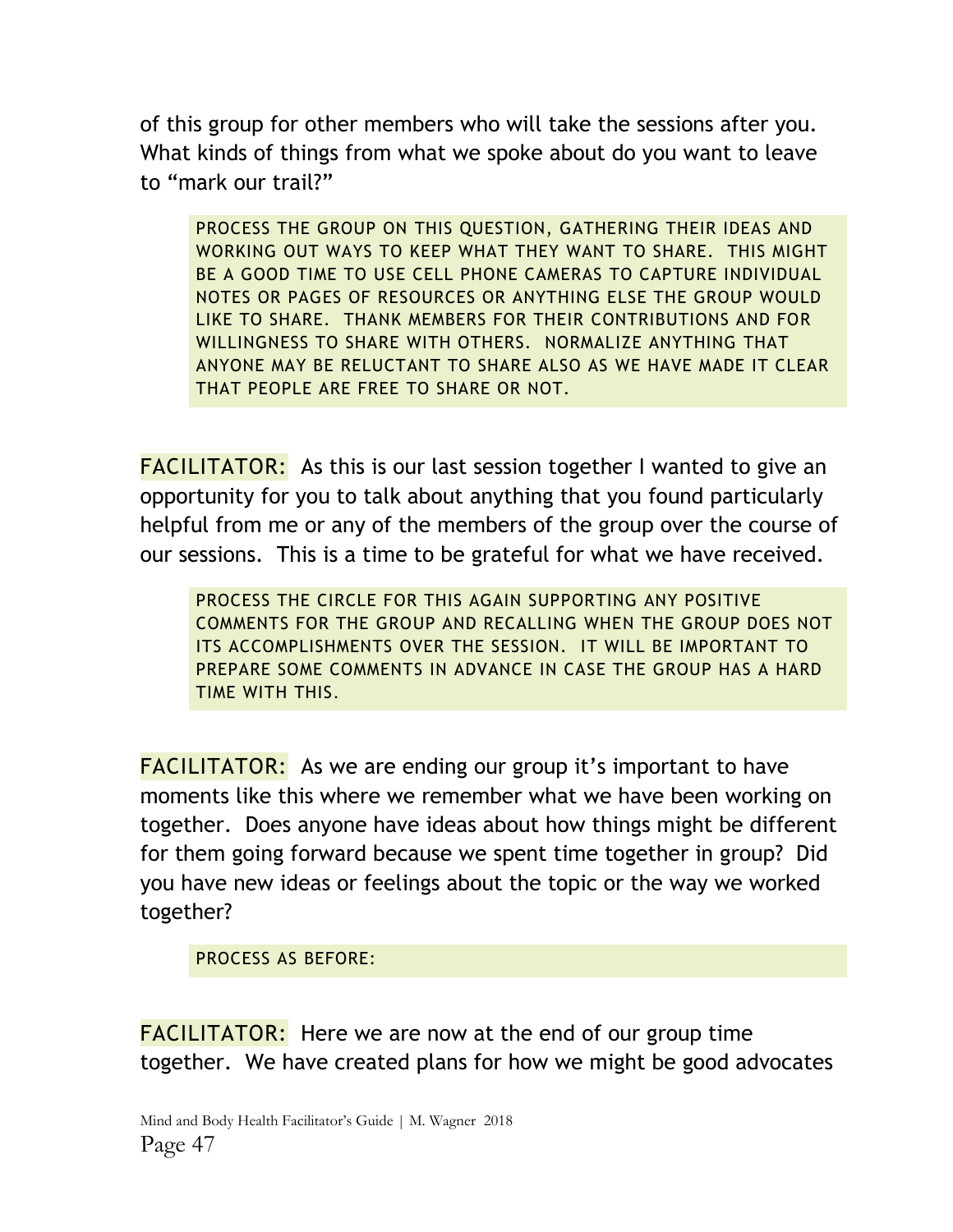of this group for other members who will take the sessions after you. What kinds of things from what we spoke about do you want to leave to "mark our trail?"

> PROCESS THE GROUP ON THIS QUESTION, GATHERING THEIR IDEAS AND WORKING OUT WAYS TO KEEP WHAT THEY WANT TO SHARE. THIS MIGHT BE A GOOD TIME TO USE CELL PHONE CAMERAS TO CAPTURE INDIVIDUAL NOTES OR PAGES OF RESOURCES OR ANYTHING ELSE THE GROUP WOULD LIKE TO SHARE. THANK MEMBERS FOR THEIR CONTRIBUTIONS AND FOR WILLINGNESS TO SHARE WITH OTHERS. NORMALIZE ANYTHING THAT ANYONE MAY BE RELUCTANT TO SHARE ALSO AS WE HAVE MADE IT CLEAR THAT PEOPLE ARE FREE TO SHARE OR NOT.

FACILITATOR: As this is our last session together I wanted to give an opportunity for you to talk about anything that you found particularly helpful from me or any of the members of the group over the course of our sessions. This is a time to be grateful for what we have received.

> PROCESS THE CIRCLE FOR THIS AGAIN SUPPORTING ANY POSITIVE COMMENTS FOR THE GROUP AND RECALLING WHEN THE GROUP DOES NOT ITS ACCOMPLISHMENTS OVER THE SESSION. IT WILL BE IMPORTANT TO PREPARE SOME COMMENTS IN ADVANCE IN CASE THE GROUP HAS A HARD TIME WITH THIS.

FACILITATOR: As we are ending our group it's important to have moments like this where we remember what we have been working on together. Does anyone have ideas about how things might be different for them going forward because we spent time together in group? Did you have new ideas or feelings about the topic or the way we worked together?

> PROCESS AS BEFORE:

FACILITATOR: Here we are now at the end of our group time together. We have created plans for how we might be good advocates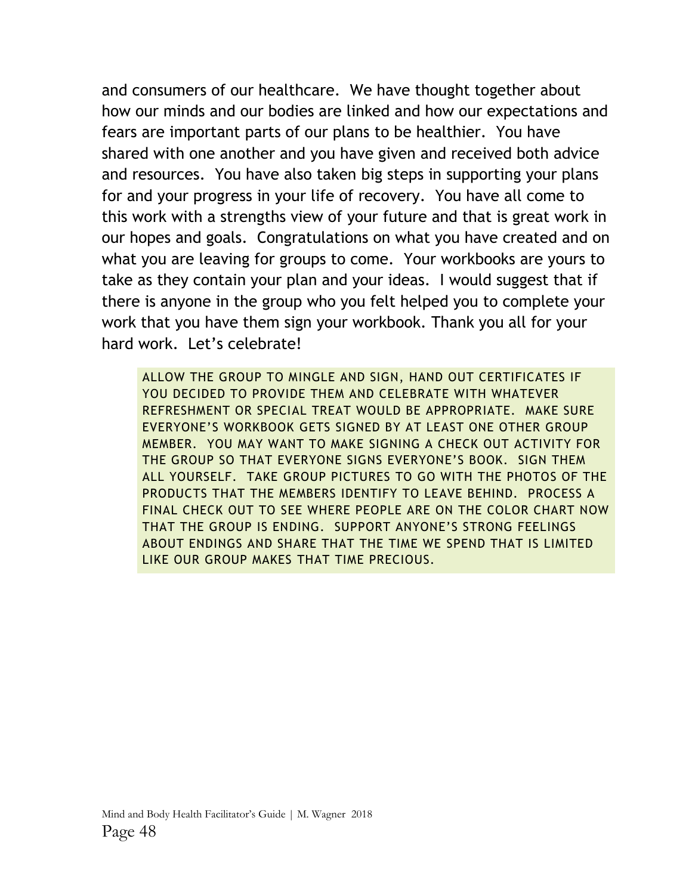and consumers of our healthcare. We have thought together about how our minds and our bodies are linked and how our expectations and fears are important parts of our plans to be healthier. You have shared with one another and you have given and received both advice and resources. You have also taken big steps in supporting your plans for and your progress in your life of recovery. You have all come to this work with a strengths view of your future and that is great work in our hopes and goals. Congratulations on what you have created and on what you are leaving for groups to come. Your workbooks are yours to take as they contain your plan and your ideas. I would suggest that if there is anyone in the group who you felt helped you to complete your work that you have them sign your workbook. Thank you all for your hard work. Let's celebrate!

> ALLOW THE GROUP TO MINGLE AND SIGN, HAND OUT CERTIFICATES IF YOU DECIDED TO PROVIDE THEM AND CELEBRATE WITH WHATEVER REFRESHMENT OR SPECIAL TREAT WOULD BE APPROPRIATE. MAKE SURE EVERYONE'S WORKBOOK GETS SIGNED BY AT LEAST ONE OTHER GROUP MEMBER. YOU MAY WANT TO MAKE SIGNING A CHECK OUT ACTIVITY FOR THE GROUP SO THAT EVERYONE SIGNS EVERYONE'S BOOK. SIGN THEM ALL YOURSELF. TAKE GROUP PICTURES TO GO WITH THE PHOTOS OF THE PRODUCTS THAT THE MEMBERS IDENTIFY TO LEAVE BEHIND. PROCESS A FINAL CHECK OUT TO SEE WHERE PEOPLE ARE ON THE COLOR CHART NOW THAT THE GROUP IS ENDING. SUPPORT ANYONE'S STRONG FEELINGS ABOUT ENDINGS AND SHARE THAT THE TIME WE SPEND THAT IS LIMITED LIKE OUR GROUP MAKES THAT TIME PRECIOUS.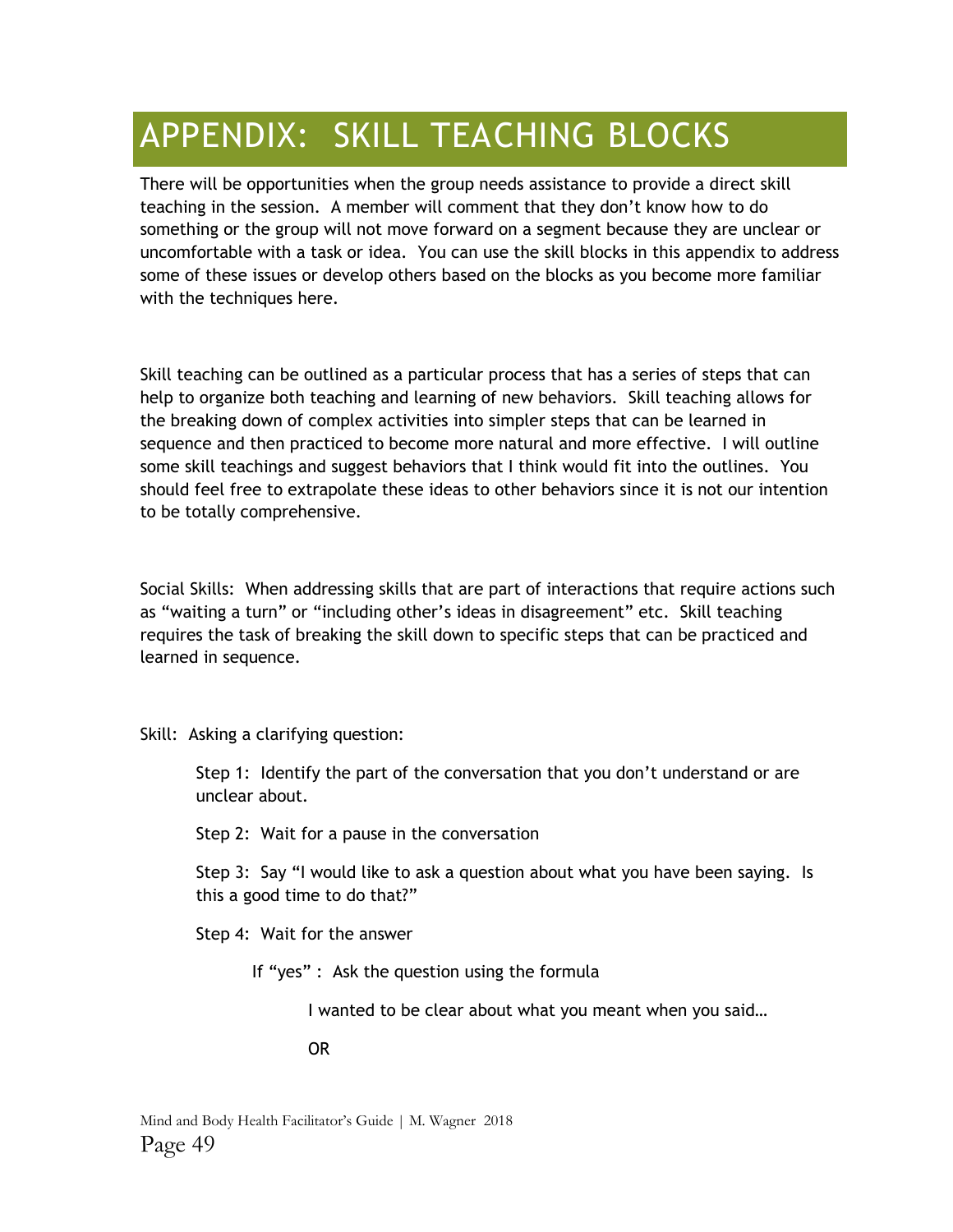# APPENDIX: SKILL TEACHING BLOCKS

There will be opportunities when the group needs assistance to provide a direct skill teaching in the session. A member will comment that they don't know how to do something or the group will not move forward on a segment because they are unclear or uncomfortable with a task or idea. You can use the skill blocks in this appendix to address some of these issues or develop others based on the blocks as you become more familiar with the techniques here.

Skill teaching can be outlined as a particular process that has a series of steps that can help to organize both teaching and learning of new behaviors. Skill teaching allows for the breaking down of complex activities into simpler steps that can be learned in sequence and then practiced to become more natural and more effective. I will outline some skill teachings and suggest behaviors that I think would fit into the outlines. You should feel free to extrapolate these ideas to other behaviors since it is not our intention to be totally comprehensive.

Social Skills: When addressing skills that are part of interactions that require actions such as "waiting a turn" or "including other's ideas in disagreement" etc. Skill teaching requires the task of breaking the skill down to specific steps that can be practiced and learned in sequence.

Skill: Asking a clarifying question:

> Step 1: Identify the part of the conversation that you don't understand or are unclear about.
>
> Step 2: Wait for a pause in the conversation
>
> Step 3: Say "I would like to ask a question about what you have been saying. Is this a good time to do that?"
>
> Step 4: Wait for the answer
>
> > If "yes" : Ask the question using the formula
> >
> > > I wanted to be clear about what you meant when you said…
> > >
> > > OR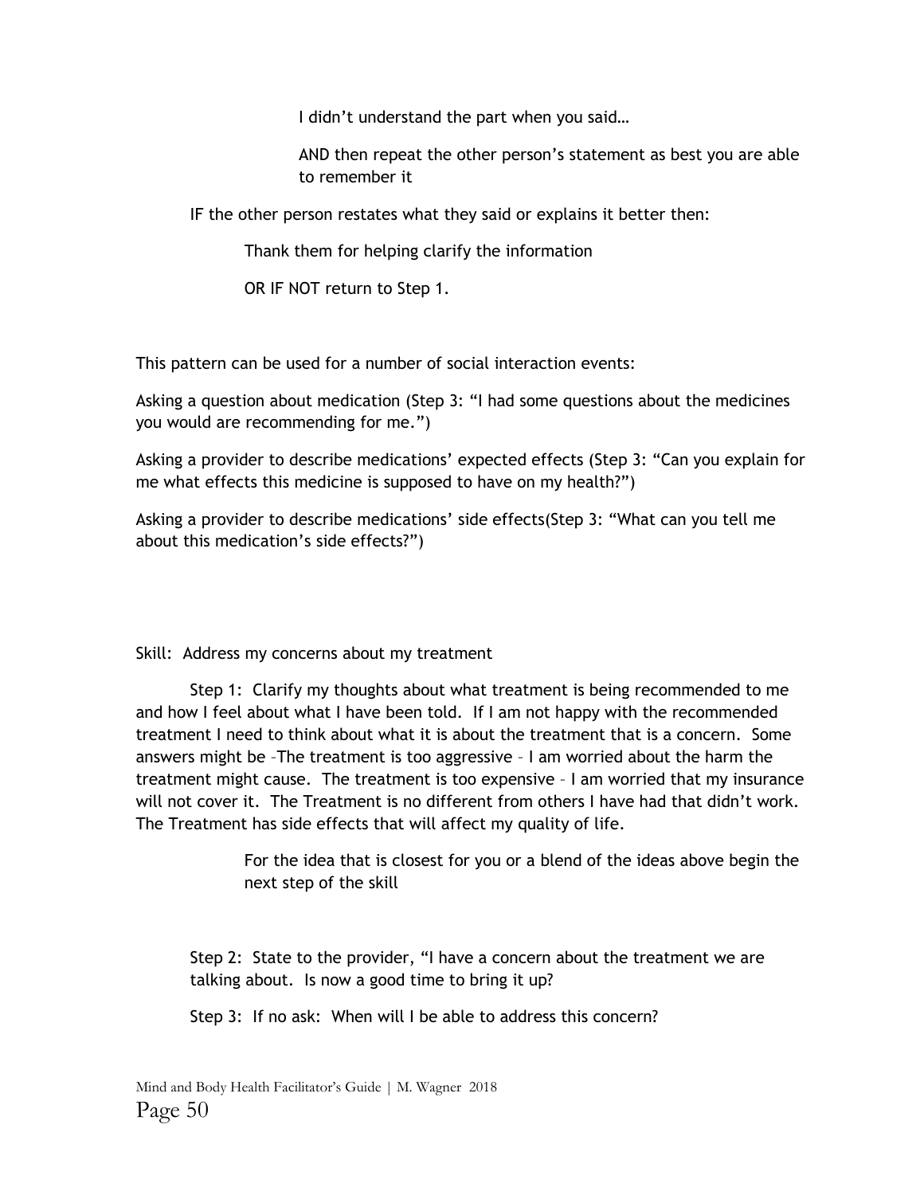I didn't understand the part when you said…

AND then repeat the other person's statement as best you are able to remember it

IF the other person restates what they said or explains it better then:

Thank them for helping clarify the information

OR IF NOT return to Step 1.

This pattern can be used for a number of social interaction events:

Asking a question about medication (Step 3: "I had some questions about the medicines you would are recommending for me.")

Asking a provider to describe medications' expected effects (Step 3: "Can you explain for me what effects this medicine is supposed to have on my health?")

Asking a provider to describe medications' side effects(Step 3: "What can you tell me about this medication's side effects?")

Skill: Address my concerns about my treatment

Step 1: Clarify my thoughts about what treatment is being recommended to me and how I feel about what I have been told. If I am not happy with the recommended treatment I need to think about what it is about the treatment that is a concern. Some answers might be –The treatment is too aggressive – I am worried about the harm the treatment might cause. The treatment is too expensive – I am worried that my insurance will not cover it. The Treatment is no different from others I have had that didn't work. The Treatment has side effects that will affect my quality of life.

For the idea that is closest for you or a blend of the ideas above begin the next step of the skill

Step 2: State to the provider, "I have a concern about the treatment we are talking about. Is now a good time to bring it up?

Step 3: If no ask: When will I be able to address this concern?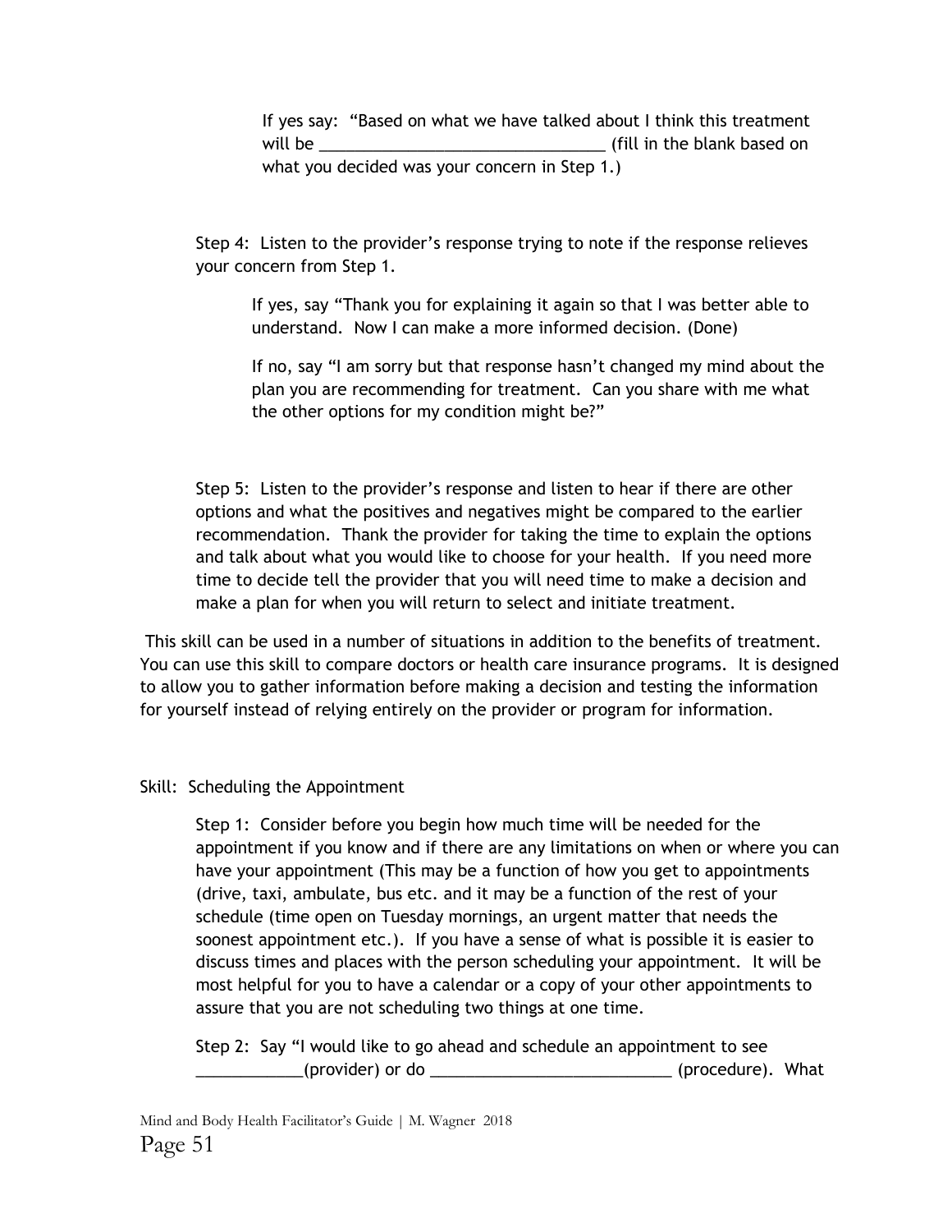If yes say: "Based on what we have talked about I think this treatment will be ________________________________ (fill in the blank based on what you decided was your concern in Step 1.)

Step 4: Listen to the provider's response trying to note if the response relieves your concern from Step 1.

If yes, say "Thank you for explaining it again so that I was better able to understand. Now I can make a more informed decision. (Done)

If no, say "I am sorry but that response hasn't changed my mind about the plan you are recommending for treatment. Can you share with me what the other options for my condition might be?"

Step 5: Listen to the provider's response and listen to hear if there are other options and what the positives and negatives might be compared to the earlier recommendation. Thank the provider for taking the time to explain the options and talk about what you would like to choose for your health. If you need more time to decide tell the provider that you will need time to make a decision and make a plan for when you will return to select and initiate treatment.

This skill can be used in a number of situations in addition to the benefits of treatment. You can use this skill to compare doctors or health care insurance programs. It is designed to allow you to gather information before making a decision and testing the information for yourself instead of relying entirely on the provider or program for information.

Skill: Scheduling the Appointment

Step 1: Consider before you begin how much time will be needed for the appointment if you know and if there are any limitations on when or where you can have your appointment (This may be a function of how you get to appointments (drive, taxi, ambulate, bus etc. and it may be a function of the rest of your schedule (time open on Tuesday mornings, an urgent matter that needs the soonest appointment etc.). If you have a sense of what is possible it is easier to discuss times and places with the person scheduling your appointment. It will be most helpful for you to have a calendar or a copy of your other appointments to assure that you are not scheduling two things at one time.

Step 2: Say "I would like to go ahead and schedule an appointment to see ____________(provider) or do ___________________________ (procedure). What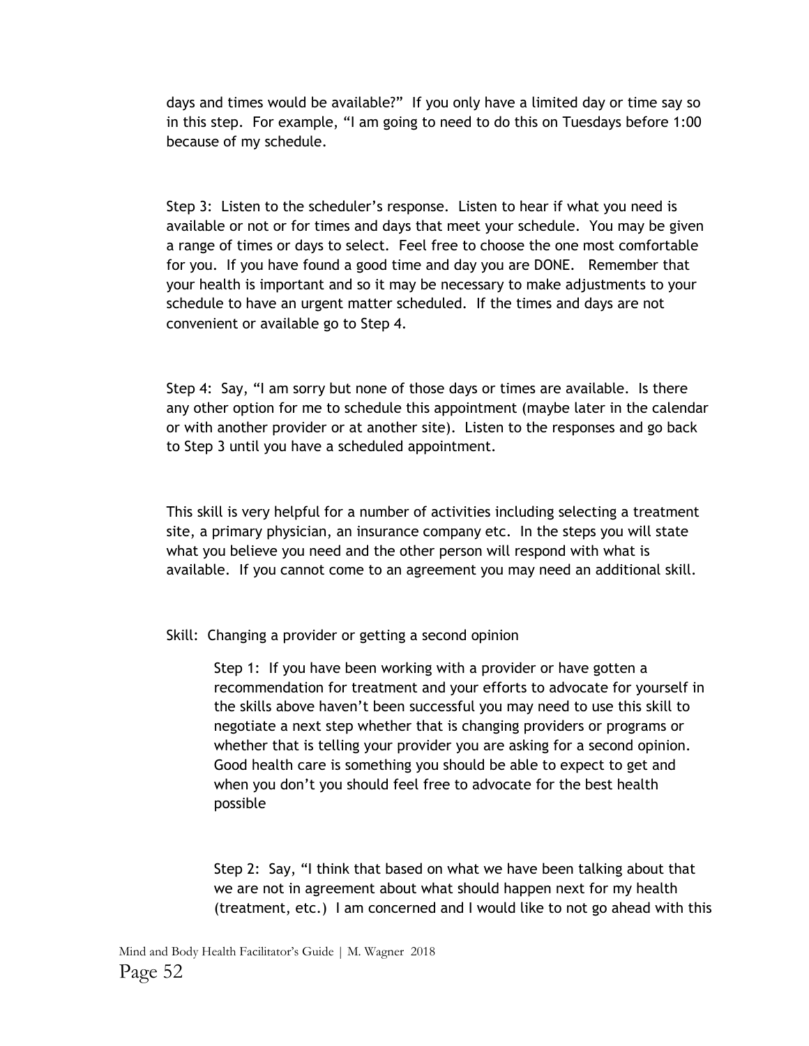days and times would be available?" If you only have a limited day or time say so in this step. For example, "I am going to need to do this on Tuesdays before 1:00 because of my schedule.

Step 3: Listen to the scheduler's response. Listen to hear if what you need is available or not or for times and days that meet your schedule. You may be given a range of times or days to select. Feel free to choose the one most comfortable for you. If you have found a good time and day you are DONE. Remember that your health is important and so it may be necessary to make adjustments to your schedule to have an urgent matter scheduled. If the times and days are not convenient or available go to Step 4.

Step 4: Say, "I am sorry but none of those days or times are available. Is there any other option for me to schedule this appointment (maybe later in the calendar or with another provider or at another site). Listen to the responses and go back to Step 3 until you have a scheduled appointment.

This skill is very helpful for a number of activities including selecting a treatment site, a primary physician, an insurance company etc. In the steps you will state what you believe you need and the other person will respond with what is available. If you cannot come to an agreement you may need an additional skill.

Skill: Changing a provider or getting a second opinion

> Step 1: If you have been working with a provider or have gotten a recommendation for treatment and your efforts to advocate for yourself in the skills above haven't been successful you may need to use this skill to negotiate a next step whether that is changing providers or programs or whether that is telling your provider you are asking for a second opinion. Good health care is something you should be able to expect to get and when you don't you should feel free to advocate for the best health possible
>
> Step 2: Say, "I think that based on what we have been talking about that we are not in agreement about what should happen next for my health (treatment, etc.) I am concerned and I would like to not go ahead with this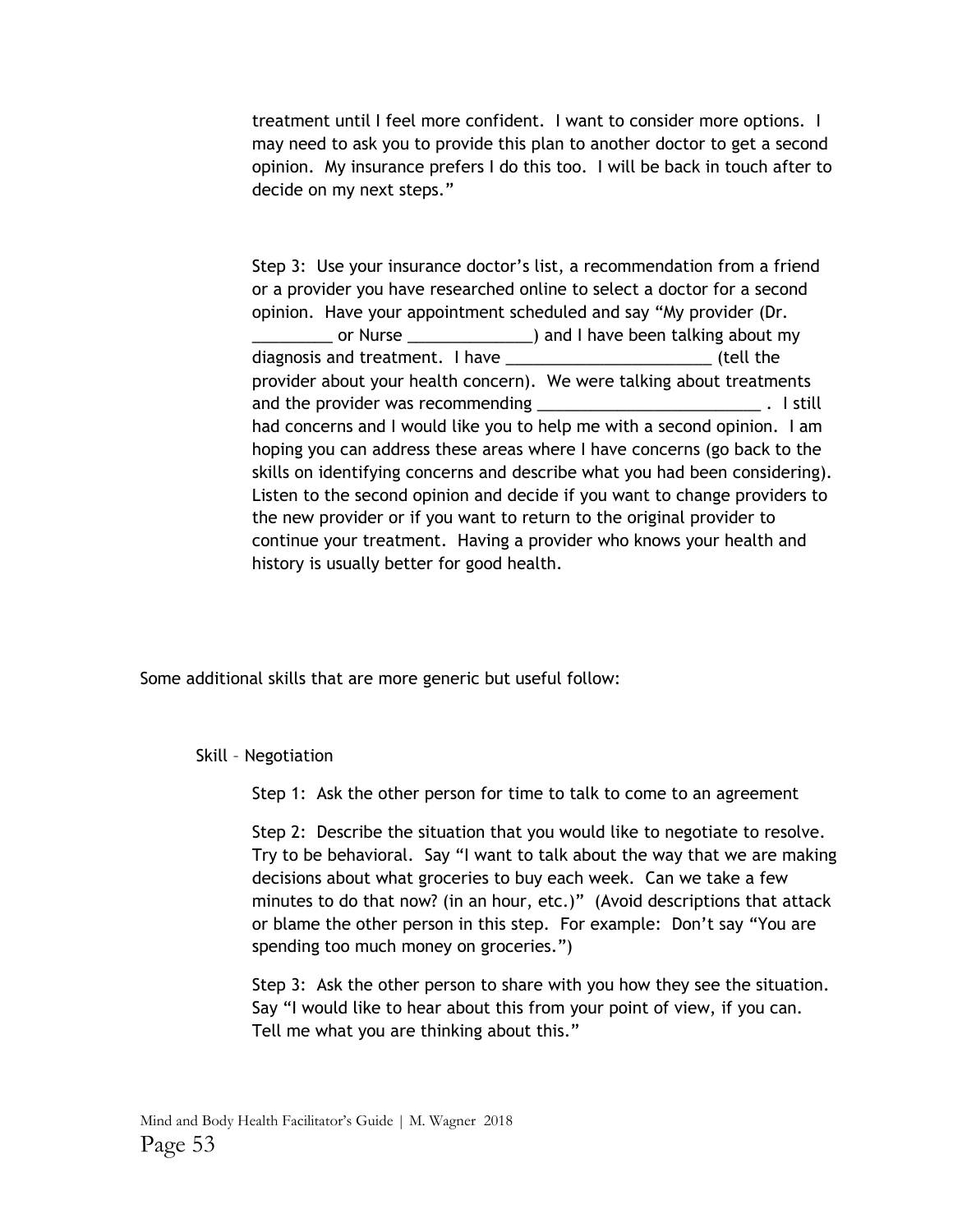treatment until I feel more confident. I want to consider more options. I may need to ask you to provide this plan to another doctor to get a second opinion. My insurance prefers I do this too. I will be back in touch after to decide on my next steps."

Step 3: Use your insurance doctor's list, a recommendation from a friend or a provider you have researched online to select a doctor for a second opinion. Have your appointment scheduled and say "My provider (Dr. _________ or Nurse ______________) and I have been talking about my diagnosis and treatment. I have _______________________ (tell the provider about your health concern). We were talking about treatments and the provider was recommending _________________________ . I still had concerns and I would like you to help me with a second opinion. I am hoping you can address these areas where I have concerns (go back to the skills on identifying concerns and describe what you had been considering). Listen to the second opinion and decide if you want to change providers to the new provider or if you want to return to the original provider to continue your treatment. Having a provider who knows your health and history is usually better for good health.

Some additional skills that are more generic but useful follow:

Skill – Negotiation

Step 1: Ask the other person for time to talk to come to an agreement

Step 2: Describe the situation that you would like to negotiate to resolve. Try to be behavioral. Say "I want to talk about the way that we are making decisions about what groceries to buy each week. Can we take a few minutes to do that now? (in an hour, etc.)" (Avoid descriptions that attack or blame the other person in this step. For example: Don't say "You are spending too much money on groceries.")

Step 3: Ask the other person to share with you how they see the situation. Say "I would like to hear about this from your point of view, if you can. Tell me what you are thinking about this."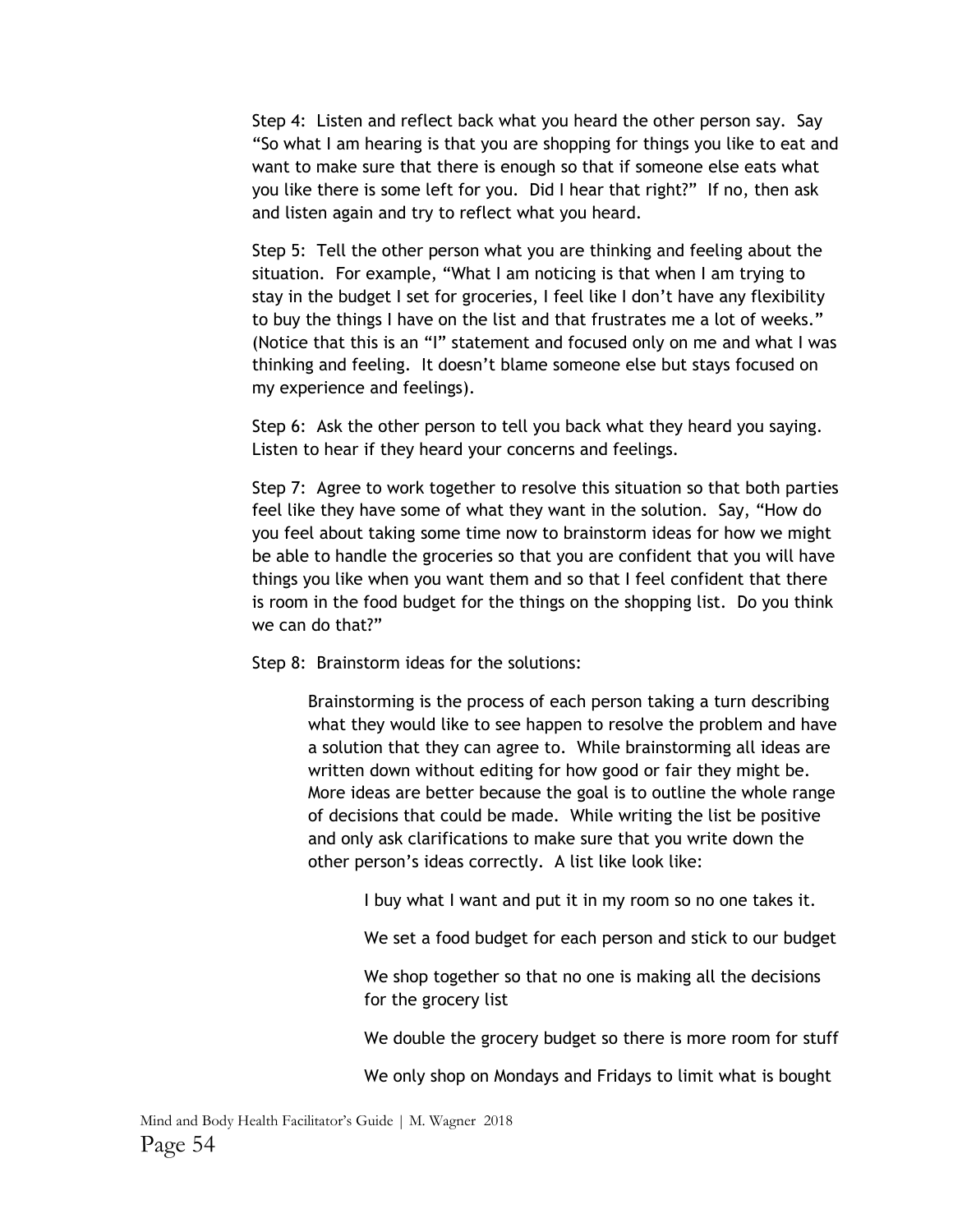Step 4: Listen and reflect back what you heard the other person say. Say "So what I am hearing is that you are shopping for things you like to eat and want to make sure that there is enough so that if someone else eats what you like there is some left for you. Did I hear that right?" If no, then ask and listen again and try to reflect what you heard.

Step 5: Tell the other person what you are thinking and feeling about the situation. For example, "What I am noticing is that when I am trying to stay in the budget I set for groceries, I feel like I don't have any flexibility to buy the things I have on the list and that frustrates me a lot of weeks." (Notice that this is an "I" statement and focused only on me and what I was thinking and feeling. It doesn't blame someone else but stays focused on my experience and feelings).

Step 6: Ask the other person to tell you back what they heard you saying. Listen to hear if they heard your concerns and feelings.

Step 7: Agree to work together to resolve this situation so that both parties feel like they have some of what they want in the solution. Say, "How do you feel about taking some time now to brainstorm ideas for how we might be able to handle the groceries so that you are confident that you will have things you like when you want them and so that I feel confident that there is room in the food budget for the things on the shopping list. Do you think we can do that?"

Step 8: Brainstorm ideas for the solutions:

> Brainstorming is the process of each person taking a turn describing what they would like to see happen to resolve the problem and have a solution that they can agree to. While brainstorming all ideas are written down without editing for how good or fair they might be. More ideas are better because the goal is to outline the whole range of decisions that could be made. While writing the list be positive and only ask clarifications to make sure that you write down the other person's ideas correctly. A list like look like:
>
> > I buy what I want and put it in my room so no one takes it.
> >
> > We set a food budget for each person and stick to our budget
> >
> > We shop together so that no one is making all the decisions for the grocery list
> >
> > We double the grocery budget so there is more room for stuff
> >
> > We only shop on Mondays and Fridays to limit what is bought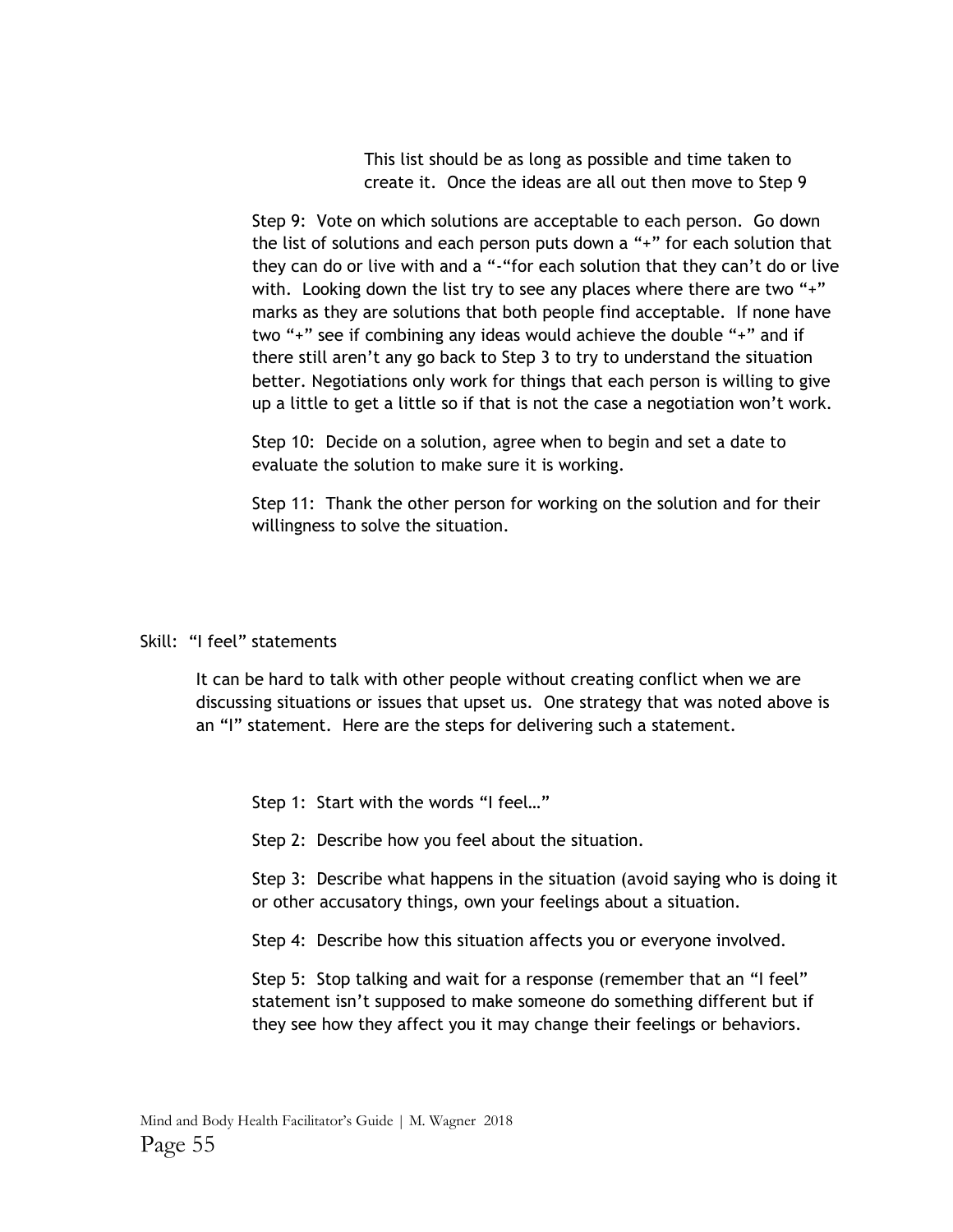This list should be as long as possible and time taken to create it. Once the ideas are all out then move to Step 9

Step 9: Vote on which solutions are acceptable to each person. Go down the list of solutions and each person puts down a "+" for each solution that they can do or live with and a "-"for each solution that they can't do or live with. Looking down the list try to see any places where there are two "+" marks as they are solutions that both people find acceptable. If none have two "+" see if combining any ideas would achieve the double "+" and if there still aren't any go back to Step 3 to try to understand the situation better. Negotiations only work for things that each person is willing to give up a little to get a little so if that is not the case a negotiation won't work.

Step 10: Decide on a solution, agree when to begin and set a date to evaluate the solution to make sure it is working.

Step 11: Thank the other person for working on the solution and for their willingness to solve the situation.

Skill: "I feel" statements

It can be hard to talk with other people without creating conflict when we are discussing situations or issues that upset us. One strategy that was noted above is an "I" statement. Here are the steps for delivering such a statement.

Step 1: Start with the words "I feel…"

Step 2: Describe how you feel about the situation.

Step 3: Describe what happens in the situation (avoid saying who is doing it or other accusatory things, own your feelings about a situation.

Step 4: Describe how this situation affects you or everyone involved.

Step 5: Stop talking and wait for a response (remember that an "I feel" statement isn't supposed to make someone do something different but if they see how they affect you it may change their feelings or behaviors.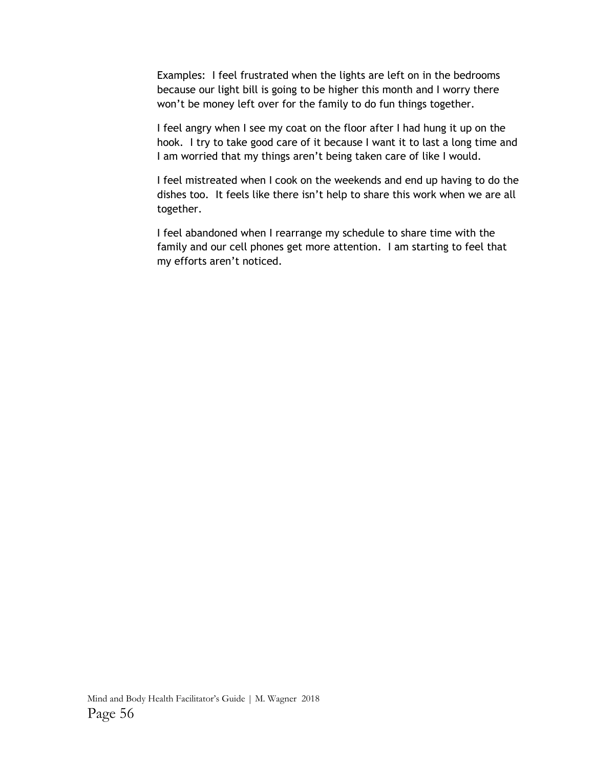Examples: I feel frustrated when the lights are left on in the bedrooms because our light bill is going to be higher this month and I worry there won't be money left over for the family to do fun things together.

I feel angry when I see my coat on the floor after I had hung it up on the hook. I try to take good care of it because I want it to last a long time and I am worried that my things aren't being taken care of like I would.

I feel mistreated when I cook on the weekends and end up having to do the dishes too. It feels like there isn't help to share this work when we are all together.

I feel abandoned when I rearrange my schedule to share time with the family and our cell phones get more attention. I am starting to feel that my efforts aren't noticed.